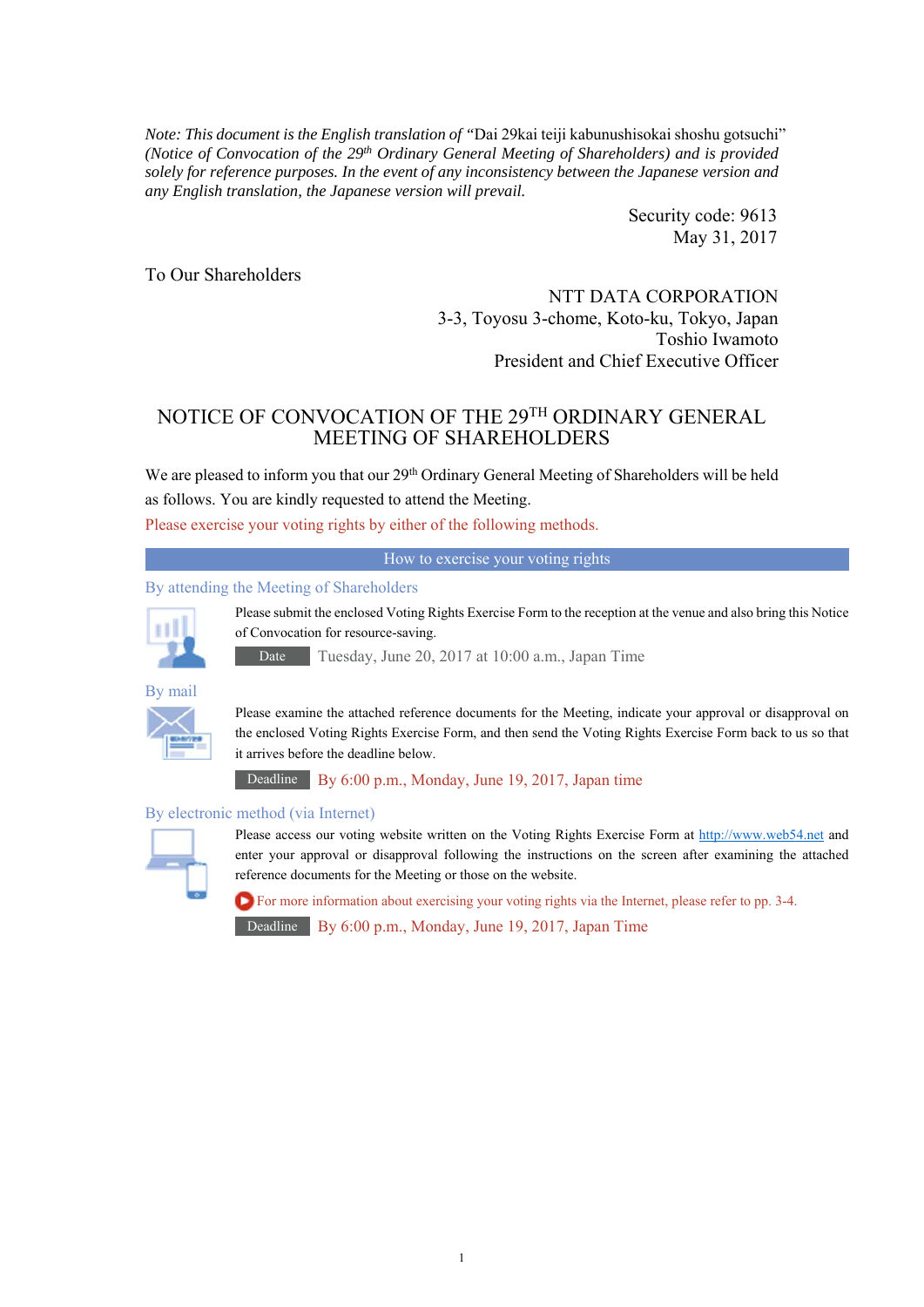*Note: This document is the English translation of* "Dai 29kai teiji kabunushisokai shoshu gotsuchi" *(Notice of Convocation of the 29th Ordinary General Meeting of Shareholders) and is provided solely for reference purposes. In the event of any inconsistency between the Japanese version and any English translation, the Japanese version will prevail.*

Security code: 9613
May 31, 2017

To Our Shareholders

NTT DATA CORPORATION
3-3, Toyosu 3-chome, Koto-ku, Tokyo, Japan
Toshio Iwamoto
President and Chief Executive Officer

# NOTICE OF CONVOCATION OF THE 29TH ORDINARY GENERAL MEETING OF SHAREHOLDERS

We are pleased to inform you that our 29th Ordinary General Meeting of Shareholders will be held as follows. You are kindly requested to attend the Meeting.

Please exercise your voting rights by either of the following methods.

## How to exercise your voting rights

### By attending the Meeting of Shareholders

Please submit the enclosed Voting Rights Exercise Form to the reception at the venue and also bring this Notice of Convocation for resource-saving.

**Date** Tuesday, June 20, 2017 at 10:00 a.m., Japan Time

### By mail

Please examine the attached reference documents for the Meeting, indicate your approval or disapproval on the enclosed Voting Rights Exercise Form, and then send the Voting Rights Exercise Form back to us so that it arrives before the deadline below.

**Deadline** By 6:00 p.m., Monday, June 19, 2017, Japan time

### By electronic method (via Internet)

Please access our voting website written on the Voting Rights Exercise Form at http://www.web54.net and enter your approval or disapproval following the instructions on the screen after examining the attached reference documents for the Meeting or those on the website.

For more information about exercising your voting rights via the Internet, please refer to pp. 3-4.

**Deadline** By 6:00 p.m., Monday, June 19, 2017, Japan Time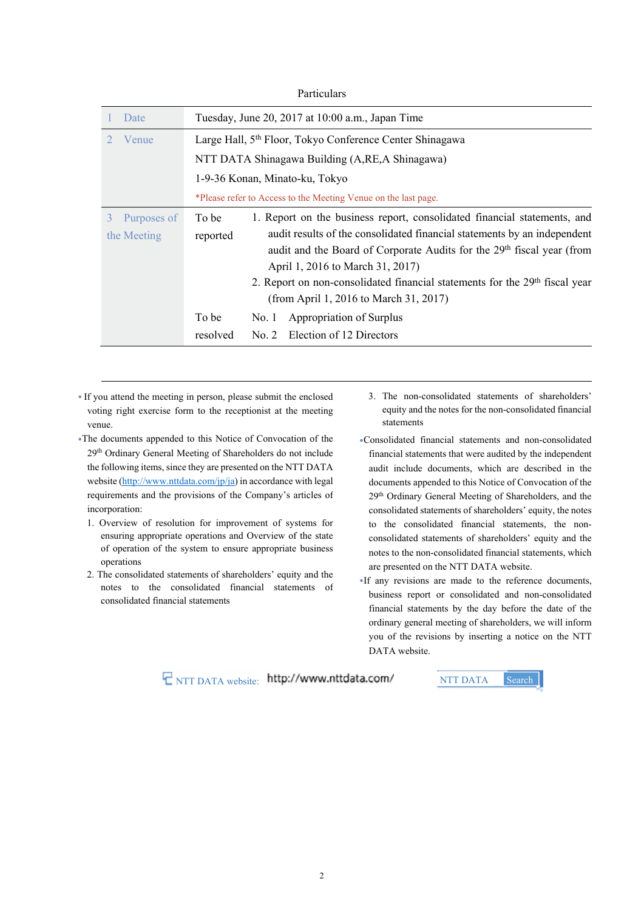Particulars

| | |
|---|---|
| 1 Date | Tuesday, June 20, 2017 at 10:00 a.m., Japan Time |
| 2 Venue | Large Hall, 5th Floor, Tokyo Conference Center Shinagawa<br>NTT DATA Shinagawa Building (A,RE,A Shinagawa)<br>1-9-36 Konan, Minato-ku, Tokyo<br>*Please refer to Access to the Meeting Venue on the last page. |
| 3 Purposes of the Meeting | **To be reported**<br>1. Report on the business report, consolidated financial statements, and audit results of the consolidated financial statements by an independent audit and the Board of Corporate Audits for the 29th fiscal year (from April 1, 2016 to March 31, 2017)<br>2. Report on non-consolidated financial statements for the 29th fiscal year (from April 1, 2016 to March 31, 2017)<br>**To be resolved**<br>No. 1 Appropriation of Surplus<br>No. 2 Election of 12 Directors |

- If you attend the meeting in person, please submit the enclosed voting right exercise form to the receptionist at the meeting venue.
- The documents appended to this Notice of Convocation of the 29th Ordinary General Meeting of Shareholders do not include the following items, since they are presented on the NTT DATA website (http://www.nttdata.com/jp/ja) in accordance with legal requirements and the provisions of the Company's articles of incorporation:
  1. Overview of resolution for improvement of systems for ensuring appropriate operations and Overview of the state of operation of the system to ensure appropriate business operations
  2. The consolidated statements of shareholders' equity and the notes to the consolidated financial statements of consolidated financial statements
  3. The non-consolidated statements of shareholders' equity and the notes for the non-consolidated financial statements
- Consolidated financial statements and non-consolidated financial statements that were audited by the independent audit include documents, which are described in the documents appended to this Notice of Convocation of the 29th Ordinary General Meeting of Shareholders, and the consolidated statements of shareholders' equity, the notes to the consolidated financial statements, the non-consolidated statements of shareholders' equity and the notes to the non-consolidated financial statements, which are presented on the NTT DATA website.
- If any revisions are made to the reference documents, business report or consolidated and non-consolidated financial statements by the day before the date of the ordinary general meeting of shareholders, we will inform you of the revisions by inserting a notice on the NTT DATA website.

NTT DATA website: http://www.nttdata.com/ NTT DATA Search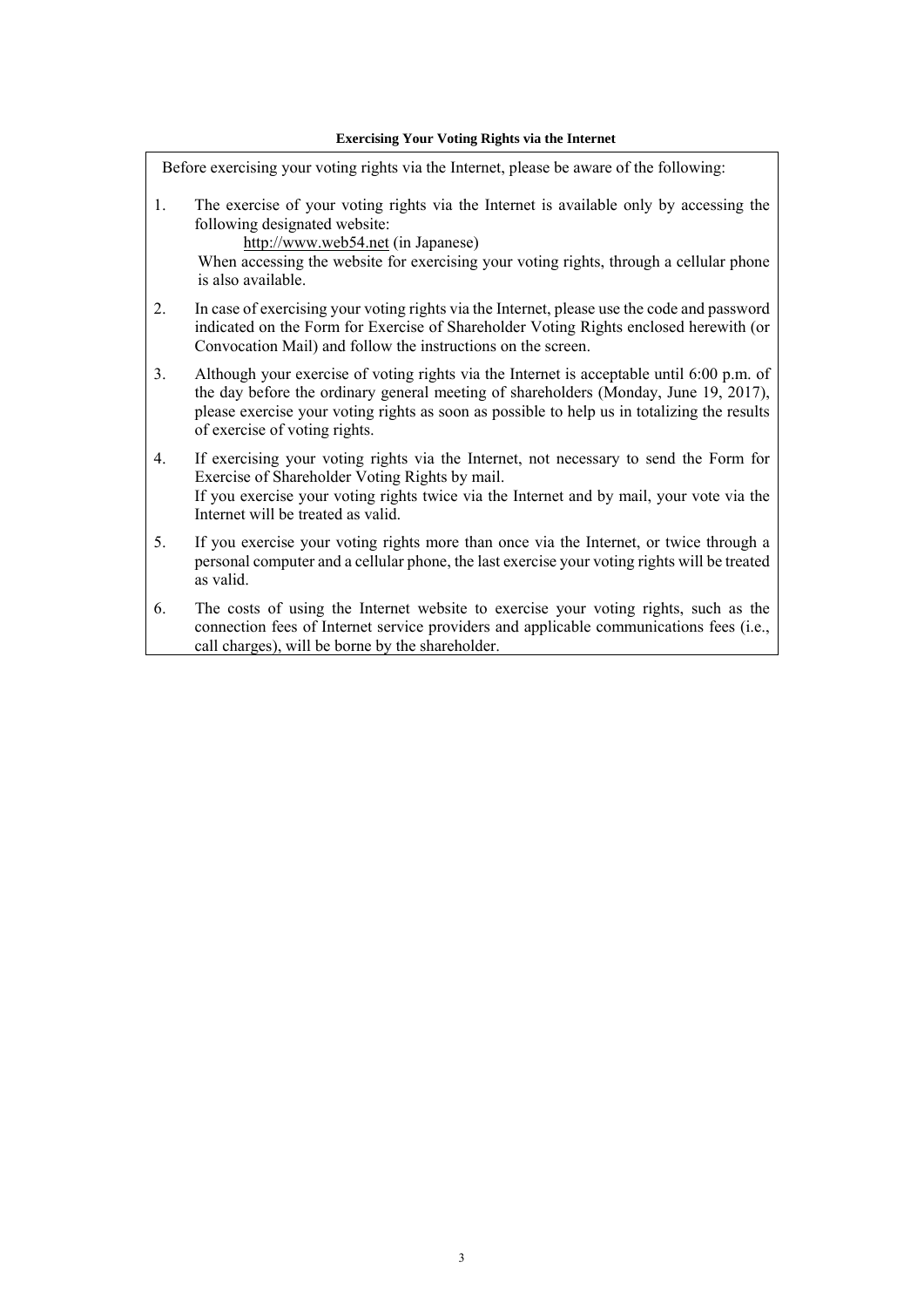**Exercising Your Voting Rights via the Internet**

Before exercising your voting rights via the Internet, please be aware of the following:

1. The exercise of your voting rights via the Internet is available only by accessing the following designated website:
   http://www.web54.net (in Japanese)
   When accessing the website for exercising your voting rights, through a cellular phone is also available.
2. In case of exercising your voting rights via the Internet, please use the code and password indicated on the Form for Exercise of Shareholder Voting Rights enclosed herewith (or Convocation Mail) and follow the instructions on the screen.
3. Although your exercise of voting rights via the Internet is acceptable until 6:00 p.m. of the day before the ordinary general meeting of shareholders (Monday, June 19, 2017), please exercise your voting rights as soon as possible to help us in totalizing the results of exercise of voting rights.
4. If exercising your voting rights via the Internet, not necessary to send the Form for Exercise of Shareholder Voting Rights by mail.
   If you exercise your voting rights twice via the Internet and by mail, your vote via the Internet will be treated as valid.
5. If you exercise your voting rights more than once via the Internet, or twice through a personal computer and a cellular phone, the last exercise your voting rights will be treated as valid.
6. The costs of using the Internet website to exercise your voting rights, such as the connection fees of Internet service providers and applicable communications fees (i.e., call charges), will be borne by the shareholder.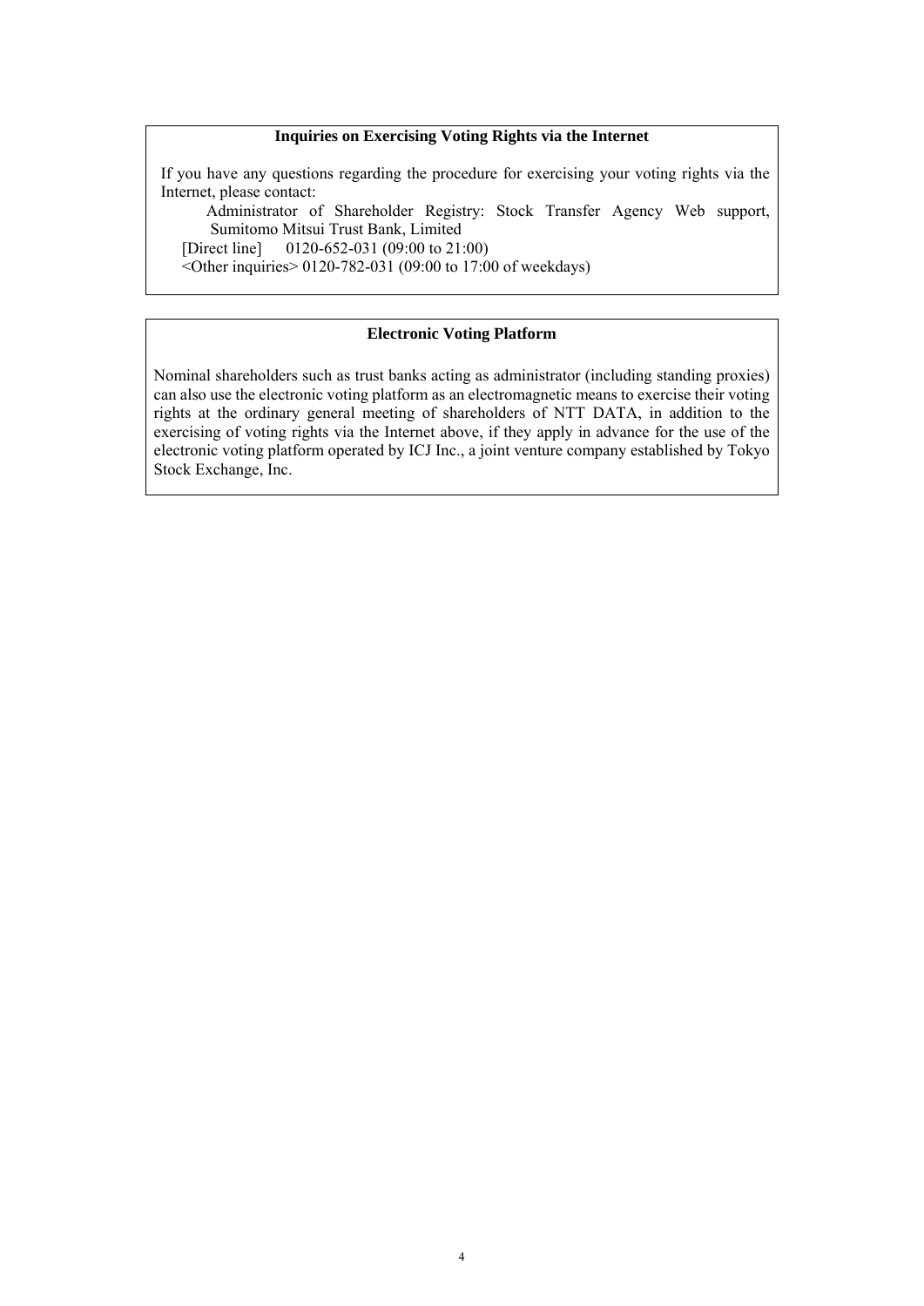### Inquiries on Exercising Voting Rights via the Internet

If you have any questions regarding the procedure for exercising your voting rights via the Internet, please contact:

Administrator of Shareholder Registry: Stock Transfer Agency Web support, Sumitomo Mitsui Trust Bank, Limited

[Direct line]   0120-652-031 (09:00 to 21:00)

<Other inquiries> 0120-782-031 (09:00 to 17:00 of weekdays)

### Electronic Voting Platform

Nominal shareholders such as trust banks acting as administrator (including standing proxies) can also use the electronic voting platform as an electromagnetic means to exercise their voting rights at the ordinary general meeting of shareholders of NTT DATA, in addition to the exercising of voting rights via the Internet above, if they apply in advance for the use of the electronic voting platform operated by ICJ Inc., a joint venture company established by Tokyo Stock Exchange, Inc.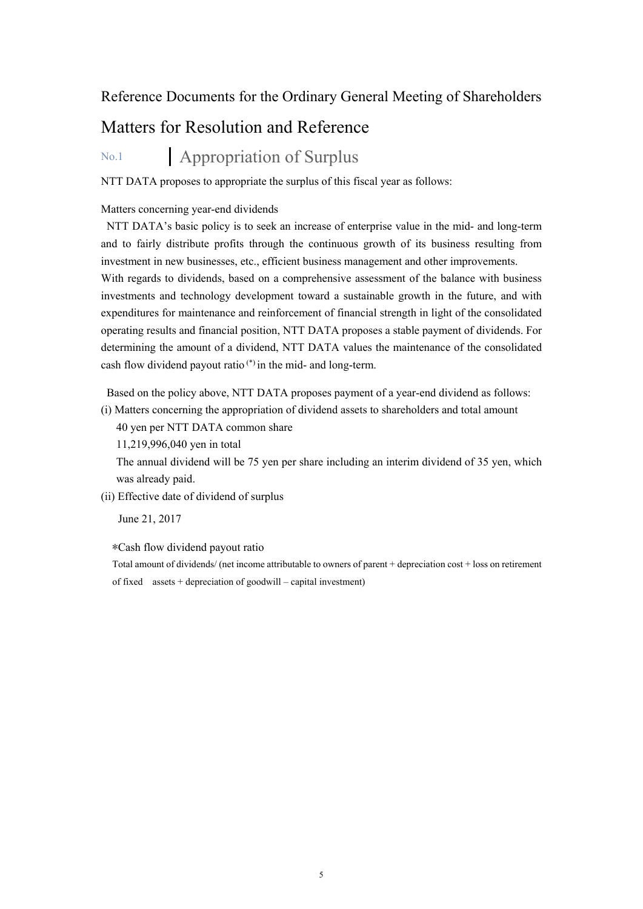Reference Documents for the Ordinary General Meeting of Shareholders

# Matters for Resolution and Reference

## No.1 Appropriation of Surplus

NTT DATA proposes to appropriate the surplus of this fiscal year as follows:

Matters concerning year-end dividends

NTT DATA's basic policy is to seek an increase of enterprise value in the mid- and long-term and to fairly distribute profits through the continuous growth of its business resulting from investment in new businesses, etc., efficient business management and other improvements.

With regards to dividends, based on a comprehensive assessment of the balance with business investments and technology development toward a sustainable growth in the future, and with expenditures for maintenance and reinforcement of financial strength in light of the consolidated operating results and financial position, NTT DATA proposes a stable payment of dividends. For determining the amount of a dividend, NTT DATA values the maintenance of the consolidated cash flow dividend payout ratio [*] in the mid- and long-term.

Based on the policy above, NTT DATA proposes payment of a year-end dividend as follows:

(i) Matters concerning the appropriation of dividend assets to shareholders and total amount

40 yen per NTT DATA common share

11,219,996,040 yen in total

The annual dividend will be 75 yen per share including an interim dividend of 35 yen, which was already paid.

(ii) Effective date of dividend of surplus

June 21, 2017

*Cash flow dividend payout ratio

Total amount of dividends/ (net income attributable to owners of parent + depreciation cost + loss on retirement of fixed assets + depreciation of goodwill – capital investment)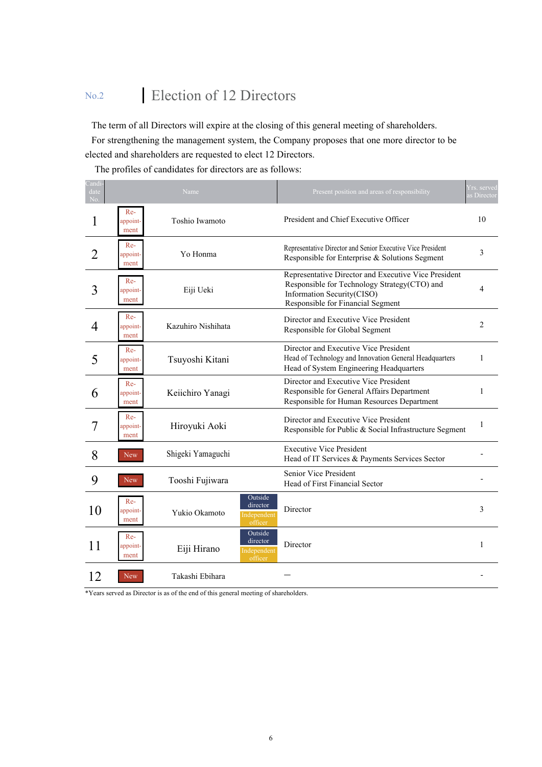## No.2 Election of 12 Directors

The term of all Directors will expire at the closing of this general meeting of shareholders.

For strengthening the management system, the Company proposes that one more director to be elected and shareholders are requested to elect 12 Directors.

The profiles of candidates for directors are as follows:

| Candi-date No. | | Name | | Present position and areas of responsibility | Yrs. served as Director |
|---|---|---|---|---|---|
| 1 | Re-appoint-ment | Toshio Iwamoto | | President and Chief Executive Officer | 10 |
| 2 | Re-appoint-ment | Yo Honma | | Representative Director and Senior Executive Vice President<br>Responsible for Enterprise & Solutions Segment | 3 |
| 3 | Re-appoint-ment | Eiji Ueki | | Representative Director and Executive Vice President<br>Responsible for Technology Strategy(CTO) and Information Security(CISO)<br>Responsible for Financial Segment | 4 |
| 4 | Re-appoint-ment | Kazuhiro Nishihata | | Director and Executive Vice President<br>Responsible for Global Segment | 2 |
| 5 | Re-appoint-ment | Tsuyoshi Kitani | | Director and Executive Vice President<br>Head of Technology and Innovation General Headquarters<br>Head of System Engineering Headquarters | 1 |
| 6 | Re-appoint-ment | Keiichiro Yanagi | | Director and Executive Vice President<br>Responsible for General Affairs Department<br>Responsible for Human Resources Department | 1 |
| 7 | Re-appoint-ment | Hiroyuki Aoki | | Director and Executive Vice President<br>Responsible for Public & Social Infrastructure Segment | 1 |
| 8 | New | Shigeki Yamaguchi | | Executive Vice President<br>Head of IT Services & Payments Services Sector | - |
| 9 | New | Tooshi Fujiwara | | Senior Vice President<br>Head of First Financial Sector | - |
| 10 | Re-appoint-ment | Yukio Okamoto | Outside director<br>Independent officer | Director | 3 |
| 11 | Re-appoint-ment | Eiji Hirano | Outside director<br>Independent officer | Director | 1 |
| 12 | New | Takashi Ebihara | | — | - |

*Years served as Director is as of the end of this general meeting of shareholders.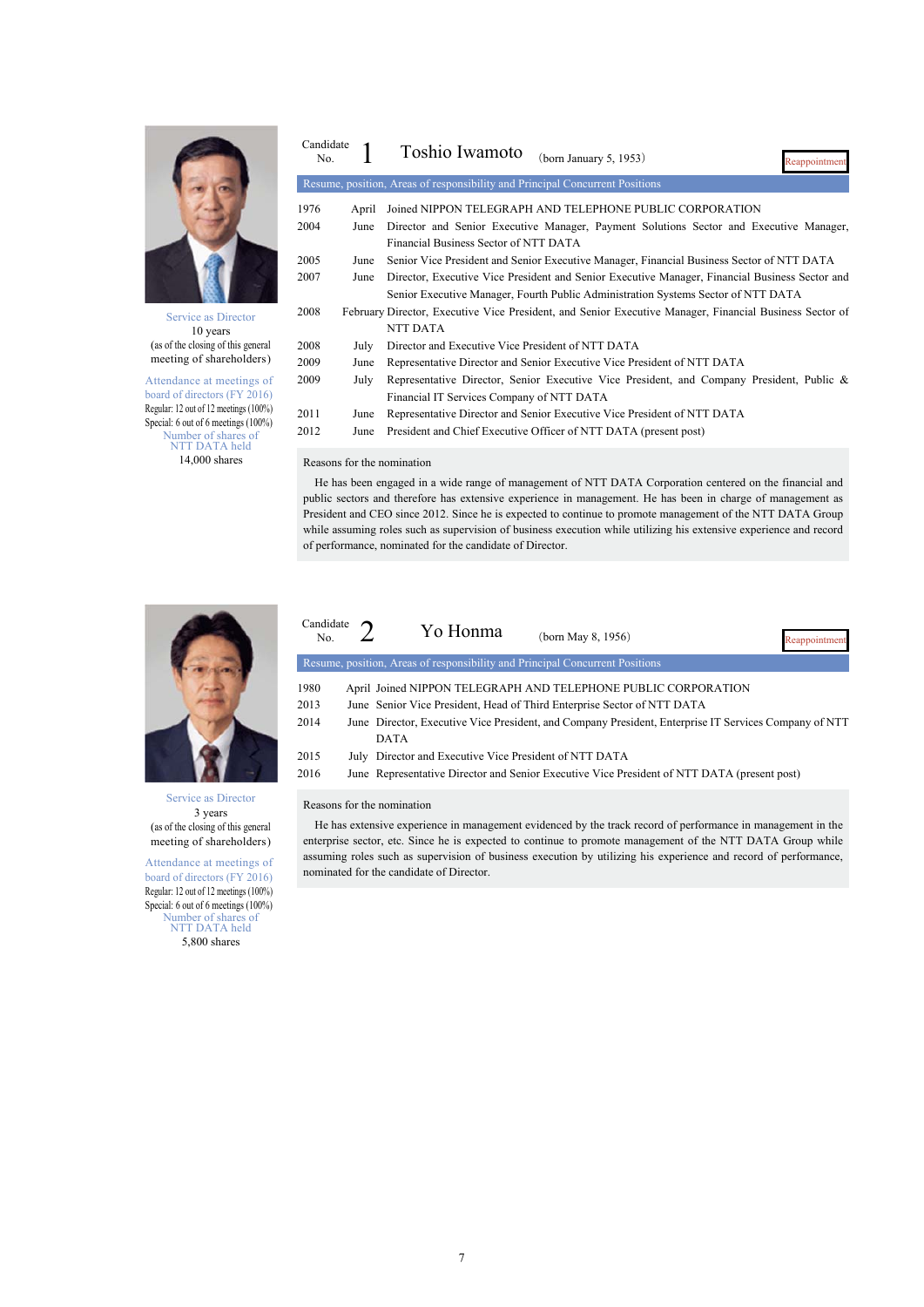## Candidate No. 1 Toshio Iwamoto (born January 5, 1953)

**Reappointment**

Service as Director
10 years
(as of the closing of this general meeting of shareholders)

Attendance at meetings of board of directors (FY 2016)
Regular: 12 out of 12 meetings (100%)
Special: 6 out of 6 meetings (100%)

Number of shares of NTT DATA held
14,000 shares

**Resume, position, Areas of responsibility and Principal Concurrent Positions**

| Year | Month | |
|---|---|---|
| 1976 | April | Joined NIPPON TELEGRAPH AND TELEPHONE PUBLIC CORPORATION |
| 2004 | June | Director and Senior Executive Manager, Payment Solutions Sector and Executive Manager, Financial Business Sector of NTT DATA |
| 2005 | June | Senior Vice President and Senior Executive Manager, Financial Business Sector of NTT DATA |
| 2007 | June | Director, Executive Vice President and Senior Executive Manager, Financial Business Sector and Senior Executive Manager, Fourth Public Administration Systems Sector of NTT DATA |
| 2008 | February | Director, Executive Vice President, and Senior Executive Manager, Financial Business Sector of NTT DATA |
| 2008 | July | Director and Executive Vice President of NTT DATA |
| 2009 | June | Representative Director and Senior Executive Vice President of NTT DATA |
| 2009 | July | Representative Director, Senior Executive Vice President, and Company President, Public & Financial IT Services Company of NTT DATA |
| 2011 | June | Representative Director and Senior Executive Vice President of NTT DATA |
| 2012 | June | President and Chief Executive Officer of NTT DATA (present post) |

**Reasons for the nomination**

He has been engaged in a wide range of management of NTT DATA Corporation centered on the financial and public sectors and therefore has extensive experience in management. He has been in charge of management as President and CEO since 2012. Since he is expected to continue to promote management of the NTT DATA Group while assuming roles such as supervision of business execution while utilizing his extensive experience and record of performance, nominated for the candidate of Director.

## Candidate No. 2 Yo Honma (born May 8, 1956)

**Reappointment**

Service as Director
3 years
(as of the closing of this general meeting of shareholders)

Attendance at meetings of board of directors (FY 2016)
Regular: 12 out of 12 meetings (100%)
Special: 6 out of 6 meetings (100%)

Number of shares of NTT DATA held
5,800 shares

**Resume, position, Areas of responsibility and Principal Concurrent Positions**

| Year | Month | |
|---|---|---|
| 1980 | April | Joined NIPPON TELEGRAPH AND TELEPHONE PUBLIC CORPORATION |
| 2013 | June | Senior Vice President, Head of Third Enterprise Sector of NTT DATA |
| 2014 | June | Director, Executive Vice President, and Company President, Enterprise IT Services Company of NTT DATA |
| 2015 | July | Director and Executive Vice President of NTT DATA |
| 2016 | June | Representative Director and Senior Executive Vice President of NTT DATA (present post) |

**Reasons for the nomination**

He has extensive experience in management evidenced by the track record of performance in management in the enterprise sector, etc. Since he is expected to continue to promote management of the NTT DATA Group while assuming roles such as supervision of business execution by utilizing his experience and record of performance, nominated for the candidate of Director.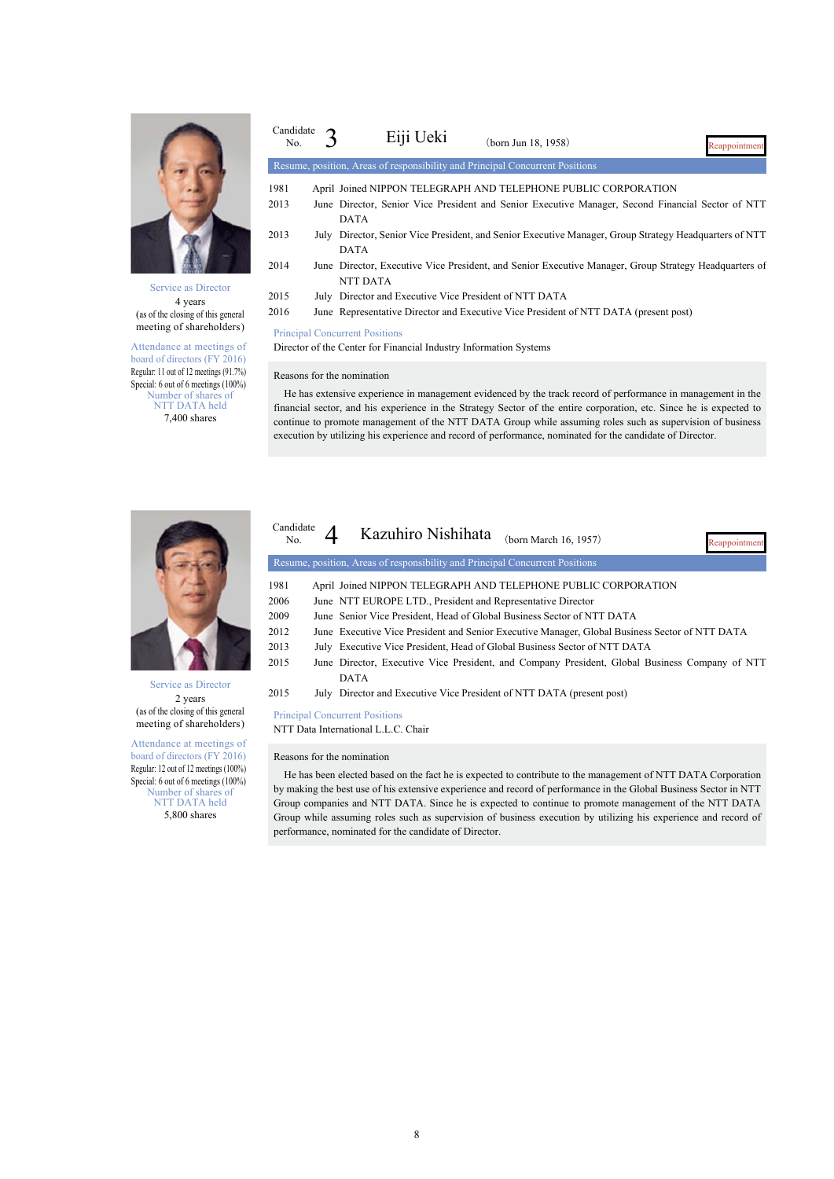## Candidate No. 3 Eiji Ueki (born Jun 18, 1958)

Reappointment

**Service as Director**
4 years
(as of the closing of this general meeting of shareholders)

**Attendance at meetings of board of directors (FY 2016)**
Regular: 11 out of 12 meetings (91.7%)
Special: 6 out of 6 meetings (100%)

**Number of shares of NTT DATA held**
7,400 shares

**Resume, position, Areas of responsibility and Principal Concurrent Positions**

| Year | Month | |
|---|---|---|
| 1981 | April | Joined NIPPON TELEGRAPH AND TELEPHONE PUBLIC CORPORATION |
| 2013 | June | Director, Senior Vice President and Senior Executive Manager, Second Financial Sector of NTT DATA |
| 2013 | July | Director, Senior Vice President, and Senior Executive Manager, Group Strategy Headquarters of NTT DATA |
| 2014 | June | Director, Executive Vice President, and Senior Executive Manager, Group Strategy Headquarters of NTT DATA |
| 2015 | July | Director and Executive Vice President of NTT DATA |
| 2016 | June | Representative Director and Executive Vice President of NTT DATA (present post) |

**Principal Concurrent Positions**

Director of the Center for Financial Industry Information Systems

**Reasons for the nomination**

He has extensive experience in management evidenced by the track record of performance in management in the financial sector, and his experience in the Strategy Sector of the entire corporation, etc. Since he is expected to continue to promote management of the NTT DATA Group while assuming roles such as supervision of business execution by utilizing his experience and record of performance, nominated for the candidate of Director.

## Candidate No. 4 Kazuhiro Nishihata (born March 16, 1957)

Reappointment

**Service as Director**
2 years
(as of the closing of this general meeting of shareholders)

**Attendance at meetings of board of directors (FY 2016)**
Regular: 12 out of 12 meetings (100%)
Special: 6 out of 6 meetings (100%)

**Number of shares of NTT DATA held**
5,800 shares

**Resume, position, Areas of responsibility and Principal Concurrent Positions**

| Year | Month | |
|---|---|---|
| 1981 | April | Joined NIPPON TELEGRAPH AND TELEPHONE PUBLIC CORPORATION |
| 2006 | June | NTT EUROPE LTD., President and Representative Director |
| 2009 | June | Senior Vice President, Head of Global Business Sector of NTT DATA |
| 2012 | June | Executive Vice President and Senior Executive Manager, Global Business Sector of NTT DATA |
| 2013 | July | Executive Vice President, Head of Global Business Sector of NTT DATA |
| 2015 | June | Director, Executive Vice President, and Company President, Global Business Company of NTT DATA |
| 2015 | July | Director and Executive Vice President of NTT DATA (present post) |

**Principal Concurrent Positions**

NTT Data International L.L.C. Chair

**Reasons for the nomination**

He has been elected based on the fact he is expected to contribute to the management of NTT DATA Corporation by making the best use of his extensive experience and record of performance in the Global Business Sector in NTT Group companies and NTT DATA. Since he is expected to continue to promote management of the NTT DATA Group while assuming roles such as supervision of business execution by utilizing his experience and record of performance, nominated for the candidate of Director.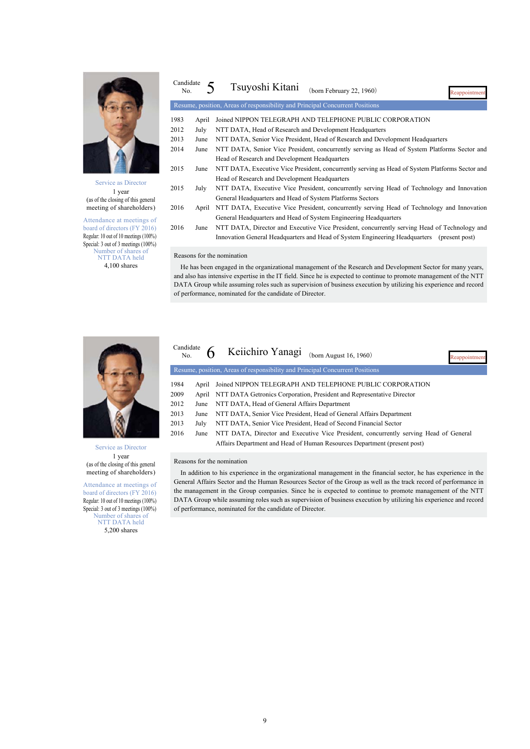## Candidate No. 5 Tsuyoshi Kitani (born February 22, 1960)

**Reappointment**

Service as Director
1 year
(as of the closing of this general meeting of shareholders)

Attendance at meetings of board of directors (FY 2016)
Regular: 10 out of 10 meetings (100%)
Special: 3 out of 3 meetings (100%)

Number of shares of NTT DATA held
4,100 shares

**Resume, position, Areas of responsibility and Principal Concurrent Positions**

| Year | Month | Details |
|---|---|---|
| 1983 | April | Joined NIPPON TELEGRAPH AND TELEPHONE PUBLIC CORPORATION |
| 2012 | July | NTT DATA, Head of Research and Development Headquarters |
| 2013 | June | NTT DATA, Senior Vice President, Head of Research and Development Headquarters |
| 2014 | June | NTT DATA, Senior Vice President, concurrently serving as Head of System Platforms Sector and Head of Research and Development Headquarters |
| 2015 | June | NTT DATA, Executive Vice President, concurrently serving as Head of System Platforms Sector and Head of Research and Development Headquarters |
| 2015 | July | NTT DATA, Executive Vice President, concurrently serving Head of Technology and Innovation General Headquarters and Head of System Platforms Sectors |
| 2016 | April | NTT DATA, Executive Vice President, concurrently serving Head of Technology and Innovation General Headquarters and Head of System Engineering Headquarters |
| 2016 | June | NTT DATA, Director and Executive Vice President, concurrently serving Head of Technology and Innovation General Headquarters and Head of System Engineering Headquarters (present post) |

**Reasons for the nomination**

He has been engaged in the organizational management of the Research and Development Sector for many years, and also has intensive expertise in the IT field. Since he is expected to continue to promote management of the NTT DATA Group while assuming roles such as supervision of business execution by utilizing his experience and record of performance, nominated for the candidate of Director.

## Candidate No. 6 Keiichiro Yanagi (born August 16, 1960)

**Reappointment**

Service as Director
1 year
(as of the closing of this general meeting of shareholders)

Attendance at meetings of board of directors (FY 2016)
Regular: 10 out of 10 meetings (100%)
Special: 3 out of 3 meetings (100%)

Number of shares of NTT DATA held
5,200 shares

**Resume, position, Areas of responsibility and Principal Concurrent Positions**

| Year | Month | Details |
|---|---|---|
| 1984 | April | Joined NIPPON TELEGRAPH AND TELEPHONE PUBLIC CORPORATION |
| 2009 | April | NTT DATA Getronics Corporation, President and Representative Director |
| 2012 | June | NTT DATA, Head of General Affairs Department |
| 2013 | June | NTT DATA, Senior Vice President, Head of General Affairs Department |
| 2013 | July | NTT DATA, Senior Vice President, Head of Second Financial Sector |
| 2016 | June | NTT DATA, Director and Executive Vice President, concurrently serving Head of General Affairs Department and Head of Human Resources Department (present post) |

**Reasons for the nomination**

In addition to his experience in the organizational management in the financial sector, he has experience in the General Affairs Sector and the Human Resources Sector of the Group as well as the track record of performance in the management in the Group companies. Since he is expected to continue to promote management of the NTT DATA Group while assuming roles such as supervision of business execution by utilizing his experience and record of performance, nominated for the candidate of Director.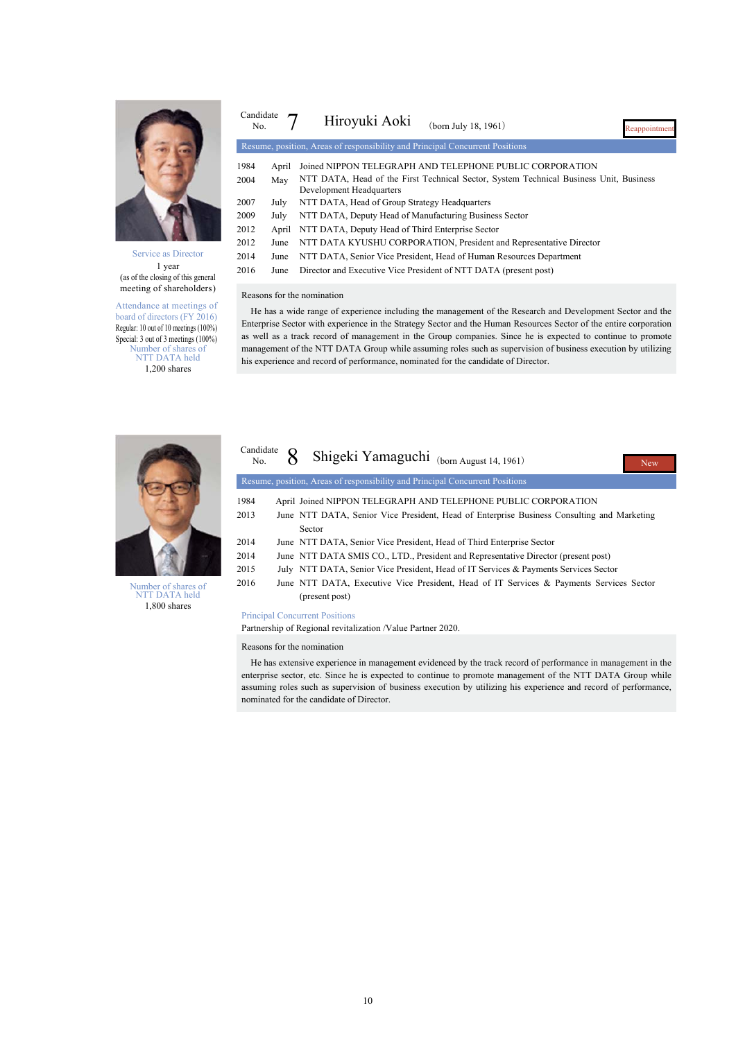## Candidate No. 7 Hiroyuki Aoki (born July 18, 1961)

Reappointment

Service as Director
1 year
(as of the closing of this general meeting of shareholders)

Attendance at meetings of board of directors (FY 2016)
Regular: 10 out of 10 meetings (100%)
Special: 3 out of 3 meetings (100%)

Number of shares of NTT DATA held
1,200 shares

**Resume, position, Areas of responsibility and Principal Concurrent Positions**

| | | |
|---|---|---|
| 1984 | April | Joined NIPPON TELEGRAPH AND TELEPHONE PUBLIC CORPORATION |
| 2004 | May | NTT DATA, Head of the First Technical Sector, System Technical Business Unit, Business Development Headquarters |
| 2007 | July | NTT DATA, Head of Group Strategy Headquarters |
| 2009 | July | NTT DATA, Deputy Head of Manufacturing Business Sector |
| 2012 | April | NTT DATA, Deputy Head of Third Enterprise Sector |
| 2012 | June | NTT DATA KYUSHU CORPORATION, President and Representative Director |
| 2014 | June | NTT DATA, Senior Vice President, Head of Human Resources Department |
| 2016 | June | Director and Executive Vice President of NTT DATA (present post) |

**Reasons for the nomination**

He has a wide range of experience including the management of the Research and Development Sector and the Enterprise Sector with experience in the Strategy Sector and the Human Resources Sector of the entire corporation as well as a track record of management in the Group companies. Since he is expected to continue to promote management of the NTT DATA Group while assuming roles such as supervision of business execution by utilizing his experience and record of performance, nominated for the candidate of Director.

## Candidate No. 8 Shigeki Yamaguchi (born August 14, 1961)

New

Number of shares of NTT DATA held
1,800 shares

**Resume, position, Areas of responsibility and Principal Concurrent Positions**

| | | |
|---|---|---|
| 1984 | April | Joined NIPPON TELEGRAPH AND TELEPHONE PUBLIC CORPORATION |
| 2013 | June | NTT DATA, Senior Vice President, Head of Enterprise Business Consulting and Marketing Sector |
| 2014 | June | NTT DATA, Senior Vice President, Head of Third Enterprise Sector |
| 2014 | June | NTT DATA SMIS CO., LTD., President and Representative Director (present post) |
| 2015 | July | NTT DATA, Senior Vice President, Head of IT Services & Payments Services Sector |
| 2016 | June | NTT DATA, Executive Vice President, Head of IT Services & Payments Services Sector (present post) |

**Principal Concurrent Positions**

Partnership of Regional revitalization /Value Partner 2020.

**Reasons for the nomination**

He has extensive experience in management evidenced by the track record of performance in management in the enterprise sector, etc. Since he is expected to continue to promote management of the NTT DATA Group while assuming roles such as supervision of business execution by utilizing his experience and record of performance, nominated for the candidate of Director.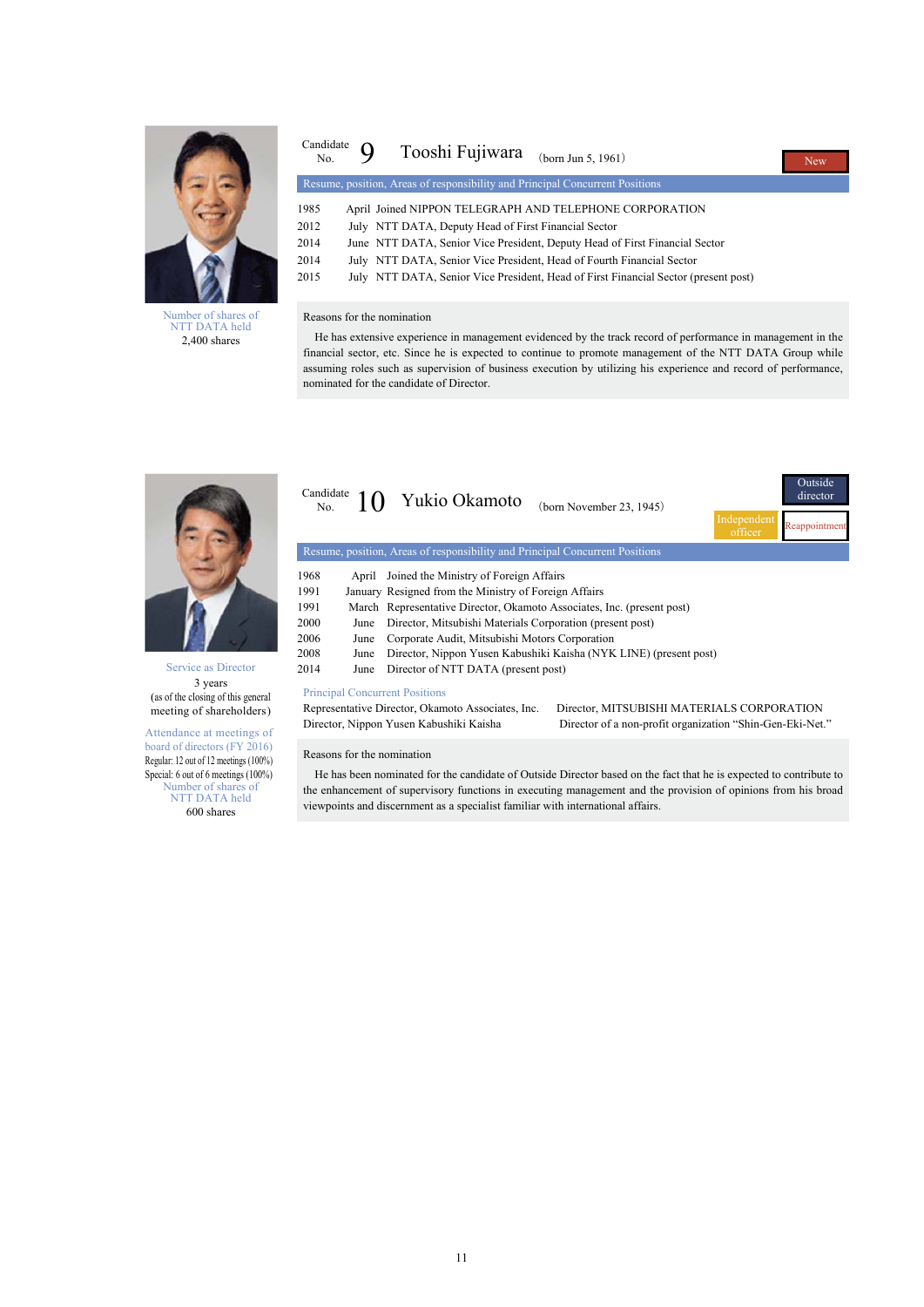## Candidate No. 9 Tooshi Fujiwara (born Jun 5, 1961)

**New**

Number of shares of NTT DATA held
2,400 shares

**Resume, position, Areas of responsibility and Principal Concurrent Positions**

| | | |
|---|---|---|
| 1985 | April | Joined NIPPON TELEGRAPH AND TELEPHONE CORPORATION |
| 2012 | July | NTT DATA, Deputy Head of First Financial Sector |
| 2014 | June | NTT DATA, Senior Vice President, Deputy Head of First Financial Sector |
| 2014 | July | NTT DATA, Senior Vice President, Head of Fourth Financial Sector |
| 2015 | July | NTT DATA, Senior Vice President, Head of First Financial Sector (present post) |

**Reasons for the nomination**

He has extensive experience in management evidenced by the track record of performance in management in the financial sector, etc. Since he is expected to continue to promote management of the NTT DATA Group while assuming roles such as supervision of business execution by utilizing his experience and record of performance, nominated for the candidate of Director.

## Candidate No. 10 Yukio Okamoto (born November 23, 1945)

**Outside director** **Independent officer** **Reappointment**

Service as Director
3 years
(as of the closing of this general meeting of shareholders)

Attendance at meetings of board of directors (FY 2016)
Regular: 12 out of 12 meetings (100%)
Special: 6 out of 6 meetings (100%)

Number of shares of NTT DATA held
600 shares

**Resume, position, Areas of responsibility and Principal Concurrent Positions**

| | | |
|---|---|---|
| 1968 | April | Joined the Ministry of Foreign Affairs |
| 1991 | January | Resigned from the Ministry of Foreign Affairs |
| 1991 | March | Representative Director, Okamoto Associates, Inc. (present post) |
| 2000 | June | Director, Mitsubishi Materials Corporation (present post) |
| 2006 | June | Corporate Audit, Mitsubishi Motors Corporation |
| 2008 | June | Director, Nippon Yusen Kabushiki Kaisha (NYK LINE) (present post) |
| 2014 | June | Director of NTT DATA (present post) |

**Principal Concurrent Positions**

Representative Director, Okamoto Associates, Inc.
Director, Nippon Yusen Kabushiki Kaisha
Director, MITSUBISHI MATERIALS CORPORATION
Director of a non-profit organization "Shin-Gen-Eki-Net."

**Reasons for the nomination**

He has been nominated for the candidate of Outside Director based on the fact that he is expected to contribute to the enhancement of supervisory functions in executing management and the provision of opinions from his broad viewpoints and discernment as a specialist familiar with international affairs.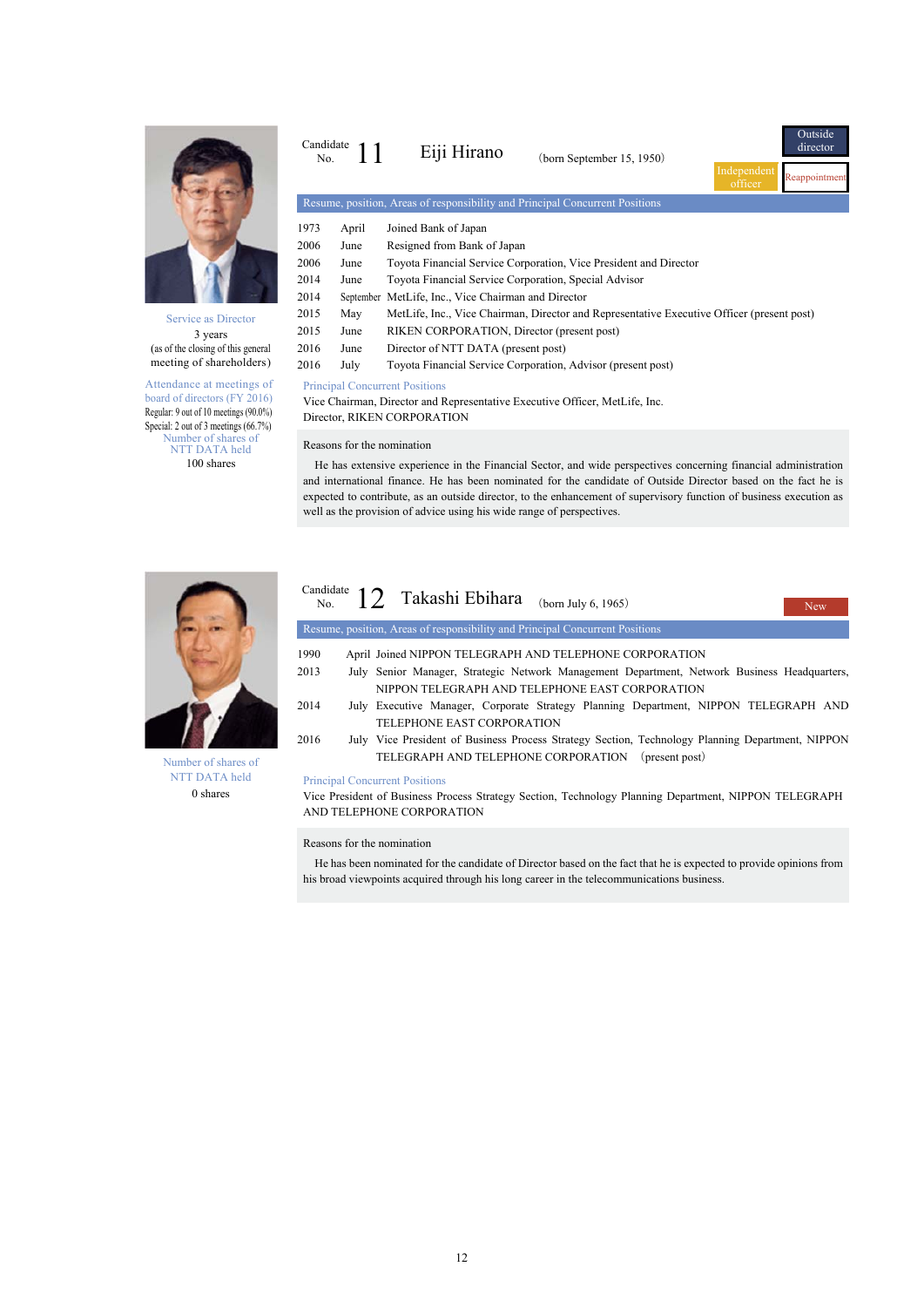## Candidate No. 11 Eiji Hirano (born September 15, 1950)

Outside director | Independent officer | Reappointment

Service as Director
3 years
(as of the closing of this general meeting of shareholders)

Attendance at meetings of board of directors (FY 2016)
Regular: 9 out of 10 meetings (90.0%)
Special: 2 out of 3 meetings (66.7%)

Number of shares of NTT DATA held
100 shares

**Resume, position, Areas of responsibility and Principal Concurrent Positions**

| | | |
|---|---|---|
| 1973 | April | Joined Bank of Japan |
| 2006 | June | Resigned from Bank of Japan |
| 2006 | June | Toyota Financial Service Corporation, Vice President and Director |
| 2014 | June | Toyota Financial Service Corporation, Special Advisor |
| 2014 | September | MetLife, Inc., Vice Chairman and Director |
| 2015 | May | MetLife, Inc., Vice Chairman, Director and Representative Executive Officer (present post) |
| 2015 | June | RIKEN CORPORATION, Director (present post) |
| 2016 | June | Director of NTT DATA (present post) |
| 2016 | July | Toyota Financial Service Corporation, Advisor (present post) |

Principal Concurrent Positions

Vice Chairman, Director and Representative Executive Officer, MetLife, Inc.
Director, RIKEN CORPORATION

Reasons for the nomination

He has extensive experience in the Financial Sector, and wide perspectives concerning financial administration and international finance. He has been nominated for the candidate of Outside Director based on the fact that he is expected to contribute, as an outside director, to the enhancement of supervisory function of business execution as well as the provision of advice using his wide range of perspectives.

## Candidate No. 12 Takashi Ebihara (born July 6, 1965)

New

Number of shares of NTT DATA held
0 shares

**Resume, position, Areas of responsibility and Principal Concurrent Positions**

| | | |
|---|---|---|
| 1990 | April | Joined NIPPON TELEGRAPH AND TELEPHONE CORPORATION |
| 2013 | July | Senior Manager, Strategic Network Management Department, Network Business Headquarters, NIPPON TELEGRAPH AND TELEPHONE EAST CORPORATION |
| 2014 | July | Executive Manager, Corporate Strategy Planning Department, NIPPON TELEGRAPH AND TELEPHONE EAST CORPORATION |
| 2016 | July | Vice President of Business Process Strategy Section, Technology Planning Department, NIPPON TELEGRAPH AND TELEPHONE CORPORATION (present post) |

Principal Concurrent Positions

Vice President of Business Process Strategy Section, Technology Planning Department, NIPPON TELEGRAPH AND TELEPHONE CORPORATION

Reasons for the nomination

He has been nominated for the candidate of Director based on the fact that he is expected to provide opinions from his broad viewpoints acquired through his long career in the telecommunications business.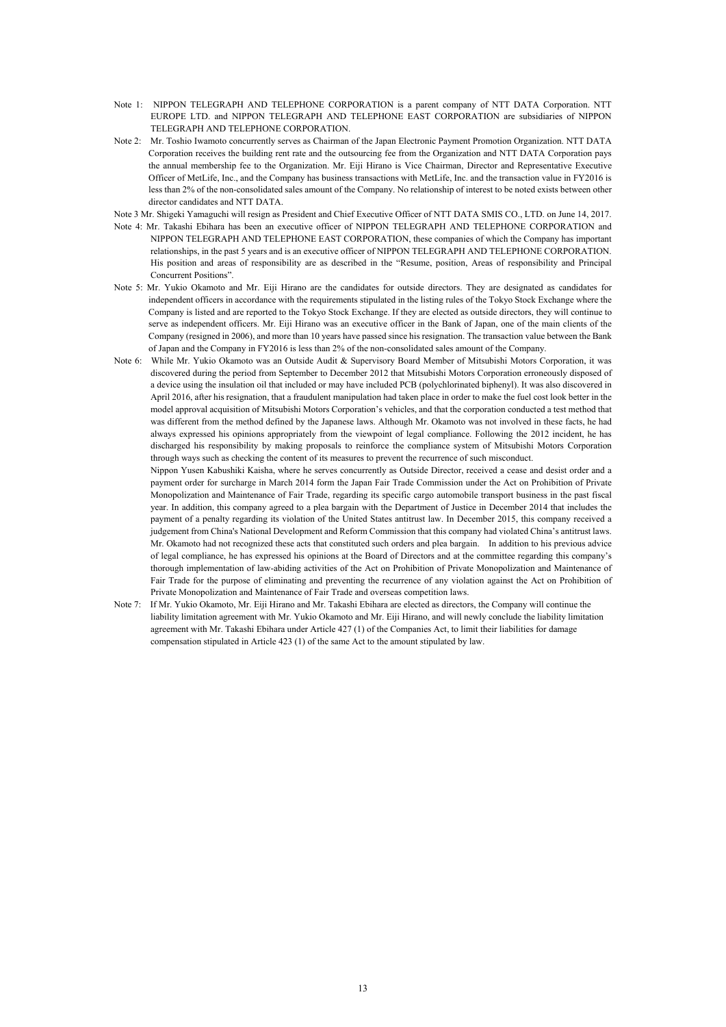Note 1: NIPPON TELEGRAPH AND TELEPHONE CORPORATION is a parent company of NTT DATA Corporation. NTT EUROPE LTD. and NIPPON TELEGRAPH AND TELEPHONE EAST CORPORATION are subsidiaries of NIPPON TELEGRAPH AND TELEPHONE CORPORATION.

Note 2: Mr. Toshio Iwamoto concurrently serves as Chairman of the Japan Electronic Payment Promotion Organization. NTT DATA Corporation receives the building rent rate and the outsourcing fee from the Organization and NTT DATA Corporation pays the annual membership fee to the Organization. Mr. Eiji Hirano is Vice Chairman, Director and Representative Executive Officer of MetLife, Inc., and the Company has business transactions with MetLife, Inc. and the transaction value in FY2016 is less than 2% of the non-consolidated sales amount of the Company. No relationship of interest to be noted exists between other director candidates and NTT DATA.

Note 3 Mr. Shigeki Yamaguchi will resign as President and Chief Executive Officer of NTT DATA SMIS CO., LTD. on June 14, 2017.

Note 4: Mr. Takashi Ebihara has been an executive officer of NIPPON TELEGRAPH AND TELEPHONE CORPORATION and NIPPON TELEGRAPH AND TELEPHONE EAST CORPORATION, these companies of which the Company has important relationships, in the past 5 years and is an executive officer of NIPPON TELEGRAPH AND TELEPHONE CORPORATION. His position and areas of responsibility are as described in the "Resume, position, Areas of responsibility and Principal Concurrent Positions".

Note 5: Mr. Yukio Okamoto and Mr. Eiji Hirano are the candidates for outside directors. They are designated as candidates for independent officers in accordance with the requirements stipulated in the listing rules of the Tokyo Stock Exchange where the Company is listed and are reported to the Tokyo Stock Exchange. If they are elected as outside directors, they will continue to serve as independent officers. Mr. Eiji Hirano was an executive officer in the Bank of Japan, one of the main clients of the Company (resigned in 2006), and more than 10 years have passed since his resignation. The transaction value between the Bank of Japan and the Company in FY2016 is less than 2% of the non-consolidated sales amount of the Company.

Note 6: While Mr. Yukio Okamoto was an Outside Audit & Supervisory Board Member of Mitsubishi Motors Corporation, it was discovered during the period from September to December 2012 that Mitsubishi Motors Corporation erroneously disposed of a device using the insulation oil that included or may have included PCB (polychlorinated biphenyl). It was also discovered in April 2016, after his resignation, that a fraudulent manipulation had taken place in order to make the fuel cost look better in the model approval acquisition of Mitsubishi Motors Corporation's vehicles, and that the corporation conducted a test method that was different from the method defined by the Japanese laws. Although Mr. Okamoto was not involved in these facts, he had always expressed his opinions appropriately from the viewpoint of legal compliance. Following the 2012 incident, he has discharged his responsibility by making proposals to reinforce the compliance system of Mitsubishi Motors Corporation through ways such as checking the content of its measures to prevent the recurrence of such misconduct.

Nippon Yusen Kabushiki Kaisha, where he serves concurrently as Outside Director, received a cease and desist order and a payment order for surcharge in March 2014 form the Japan Fair Trade Commission under the Act on Prohibition of Private Monopolization and Maintenance of Fair Trade, regarding its specific cargo automobile transport business in the past fiscal year. In addition, this company agreed to a plea bargain with the Department of Justice in December 2014 that includes the payment of a penalty regarding its violation of the United States antitrust law. In December 2015, this company received a judgement from China's National Development and Reform Commission that this company had violated China's antitrust laws. Mr. Okamoto had not recognized these acts that constituted such orders and plea bargain. In addition to his previous advice of legal compliance, he has expressed his opinions at the Board of Directors and at the committee regarding this company's thorough implementation of law-abiding activities of the Act on Prohibition of Private Monopolization and Maintenance of Fair Trade for the purpose of eliminating and preventing the recurrence of any violation against the Act on Prohibition of Private Monopolization and Maintenance of Fair Trade and overseas competition laws.

Note 7: If Mr. Yukio Okamoto, Mr. Eiji Hirano and Mr. Takashi Ebihara are elected as directors, the Company will continue the liability limitation agreement with Mr. Yukio Okamoto and Mr. Eiji Hirano, and will newly conclude the liability limitation agreement with Mr. Takashi Ebihara under Article 427 (1) of the Companies Act, to limit their liabilities for damage compensation stipulated in Article 423 (1) of the same Act to the amount stipulated by law.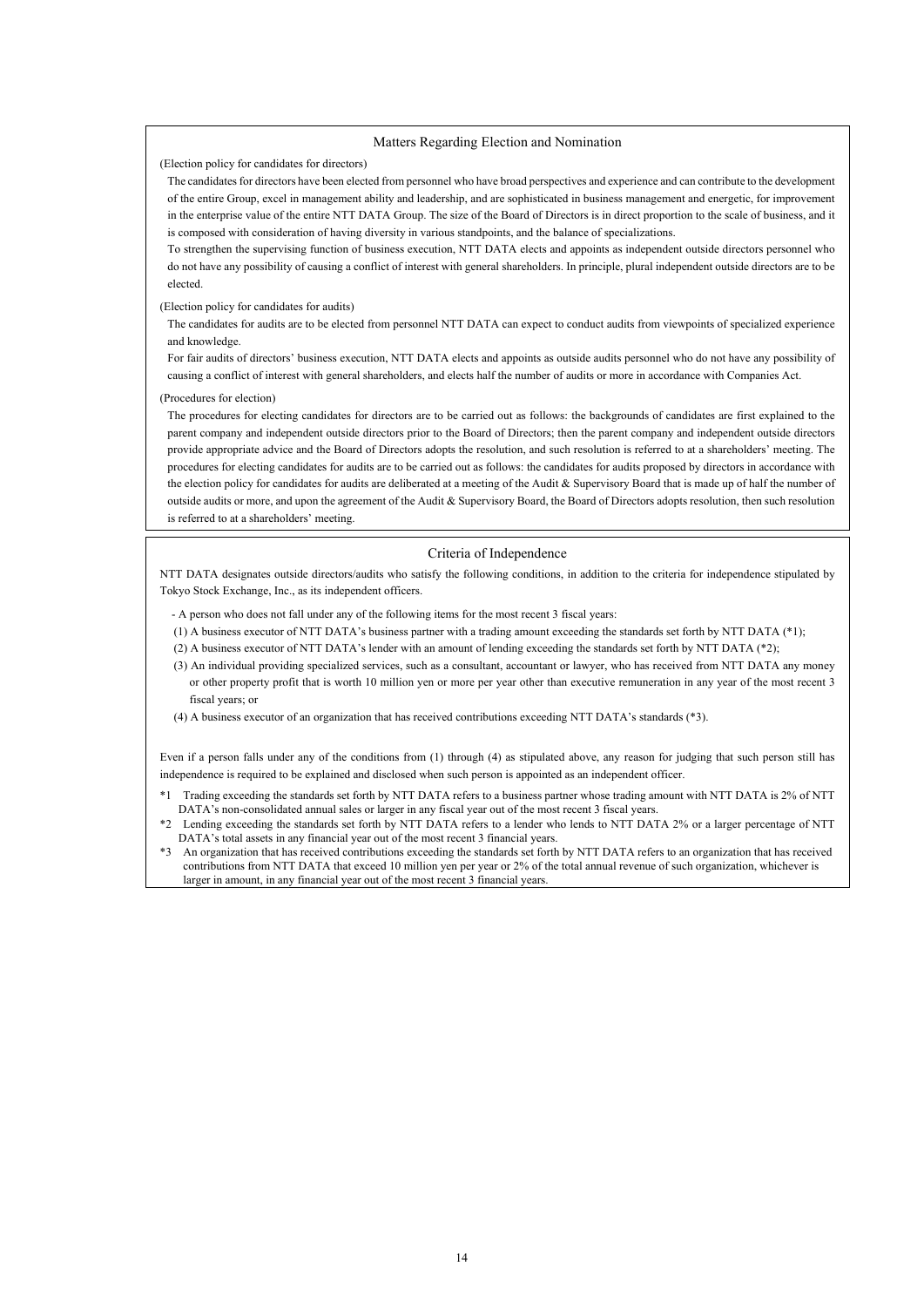## Matters Regarding Election and Nomination

(Election policy for candidates for directors)

The candidates for directors have been elected from personnel who have broad perspectives and experience and can contribute to the development of the entire Group, excel in management ability and leadership, and are sophisticated in business management and energetic, for improvement in the enterprise value of the entire NTT DATA Group. The size of the Board of Directors is in direct proportion to the scale of business, and it is composed with consideration of having diversity in various standpoints, and the balance of specializations.

To strengthen the supervising function of business execution, NTT DATA elects and appoints as independent outside directors personnel who do not have any possibility of causing a conflict of interest with general shareholders. In principle, plural independent outside directors are to be elected.

(Election policy for candidates for audits)

The candidates for audits are to be elected from personnel NTT DATA can expect to conduct audits from viewpoints of specialized experience and knowledge.

For fair audits of directors' business execution, NTT DATA elects and appoints as outside audits personnel who do not have any possibility of causing a conflict of interest with general shareholders, and elects half the number of audits or more in accordance with Companies Act.

(Procedures for election)

The procedures for electing candidates for directors are to be carried out as follows: the backgrounds of candidates are first explained to the parent company and independent outside directors prior to the Board of Directors; then the parent company and independent outside directors provide appropriate advice and the Board of Directors adopts the resolution, and such resolution is referred to at a shareholders' meeting. The procedures for electing candidates for audits are to be carried out as follows: the candidates for audits proposed by directors in accordance with the election policy for candidates for audits are deliberated at a meeting of the Audit & Supervisory Board that is made up of half the number of outside audits or more, and upon the agreement of the Audit & Supervisory Board, the Board of Directors adopts resolution, then such resolution is referred to at a shareholders' meeting.

## Criteria of Independence

NTT DATA designates outside directors/audits who satisfy the following conditions, in addition to the criteria for independence stipulated by Tokyo Stock Exchange, Inc., as its independent officers.

- A person who does not fall under any of the following items for the most recent 3 fiscal years:
  (1) A business executor of NTT DATA's business partner with a trading amount exceeding the standards set forth by NTT DATA (*1);
  (2) A business executor of NTT DATA's lender with an amount of lending exceeding the standards set forth by NTT DATA (*2);
  (3) An individual providing specialized services, such as a consultant, accountant or lawyer, who has received from NTT DATA any money or other property profit that is worth 10 million yen or more per year other than executive remuneration in any year of the most recent 3 fiscal years; or
  (4) A business executor of an organization that has received contributions exceeding NTT DATA's standards (*3).

Even if a person falls under any of the conditions from (1) through (4) as stipulated above, any reason for judging that such person still has independence is required to be explained and disclosed when such person is appointed as an independent officer.

*1 Trading exceeding the standards set forth by NTT DATA refers to a business partner whose trading amount with NTT DATA is 2% of NTT DATA's non-consolidated annual sales or larger in any fiscal year out of the most recent 3 fiscal years.

*2 Lending exceeding the standards set forth by NTT DATA refers to a lender who lends to NTT DATA 2% or a larger percentage of NTT DATA's total assets in any financial year out of the most recent 3 financial years.

*3 An organization that has received contributions exceeding the standards set forth by NTT DATA refers to an organization that has received contributions from NTT DATA that exceed 10 million yen per year or 2% of the total annual revenue of such organization, whichever is larger in amount, in any financial year out of the most recent 3 financial years.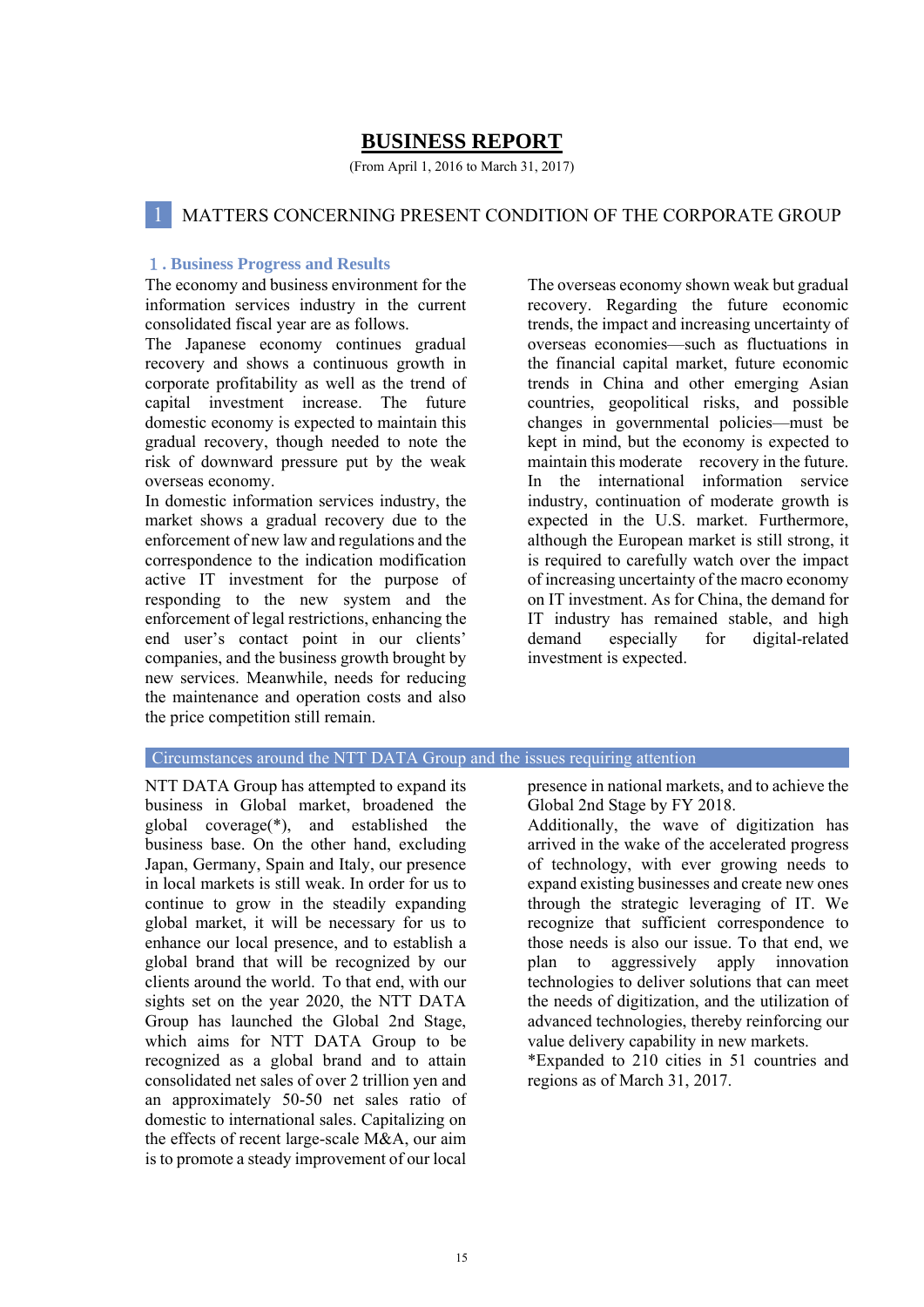# BUSINESS REPORT

(From April 1, 2016 to March 31, 2017)

## 1 MATTERS CONCERNING PRESENT CONDITION OF THE CORPORATE GROUP

### 1. Business Progress and Results

The economy and business environment for the information services industry in the current consolidated fiscal year are as follows.

The Japanese economy continues gradual recovery and shows a continuous growth in corporate profitability as well as the trend of capital investment increase. The future domestic economy is expected to maintain this gradual recovery, though needed to note the risk of downward pressure put by the weak overseas economy.

In domestic information services industry, the market shows a gradual recovery due to the enforcement of new law and regulations and the correspondence to the indication modification active IT investment for the purpose of responding to the new system and the enforcement of legal restrictions, enhancing the end user's contact point in our clients' companies, and the business growth brought by new services. Meanwhile, needs for reducing the maintenance and operation costs and also the price competition still remain.

The overseas economy shown weak but gradual recovery. Regarding the future economic trends, the impact and increasing uncertainty of overseas economies—such as fluctuations in the financial capital market, future economic trends in China and other emerging Asian countries, geopolitical risks, and possible changes in governmental policies—must be kept in mind, but the economy is expected to maintain this moderate recovery in the future.

In the international information service industry, continuation of moderate growth is expected in the U.S. market. Furthermore, although the European market is still strong, it is required to carefully watch over the impact of increasing uncertainty of the macro economy on IT investment. As for China, the demand for IT industry has remained stable, and high demand especially for digital-related investment is expected.

#### Circumstances around the NTT DATA Group and the issues requiring attention

NTT DATA Group has attempted to expand its business in Global market, broadened the global coverage(*), and established the business base. On the other hand, excluding Japan, Germany, Spain and Italy, our presence in local markets is still weak. In order for us to continue to grow in the steadily expanding global market, it will be necessary for us to enhance our local presence, and to establish a global brand that will be recognized by our clients around the world. To that end, with our sights set on the year 2020, the NTT DATA Group has launched the Global 2nd Stage, which aims for NTT DATA Group to be recognized as a global brand and to attain consolidated net sales of over 2 trillion yen and an approximately 50-50 net sales ratio of domestic to international sales. Capitalizing on the effects of recent large-scale M&A, our aim is to promote a steady improvement of our local presence in national markets, and to achieve the Global 2nd Stage by FY 2018.

Additionally, the wave of digitization has arrived in the wake of the accelerated progress of technology, with ever growing needs to expand existing businesses and create new ones through the strategic leveraging of IT. We recognize that sufficient correspondence to those needs is also our issue. To that end, we plan to aggressively apply innovation technologies to deliver solutions that can meet the needs of digitization, and the utilization of advanced technologies, thereby reinforcing our value delivery capability in new markets.

*Expanded to 210 cities in 51 countries and regions as of March 31, 2017.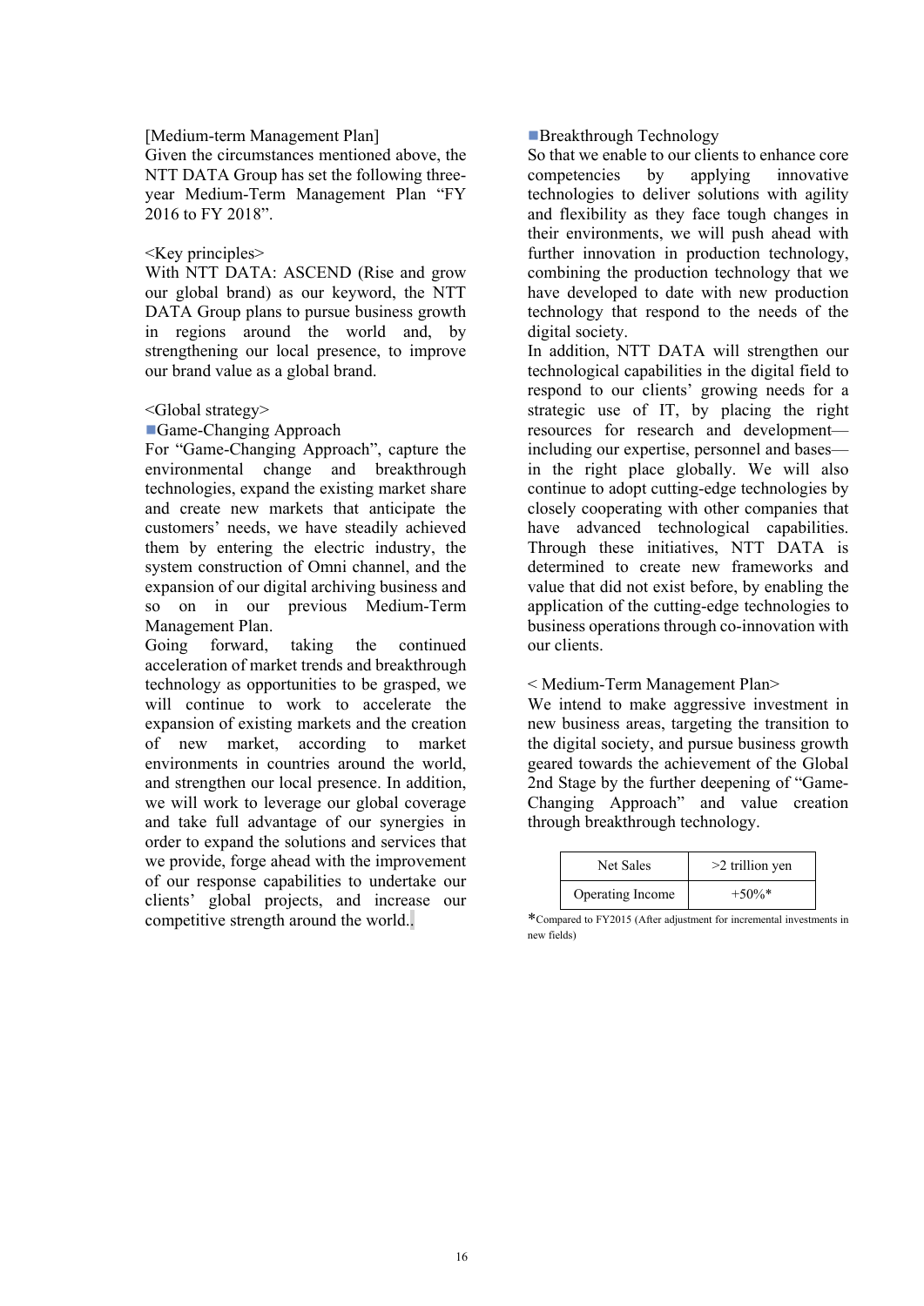[Medium-term Management Plan]

Given the circumstances mentioned above, the NTT DATA Group has set the following three-year Medium-Term Management Plan "FY 2016 to FY 2018".

<Key principles>

With NTT DATA: ASCEND (Rise and grow our global brand) as our keyword, the NTT DATA Group plans to pursue business growth in regions around the world and, by strengthening our local presence, to improve our brand value as a global brand.

<Global strategy>

■Game-Changing Approach

For "Game-Changing Approach", capture the environmental change and breakthrough technologies, expand the existing market share and create new markets that anticipate the customers' needs, we have steadily achieved them by entering the electric industry, the system construction of Omni channel, and the expansion of our digital archiving business and so on in our previous Medium-Term Management Plan.

Going forward, taking the continued acceleration of market trends and breakthrough technology as opportunities to be grasped, we will continue to work to accelerate the expansion of existing markets and the creation of new market, according to market environments in countries around the world, and strengthen our local presence. In addition, we will work to leverage our global coverage and take full advantage of our synergies in order to expand the solutions and services that we provide, forge ahead with the improvement of our response capabilities to undertake our clients' global projects, and increase our competitive strength around the world..

■Breakthrough Technology

So that we enable to our clients to enhance core competencies by applying innovative technologies to deliver solutions with agility and flexibility as they face tough changes in their environments, we will push ahead with further innovation in production technology, combining the production technology that we have developed to date with new production technology that respond to the needs of the digital society.

In addition, NTT DATA will strengthen our technological capabilities in the digital field to respond to our clients' growing needs for a strategic use of IT, by placing the right resources for research and development—including our expertise, personnel and bases—in the right place globally. We will also continue to adopt cutting-edge technologies by closely cooperating with other companies that have advanced technological capabilities. Through these initiatives, NTT DATA is determined to create new frameworks and value that did not exist before, by enabling the application of the cutting-edge technologies to business operations through co-innovation with our clients.

< Medium-Term Management Plan>

We intend to make aggressive investment in new business areas, targeting the transition to the digital society, and pursue business growth geared towards the achievement of the Global 2nd Stage by the further deepening of "Game-Changing Approach" and value creation through breakthrough technology.

| Net Sales | >2 trillion yen |
|---|---|
| Operating Income | +50%* |

*Compared to FY2015 (After adjustment for incremental investments in new fields)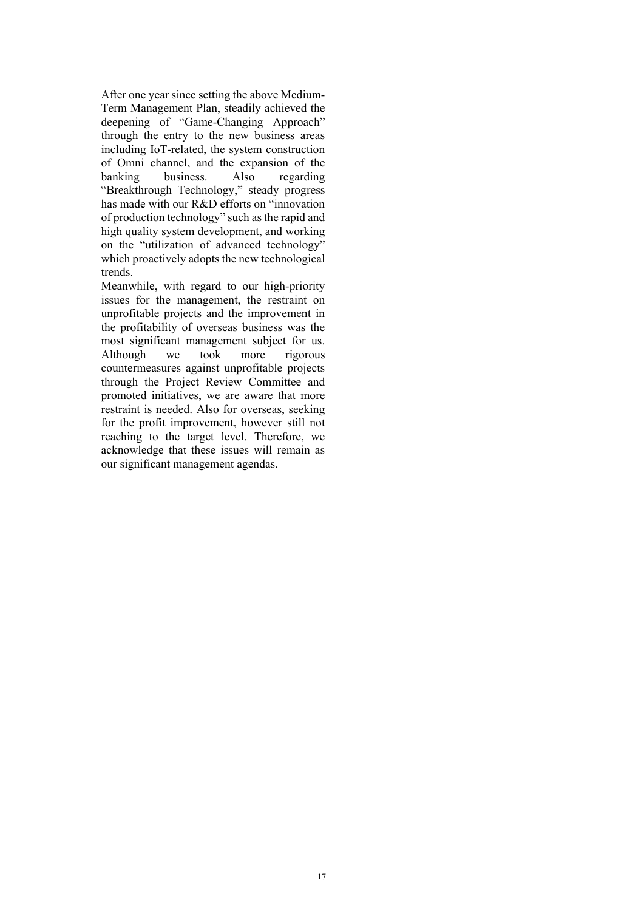After one year since setting the above Medium-Term Management Plan, steadily achieved the deepening of "Game-Changing Approach" through the entry to the new business areas including IoT-related, the system construction of Omni channel, and the expansion of the banking business. Also regarding "Breakthrough Technology," steady progress has made with our R&D efforts on "innovation of production technology" such as the rapid and high quality system development, and working on the "utilization of advanced technology" which proactively adopts the new technological trends.

Meanwhile, with regard to our high-priority issues for the management, the restraint on unprofitable projects and the improvement in the profitability of overseas business was the most significant management subject for us. Although we took more rigorous countermeasures against unprofitable projects through the Project Review Committee and promoted initiatives, we are aware that more restraint is needed. Also for overseas, seeking for the profit improvement, however still not reaching to the target level. Therefore, we acknowledge that these issues will remain as our significant management agendas.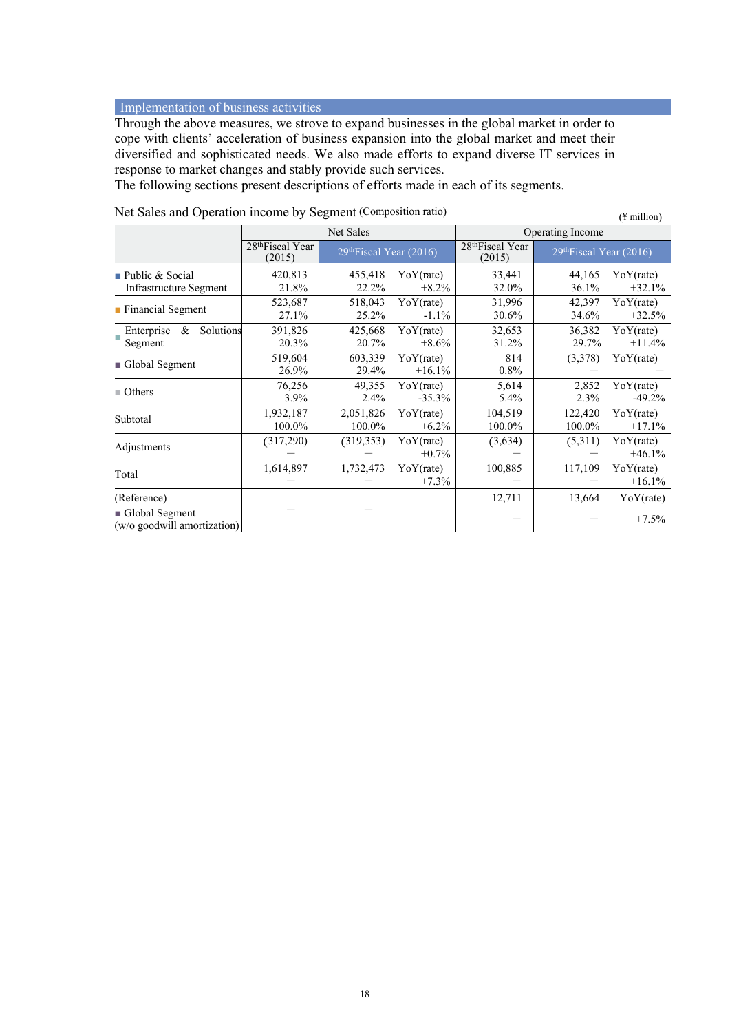## Implementation of business activities

Through the above measures, we strove to expand businesses in the global market in order to cope with clients' acceleration of business expansion into the global market and meet their diversified and sophisticated needs. We also made efforts to expand diverse IT services in response to market changes and stably provide such services.

The following sections present descriptions of efforts made in each of its segments.

Net Sales and Operation income by Segment (Composition ratio)

(¥ million)

| | Net Sales | | | Operating Income | | |
|---|---|---|---|---|---|---|
| | 28th Fiscal Year (2015) | 29th Fiscal Year (2016) | | 28th Fiscal Year (2015) | 29th Fiscal Year (2016) | |
| ■ Public & Social Infrastructure Segment | 420,813<br>21.8% | 455,418<br>22.2% | YoY(rate)<br>+8.2% | 33,441<br>32.0% | 44,165<br>36.1% | YoY(rate)<br>+32.1% |
| ■ Financial Segment | 523,687<br>27.1% | 518,043<br>25.2% | YoY(rate)<br>-1.1% | 31,996<br>30.6% | 42,397<br>34.6% | YoY(rate)<br>+32.5% |
| ■ Enterprise & Solutions Segment | 391,826<br>20.3% | 425,668<br>20.7% | YoY(rate)<br>+8.6% | 32,653<br>31.2% | 36,382<br>29.7% | YoY(rate)<br>+11.4% |
| ■ Global Segment | 519,604<br>26.9% | 603,339<br>29.4% | YoY(rate)<br>+16.1% | 814<br>0.8% | (3,378)<br>— | YoY(rate)<br>— |
| ■ Others | 76,256<br>3.9% | 49,355<br>2.4% | YoY(rate)<br>-35.3% | 5,614<br>5.4% | 2,852<br>2.3% | YoY(rate)<br>-49.2% |
| Subtotal | 1,932,187<br>100.0% | 2,051,826<br>100.0% | YoY(rate)<br>+6.2% | 104,519<br>100.0% | 122,420<br>100.0% | YoY(rate)<br>+17.1% |
| Adjustments | (317,290)<br>— | (319,353)<br>— | YoY(rate)<br>+0.7% | (3,634)<br>— | (5,311)<br>— | YoY(rate)<br>+46.1% |
| Total | 1,614,897<br>— | 1,732,473<br>— | YoY(rate)<br>+7.3% | 100,885<br>— | 117,109<br>— | YoY(rate)<br>+16.1% |
| (Reference)<br>■ Global Segment<br>(w/o goodwill amortization) | — | — | | 12,711<br>— | 13,664<br>— | YoY(rate)<br>+7.5% |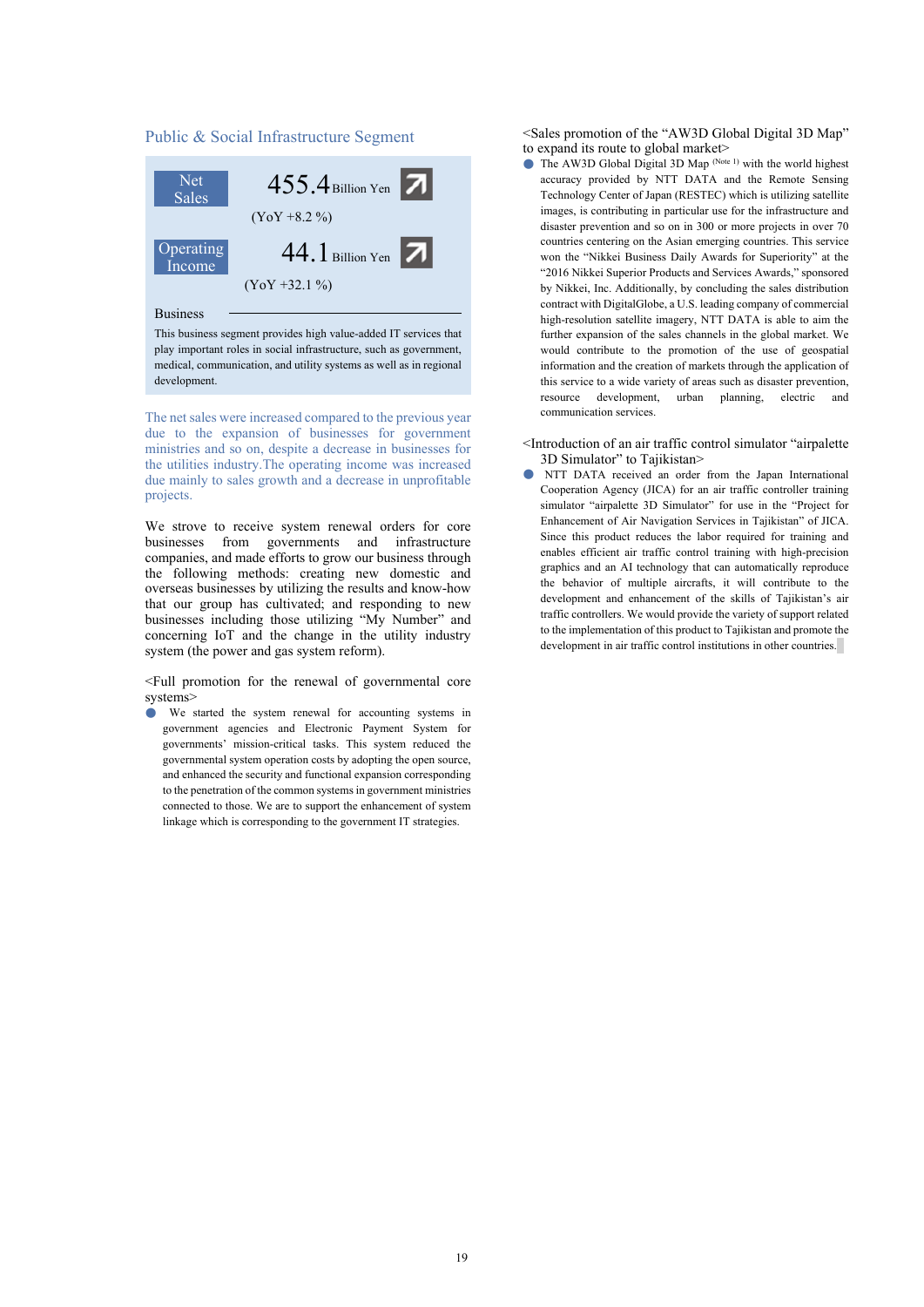## Public & Social Infrastructure Segment

| | | |
|---|---|---|
| Net Sales | 455.4 Billion Yen (YoY +8.2 %) | ↗ |
| Operating Income | 44.1 Billion Yen (YoY +32.1 %) | ↗ |

**Business**

This business segment provides high value-added IT services that play important roles in social infrastructure, such as government, medical, communication, and utility systems as well as in regional development.

The net sales were increased compared to the previous year due to the expansion of businesses for government ministries and so on, despite a decrease in businesses for the utilities industry.The operating income was increased due mainly to sales growth and a decrease in unprofitable projects.

We strove to receive system renewal orders for core businesses from governments and infrastructure companies, and made efforts to grow our business through the following methods: creating new domestic and overseas businesses by utilizing the results and know-how that our group has cultivated; and responding to new businesses including those utilizing "My Number" and concerning IoT and the change in the utility industry system (the power and gas system reform).

<Full promotion for the renewal of governmental core systems>

- We started the system renewal for accounting systems in government agencies and Electronic Payment System for governments' mission-critical tasks. This system reduced the governmental system operation costs by adopting the open source, and enhanced the security and functional expansion corresponding to the penetration of the common systems in government ministries connected to those. We are to support the enhancement of system linkage which is corresponding to the government IT strategies.

<Sales promotion of the "AW3D Global Digital 3D Map" to expand its route to global market>

- The AW3D Global Digital 3D Map (Note 1) with the world highest accuracy provided by NTT DATA and the Remote Sensing Technology Center of Japan (RESTEC) which is utilizing satellite images, is contributing in particular use for the infrastructure and disaster prevention and so on in 300 or more projects in over 70 countries centering on the Asian emerging countries. This service won the "Nikkei Business Daily Awards for Superiority" at the "2016 Nikkei Superior Products and Services Awards," sponsored by Nikkei, Inc. Additionally, by concluding the sales distribution contract with DigitalGlobe, a U.S. leading company of commercial high-resolution satellite imagery, NTT DATA is able to aim the further expansion of the sales channels in the global market. We would contribute to the promotion of the use of geospatial information and the creation of markets through the application of this service to a wide variety of areas such as disaster prevention, resource development, urban planning, electric and communication services.

<Introduction of an air traffic control simulator "airpalette 3D Simulator" to Tajikistan>

- NTT DATA received an order from the Japan International Cooperation Agency (JICA) for an air traffic controller training simulator "airpalette 3D Simulator" for use in the "Project for Enhancement of Air Navigation Services in Tajikistan" of JICA. Since this product reduces the labor required for training and enables efficient air traffic control training with high-precision graphics and an AI technology that can automatically reproduce the behavior of multiple aircrafts, it will contribute to the development and enhancement of the skills of Tajikistan's air traffic controllers. We would provide the variety of support related to the implementation of this product to Tajikistan and promote the development in air traffic control institutions in other countries.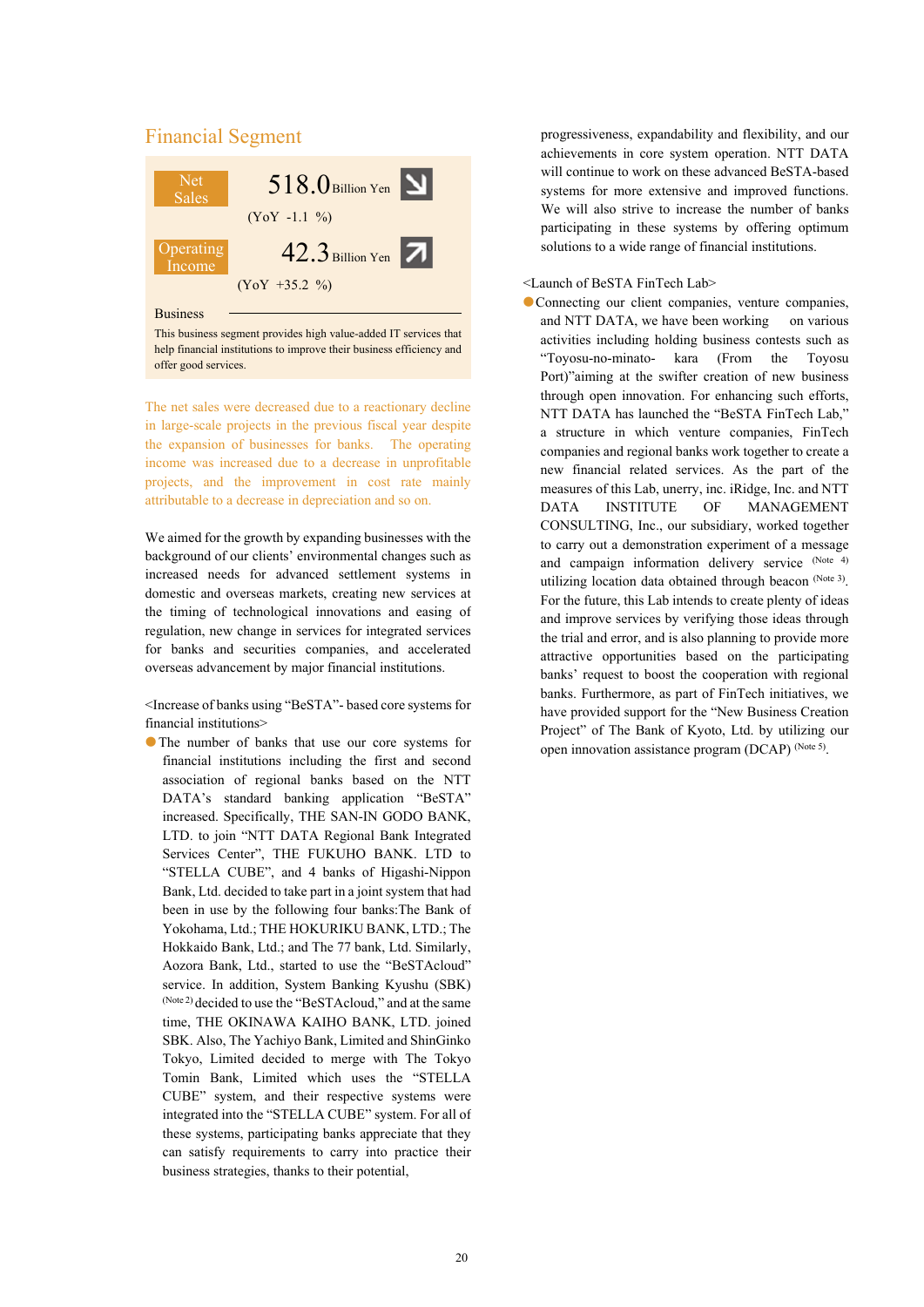## Financial Segment

| | | |
|---|---|---|
| Net Sales | 518.0 Billion Yen (YoY -1.1 %) | ↘ |
| Operating Income | 42.3 Billion Yen (YoY +35.2 %) | ↗ |

**Business**

This business segment provides high value-added IT services that help financial institutions to improve their business efficiency and offer good services.

The net sales were decreased due to a reactionary decline in large-scale projects in the previous fiscal year despite the expansion of businesses for banks. The operating income was increased due to a decrease in unprofitable projects, and the improvement in cost rate mainly attributable to a decrease in depreciation and so on.

We aimed for the growth by expanding businesses with the background of our clients' environmental changes such as increased needs for advanced settlement systems in domestic and overseas markets, creating new services at the timing of technological innovations and easing of regulation, new change in services for integrated services for banks and securities companies, and accelerated overseas advancement by major financial institutions.

<Increase of banks using "BeSTA"- based core systems for financial institutions>

- The number of banks that use our core systems for financial institutions including the first and second association of regional banks based on the NTT DATA's standard banking application "BeSTA" increased. Specifically, THE SAN-IN GODO BANK, LTD. to join "NTT DATA Regional Bank Integrated Services Center", THE FUKUHO BANK. LTD to "STELLA CUBE", and 4 banks of Higashi-Nippon Bank, Ltd. decided to take part in a joint system that had been in use by the following four banks:The Bank of Yokohama, Ltd.; THE HOKURIKU BANK, LTD.; The Hokkaido Bank, Ltd.; and The 77 bank, Ltd. Similarly, Aozora Bank, Ltd., started to use the "BeSTAcloud" service. In addition, System Banking Kyushu (SBK) (Note 2) decided to use the "BeSTAcloud," and at the same time, THE OKINAWA KAIHO BANK, LTD. joined SBK. Also, The Yachiyo Bank, Limited and ShinGinko Tokyo, Limited decided to merge with The Tokyo Tomin Bank, Limited which uses the "STELLA CUBE" system, and their respective systems were integrated into the "STELLA CUBE" system. For all of these systems, participating banks appreciate that they can satisfy requirements to carry into practice their business strategies, thanks to their potential, progressiveness, expandability and flexibility, and our achievements in core system operation. NTT DATA will continue to work on these advanced BeSTA-based systems for more extensive and improved functions. We will also strive to increase the number of banks participating in these systems by offering optimum solutions to a wide range of financial institutions.

<Launch of BeSTA FinTech Lab>

- Connecting our client companies, venture companies, and NTT DATA, we have been working on various activities including holding business contests such as "Toyosu-no-minato- kara (From the Toyosu Port)"aiming at the swifter creation of new business through open innovation. For enhancing such efforts, NTT DATA has launched the "BeSTA FinTech Lab," a structure in which venture companies, FinTech companies and regional banks work together to create a new financial related services. As the part of the measures of this Lab, unerry, inc. iRidge, Inc. and NTT DATA INSTITUTE OF MANAGEMENT CONSULTING, Inc., our subsidiary, worked together to carry out a demonstration experiment of a message and campaign information delivery service (Note 4) utilizing location data obtained through beacon (Note 3). For the future, this Lab intends to create plenty of ideas and improve services by verifying those ideas through the trial and error, and is also planning to provide more attractive opportunities based on the participating banks' request to boost the cooperation with regional banks. Furthermore, as part of FinTech initiatives, we have provided support for the "New Business Creation Project" of The Bank of Kyoto, Ltd. by utilizing our open innovation assistance program (DCAP) (Note 5).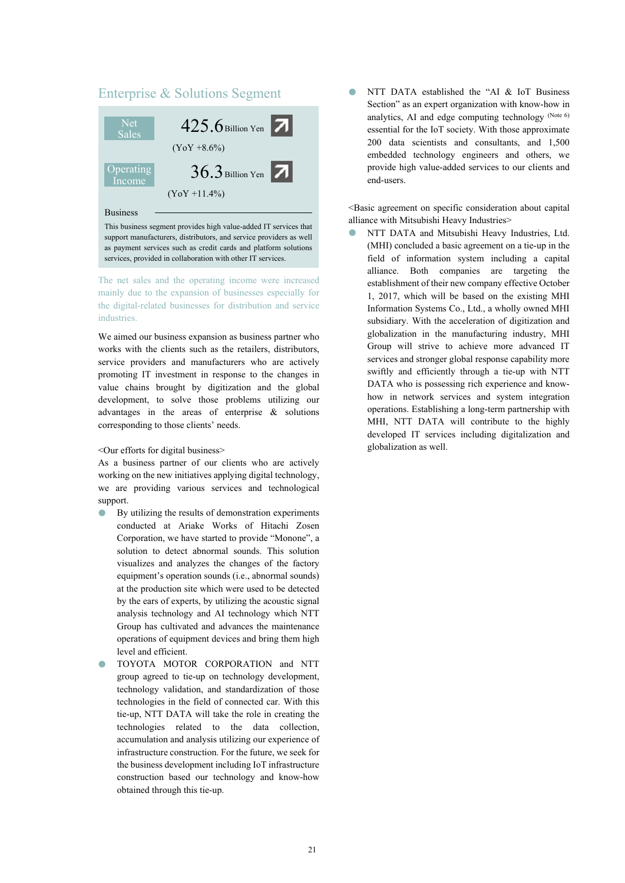## Enterprise & Solutions Segment

| | |
|---|---|
| Net Sales | 425.6 Billion Yen (YoY +8.6%) |
| Operating Income | 36.3 Billion Yen (YoY +11.4%) |

**Business**

This business segment provides high value-added IT services that support manufacturers, retailers, distributors, and service providers as well as payment services such as credit cards and platform solutions services, provided in collaboration with other IT services.

The net sales and the operating income were increased mainly due to the expansion of businesses especially for the digital-related businesses for distribution and service industries.

We aimed our business expansion as business partner who works with the clients such as the retailers, distributors, service providers and manufacturers who are actively promoting IT investment in response to the changes in value chains brought by digitization and the global development, to solve those problems utilizing our advantages in the areas of enterprise & solutions corresponding to those clients' needs.

<Our efforts for digital business>

As a business partner of our clients who are actively working on the new initiatives applying digital technology, we are providing various services and technological support.

- By utilizing the results of demonstration experiments conducted at Ariake Works of Hitachi Zosen Corporation, we have started to provide "Monone", a solution to detect abnormal sounds. This solution visualizes and analyzes the changes of the factory equipment's operation sounds (i.e., abnormal sounds) at the production site which were used to be detected by the ears of experts, by utilizing the acoustic signal analysis technology and AI technology which NTT Group has cultivated and advances the maintenance operations of equipment devices and bring them high level and efficient.
- TOYOTA MOTOR CORPORATION and NTT group agreed to tie-up on technology development, technology validation, and standardization of those technologies in the field of connected car. With this tie-up, NTT DATA will take the role in creating the technologies related to the data collection, accumulation and analysis utilizing our experience of infrastructure construction. For the future, we seek for the business development including IoT infrastructure construction based our technology and know-how obtained through this tie-up.
- NTT DATA established the "AI & IoT Business Section" as an expert organization with know-how in analytics, AI and edge computing technology (Note 6) essential for the IoT society. With those approximate 200 data scientists and consultants, and 1,500 embedded technology engineers and others, we provide high value-added services to our clients and end-users.

<Basic agreement on specific consideration about capital alliance with Mitsubishi Heavy Industries>

- NTT DATA and Mitsubishi Heavy Industries, Ltd. (MHI) concluded a basic agreement on a tie-up in the field of information system including a capital alliance. Both companies are targeting the establishment of their new company effective October 1, 2017, which will be based on the existing MHI Information Systems Co., Ltd., a wholly owned MHI subsidiary. With the acceleration of digitization and globalization in the manufacturing industry, MHI Group will strive to achieve more advanced IT services and stronger global response capability more swiftly and efficiently through a tie-up with NTT DATA who is possessing rich experience and know-how in network services and system integration operations. Establishing a long-term partnership with MHI, NTT DATA will contribute to the highly developed IT services including digitalization and globalization as well.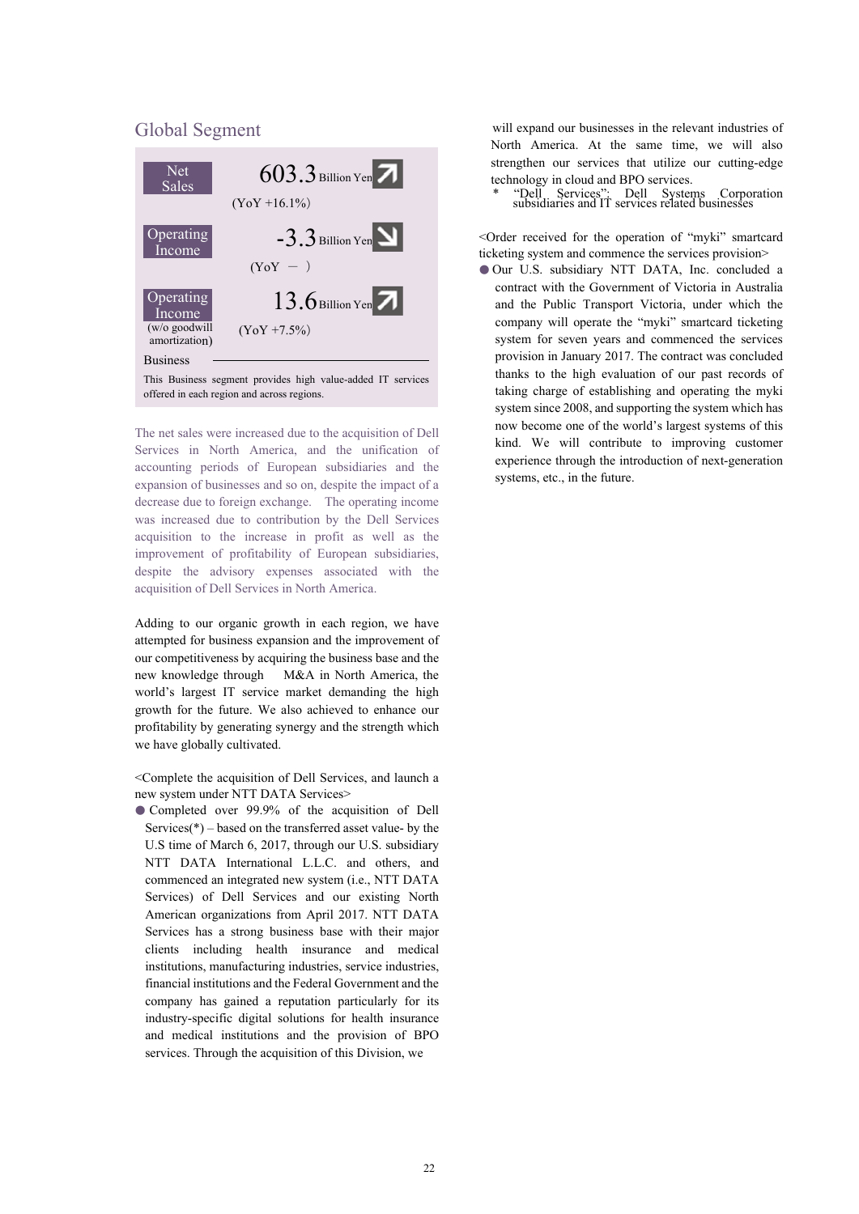## Global Segment

| | | |
|---|---|---|
| Net Sales | 603.3 Billion Yen ↗ | (YoY +16.1%) |
| Operating Income | -3.3 Billion Yen ↘ | (YoY － ) |
| Operating Income (w/o goodwill amortization) | 13.6 Billion Yen ↗ | (YoY +7.5%) |

Business

This Business segment provides high value-added IT services offered in each region and across regions.

The net sales were increased due to the acquisition of Dell Services in North America, and the unification of accounting periods of European subsidiaries and the expansion of businesses and so on, despite the impact of a decrease due to foreign exchange. The operating income was increased due to contribution by the Dell Services acquisition to the increase in profit as well as the improvement of profitability of European subsidiaries, despite the advisory expenses associated with the acquisition of Dell Services in North America.

Adding to our organic growth in each region, we have attempted for business expansion and the improvement of our competitiveness by acquiring the business base and the new knowledge through M&A in North America, the world's largest IT service market demanding the high growth for the future. We also achieved to enhance our profitability by generating synergy and the strength which we have globally cultivated.

<Complete the acquisition of Dell Services, and launch a new system under NTT DATA Services>

- Completed over 99.9% of the acquisition of Dell Services(*) – based on the transferred asset value- by the U.S time of March 6, 2017, through our U.S. subsidiary NTT DATA International L.L.C. and others, and commenced an integrated new system (i.e., NTT DATA Services) of Dell Services and our existing North American organizations from April 2017. NTT DATA Services has a strong business base with their major clients including health insurance and medical institutions, manufacturing industries, service industries, financial institutions and the Federal Government and the company has gained a reputation particularly for its industry-specific digital solutions for health insurance and medical institutions and the provision of BPO services. Through the acquisition of this Division, we will expand our businesses in the relevant industries of North America. At the same time, we will also strengthen our services that utilize our cutting-edge technology in cloud and BPO services.

\* "Dell Services": Dell Systems Corporation subsidiaries and IT services related businesses

<Order received for the operation of "myki" smartcard ticketing system and commence the services provision>

- Our U.S. subsidiary NTT DATA, Inc. concluded a contract with the Government of Victoria in Australia and the Public Transport Victoria, under which the company will operate the "myki" smartcard ticketing system for seven years and commenced the services provision in January 2017. The contract was concluded thanks to the high evaluation of our past records of taking charge of establishing and operating the myki system since 2008, and supporting the system which has now become one of the world's largest systems of this kind. We will contribute to improving customer experience through the introduction of next-generation systems, etc., in the future.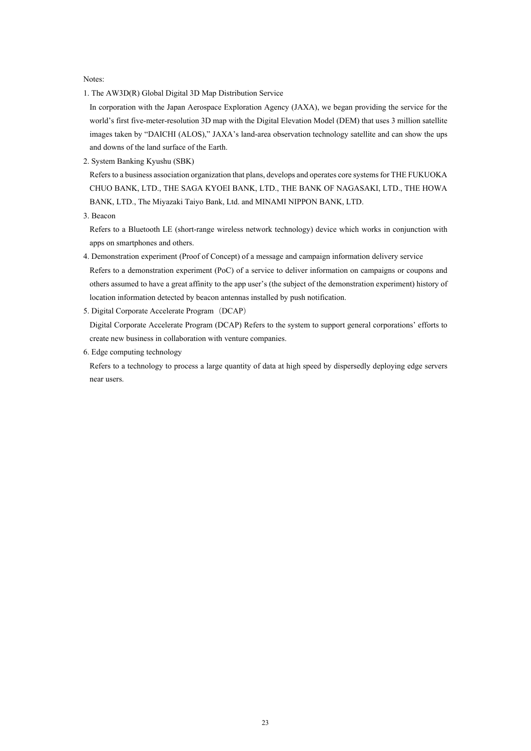Notes:

1. The AW3D(R) Global Digital 3D Map Distribution Service

   In corporation with the Japan Aerospace Exploration Agency (JAXA), we began providing the service for the world's first five-meter-resolution 3D map with the Digital Elevation Model (DEM) that uses 3 million satellite images taken by "DAICHI (ALOS)," JAXA's land-area observation technology satellite and can show the ups and downs of the land surface of the Earth.

2. System Banking Kyushu (SBK)

   Refers to a business association organization that plans, develops and operates core systems for THE FUKUOKA CHUO BANK, LTD., THE SAGA KYOEI BANK, LTD., THE BANK OF NAGASAKI, LTD., THE HOWA BANK, LTD., The Miyazaki Taiyo Bank, Ltd. and MINAMI NIPPON BANK, LTD.

3. Beacon

   Refers to a Bluetooth LE (short-range wireless network technology) device which works in conjunction with apps on smartphones and others.

4. Demonstration experiment (Proof of Concept) of a message and campaign information delivery service

   Refers to a demonstration experiment (PoC) of a service to deliver information on campaigns or coupons and others assumed to have a great affinity to the app user's (the subject of the demonstration experiment) history of location information detected by beacon antennas installed by push notification.

5. Digital Corporate Accelerate Program（DCAP）

   Digital Corporate Accelerate Program (DCAP) Refers to the system to support general corporations' efforts to create new business in collaboration with venture companies.

6. Edge computing technology

   Refers to a technology to process a large quantity of data at high speed by dispersedly deploying edge servers near users.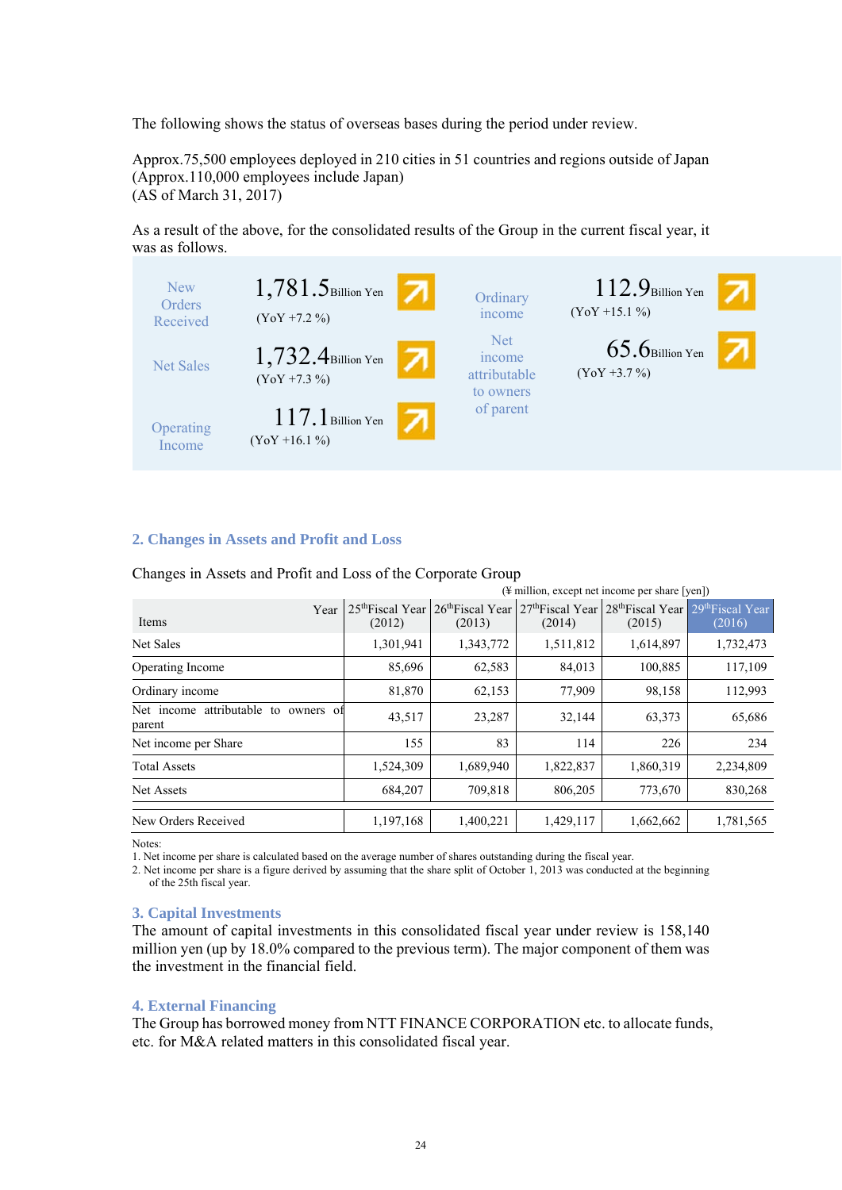The following shows the status of overseas bases during the period under review.

Approx.75,500 employees deployed in 210 cities in 51 countries and regions outside of Japan (Approx.110,000 employees include Japan)
(AS of March 31, 2017)

As a result of the above, for the consolidated results of the Group in the current fiscal year, it was as follows.

| Item | Amount | YoY |
|---|---|---|
| New Orders Received | 1,781.5 Billion Yen | (YoY +7.2 %) |
| Net Sales | 1,732.4 Billion Yen | (YoY +7.3 %) |
| Operating Income | 117.1 Billion Yen | (YoY +16.1 %) |
| Ordinary income | 112.9 Billion Yen | (YoY +15.1 %) |
| Net income attributable to owners of parent | 65.6 Billion Yen | (YoY +3.7 %) |

## 2. Changes in Assets and Profit and Loss

Changes in Assets and Profit and Loss of the Corporate Group

(¥ million, except net income per share [yen])

| Items / Year | 25th Fiscal Year (2012) | 26th Fiscal Year (2013) | 27th Fiscal Year (2014) | 28th Fiscal Year (2015) | 29th Fiscal Year (2016) |
|---|---|---|---|---|---|
| Net Sales | 1,301,941 | 1,343,772 | 1,511,812 | 1,614,897 | 1,732,473 |
| Operating Income | 85,696 | 62,583 | 84,013 | 100,885 | 117,109 |
| Ordinary income | 81,870 | 62,153 | 77,909 | 98,158 | 112,993 |
| Net income attributable to owners of parent | 43,517 | 23,287 | 32,144 | 63,373 | 65,686 |
| Net income per Share | 155 | 83 | 114 | 226 | 234 |
| Total Assets | 1,524,309 | 1,689,940 | 1,822,837 | 1,860,319 | 2,234,809 |
| Net Assets | 684,207 | 709,818 | 806,205 | 773,670 | 830,268 |
| New Orders Received | 1,197,168 | 1,400,221 | 1,429,117 | 1,662,662 | 1,781,565 |

Notes:
1. Net income per share is calculated based on the average number of shares outstanding during the fiscal year.
2. Net income per share is a figure derived by assuming that the share split of October 1, 2013 was conducted at the beginning of the 25th fiscal year.

## 3. Capital Investments

The amount of capital investments in this consolidated fiscal year under review is 158,140 million yen (up by 18.0% compared to the previous term). The major component of them was the investment in the financial field.

## 4. External Financing

The Group has borrowed money from NTT FINANCE CORPORATION etc. to allocate funds, etc. for M&A related matters in this consolidated fiscal year.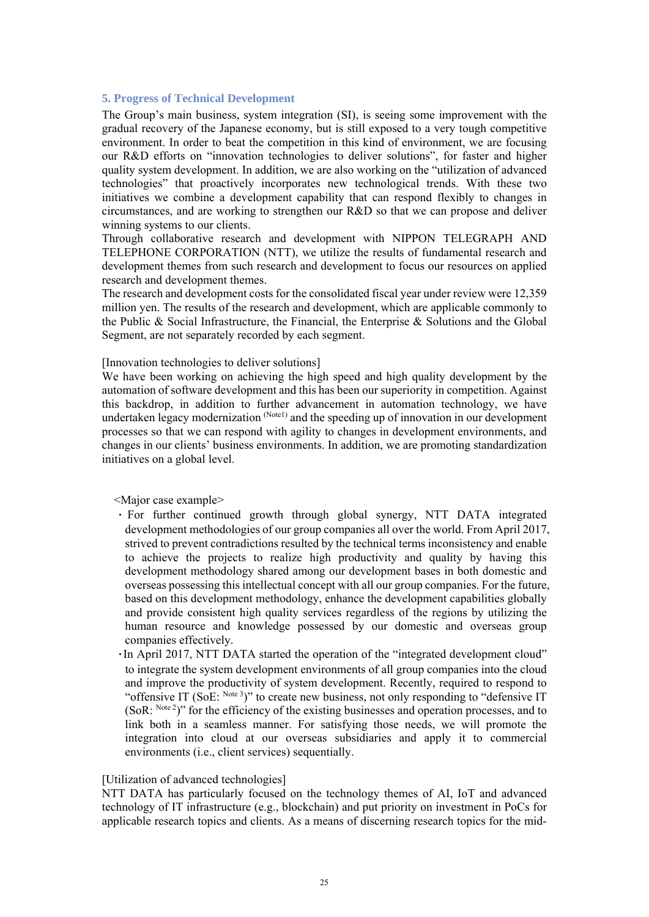## 5. Progress of Technical Development

The Group's main business, system integration (SI), is seeing some improvement with the gradual recovery of the Japanese economy, but is still exposed to a very tough competitive environment. In order to beat the competition in this kind of environment, we are focusing our R&D efforts on "innovation technologies to deliver solutions", for faster and higher quality system development. In addition, we are also working on the "utilization of advanced technologies" that proactively incorporates new technological trends. With these two initiatives we combine a development capability that can respond flexibly to changes in circumstances, and are working to strengthen our R&D so that we can propose and deliver winning systems to our clients.

Through collaborative research and development with NIPPON TELEGRAPH AND TELEPHONE CORPORATION (NTT), we utilize the results of fundamental research and development themes from such research and development to focus our resources on applied research and development themes.

The research and development costs for the consolidated fiscal year under review were 12,359 million yen. The results of the research and development, which are applicable commonly to the Public & Social Infrastructure, the Financial, the Enterprise & Solutions and the Global Segment, are not separately recorded by each segment.

[Innovation technologies to deliver solutions]

We have been working on achieving the high speed and high quality development by the automation of software development and this has been our superiority in competition. Against this backdrop, in addition to further advancement in automation technology, we have undertaken legacy modernization (Note1) and the speeding up of innovation in our development processes so that we can respond with agility to changes in development environments, and changes in our clients' business environments. In addition, we are promoting standardization initiatives on a global level.

<Major case example>

- For further continued growth through global synergy, NTT DATA integrated development methodologies of our group companies all over the world. From April 2017, strived to prevent contradictions resulted by the technical terms inconsistency and enable to achieve the projects to realize high productivity and quality by having this development methodology shared among our development bases in both domestic and overseas possessing this intellectual concept with all our group companies. For the future, based on this development methodology, enhance the development capabilities globally and provide consistent high quality services regardless of the regions by utilizing the human resource and knowledge possessed by our domestic and overseas group companies effectively.
- In April 2017, NTT DATA started the operation of the "integrated development cloud" to integrate the system development environments of all group companies into the cloud and improve the productivity of system development. Recently, required to respond to "offensive IT (SoE: Note 3)" to create new business, not only responding to "defensive IT (SoR: Note 2)" for the efficiency of the existing businesses and operation processes, and to link both in a seamless manner. For satisfying those needs, we will promote the integration into cloud at our overseas subsidiaries and apply it to commercial environments (i.e., client services) sequentially.

[Utilization of advanced technologies]

NTT DATA has particularly focused on the technology themes of AI, IoT and advanced technology of IT infrastructure (e.g., blockchain) and put priority on investment in PoCs for applicable research topics and clients. As a means of discerning research topics for the mid-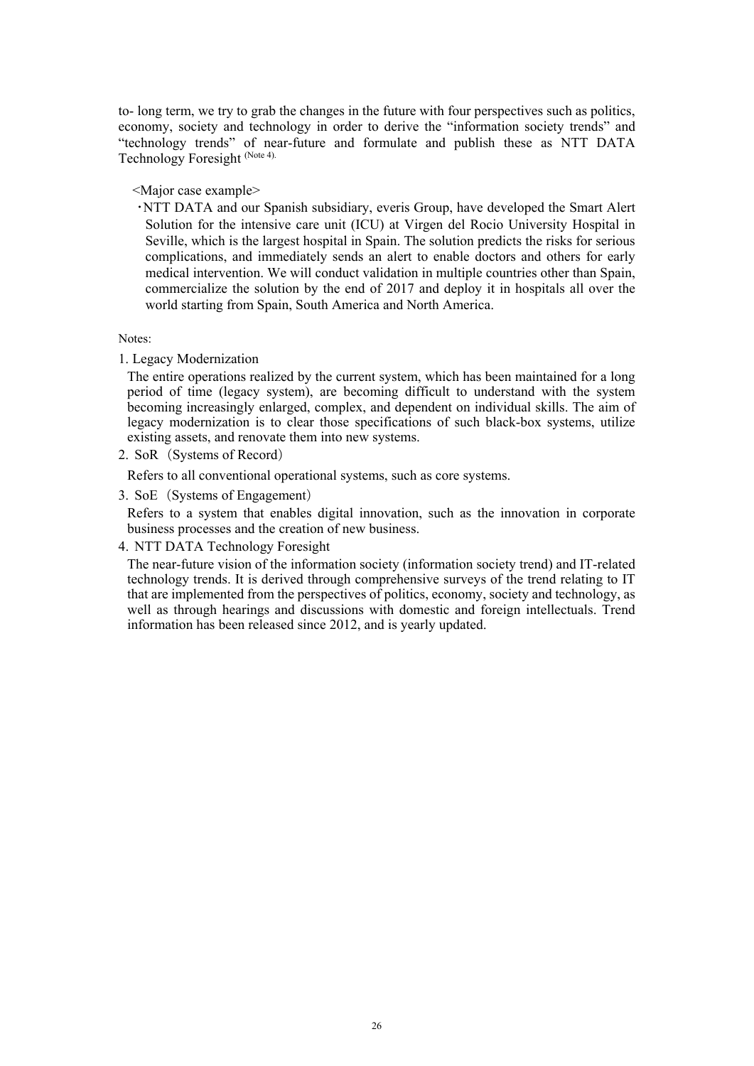to- long term, we try to grab the changes in the future with four perspectives such as politics, economy, society and technology in order to derive the "information society trends" and "technology trends" of near-future and formulate and publish these as NTT DATA Technology Foresight (Note 4).

<Major case example>

- NTT DATA and our Spanish subsidiary, everis Group, have developed the Smart Alert Solution for the intensive care unit (ICU) at Virgen del Rocio University Hospital in Seville, which is the largest hospital in Spain. The solution predicts the risks for serious complications, and immediately sends an alert to enable doctors and others for early medical intervention. We will conduct validation in multiple countries other than Spain, commercialize the solution by the end of 2017 and deploy it in hospitals all over the world starting from Spain, South America and North America.

Notes:

1. Legacy Modernization

   The entire operations realized by the current system, which has been maintained for a long period of time (legacy system), are becoming difficult to understand with the system becoming increasingly enlarged, complex, and dependent on individual skills. The aim of legacy modernization is to clear those specifications of such black-box systems, utilize existing assets, and renovate them into new systems.

2. SoR（Systems of Record）

   Refers to all conventional operational systems, such as core systems.

3. SoE（Systems of Engagement）

   Refers to a system that enables digital innovation, such as the innovation in corporate business processes and the creation of new business.

4. NTT DATA Technology Foresight

   The near-future vision of the information society (information society trend) and IT-related technology trends. It is derived through comprehensive surveys of the trend relating to IT that are implemented from the perspectives of politics, economy, society and technology, as well as through hearings and discussions with domestic and foreign intellectuals. Trend information has been released since 2012, and is yearly updated.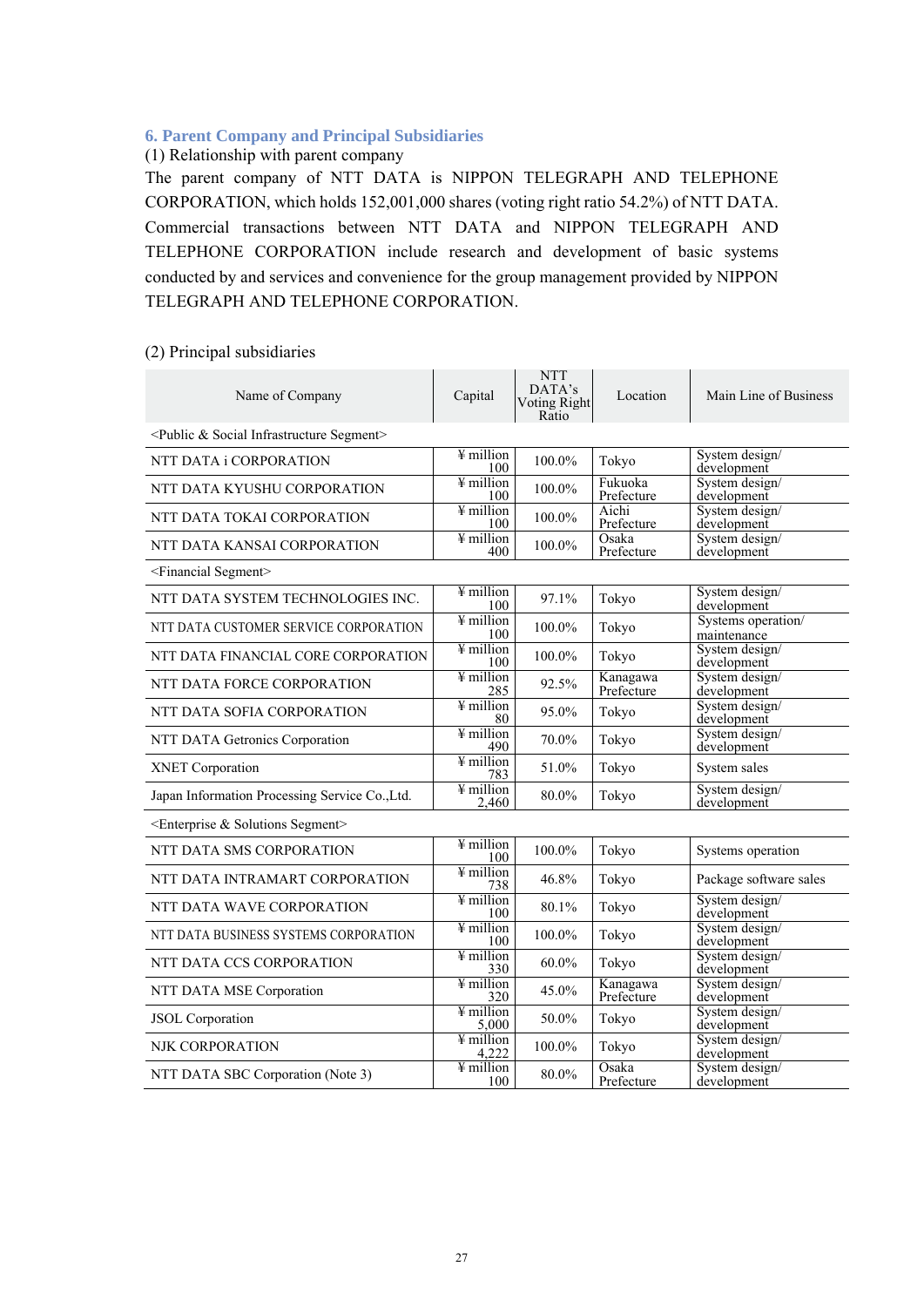### 6. Parent Company and Principal Subsidiaries

(1) Relationship with parent company

The parent company of NTT DATA is NIPPON TELEGRAPH AND TELEPHONE CORPORATION, which holds 152,001,000 shares (voting right ratio 54.2%) of NTT DATA. Commercial transactions between NTT DATA and NIPPON TELEGRAPH AND TELEPHONE CORPORATION include research and development of basic systems conducted by and services and convenience for the group management provided by NIPPON TELEGRAPH AND TELEPHONE CORPORATION.

(2) Principal subsidiaries

| Name of Company | Capital | NTT DATA's Voting Right Ratio | Location | Main Line of Business |
|---|---|---|---|---|
| <Public & Social Infrastructure Segment> | | | | |
| NTT DATA i CORPORATION | ¥ million 100 | 100.0% | Tokyo | System design/ development |
| NTT DATA KYUSHU CORPORATION | ¥ million 100 | 100.0% | Fukuoka Prefecture | System design/ development |
| NTT DATA TOKAI CORPORATION | ¥ million 100 | 100.0% | Aichi Prefecture | System design/ development |
| NTT DATA KANSAI CORPORATION | ¥ million 400 | 100.0% | Osaka Prefecture | System design/ development |
| <Financial Segment> | | | | |
| NTT DATA SYSTEM TECHNOLOGIES INC. | ¥ million 100 | 97.1% | Tokyo | System design/ development |
| NTT DATA CUSTOMER SERVICE CORPORATION | ¥ million 100 | 100.0% | Tokyo | Systems operation/ maintenance |
| NTT DATA FINANCIAL CORE CORPORATION | ¥ million 100 | 100.0% | Tokyo | System design/ development |
| NTT DATA FORCE CORPORATION | ¥ million 285 | 92.5% | Kanagawa Prefecture | System design/ development |
| NTT DATA SOFIA CORPORATION | ¥ million 80 | 95.0% | Tokyo | System design/ development |
| NTT DATA Getronics Corporation | ¥ million 490 | 70.0% | Tokyo | System design/ development |
| XNET Corporation | ¥ million 783 | 51.0% | Tokyo | System sales |
| Japan Information Processing Service Co.,Ltd. | ¥ million 2,460 | 80.0% | Tokyo | System design/ development |
| <Enterprise & Solutions Segment> | | | | |
| NTT DATA SMS CORPORATION | ¥ million 100 | 100.0% | Tokyo | Systems operation |
| NTT DATA INTRAMART CORPORATION | ¥ million 738 | 46.8% | Tokyo | Package software sales |
| NTT DATA WAVE CORPORATION | ¥ million 100 | 80.1% | Tokyo | System design/ development |
| NTT DATA BUSINESS SYSTEMS CORPORATION | ¥ million 100 | 100.0% | Tokyo | System design/ development |
| NTT DATA CCS CORPORATION | ¥ million 330 | 60.0% | Tokyo | System design/ development |
| NTT DATA MSE Corporation | ¥ million 320 | 45.0% | Kanagawa Prefecture | System design/ development |
| JSOL Corporation | ¥ million 5,000 | 50.0% | Tokyo | System design/ development |
| NJK CORPORATION | ¥ million 4,222 | 100.0% | Tokyo | System design/ development |
| NTT DATA SBC Corporation (Note 3) | ¥ million 100 | 80.0% | Osaka Prefecture | System design/ development |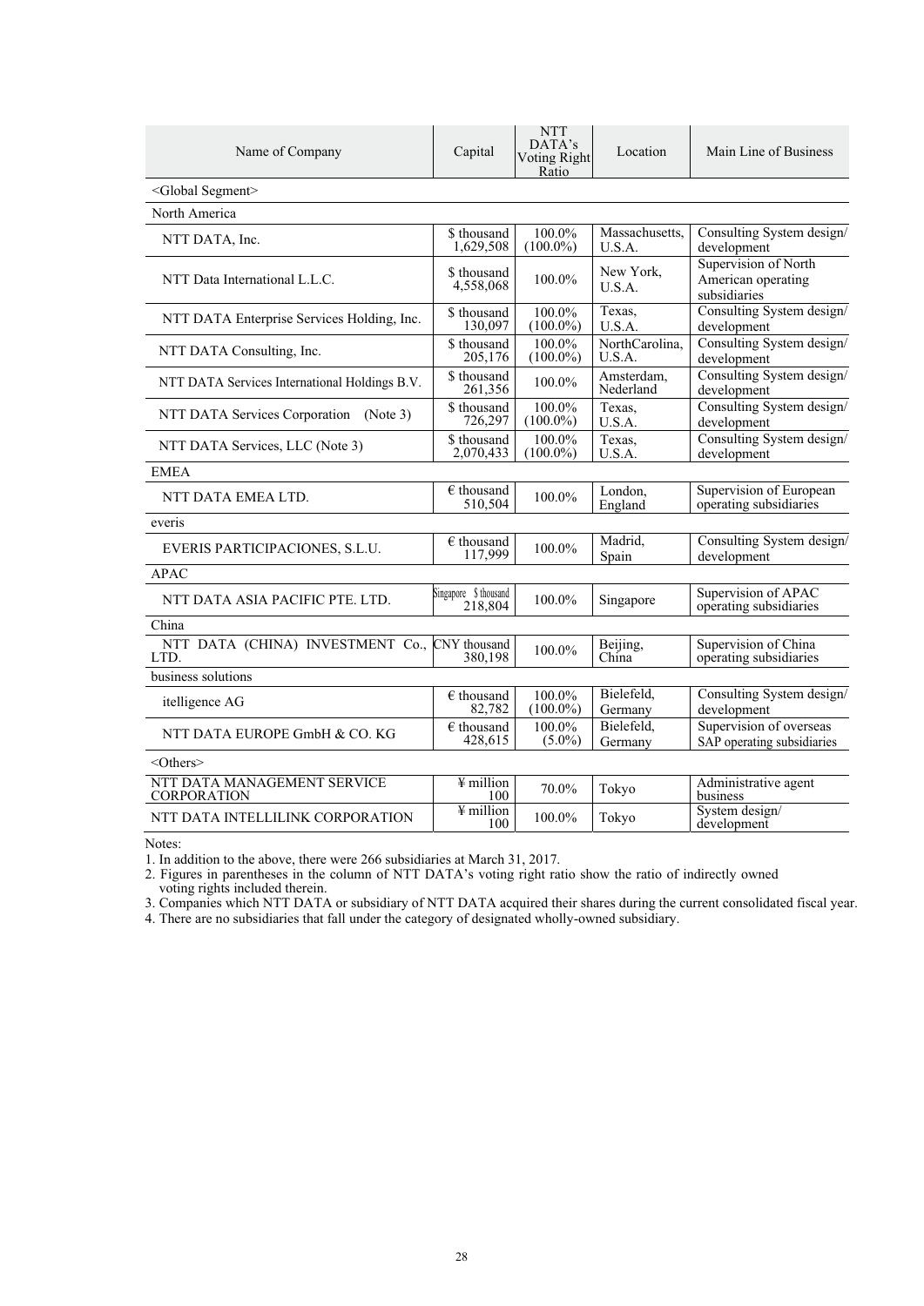| Name of Company | Capital | NTT DATA's Voting Right Ratio | Location | Main Line of Business |
|---|---|---|---|---|
| <Global Segment> | | | | |
| North America | | | | |
| NTT DATA, Inc. | $ thousand 1,629,508 | 100.0% (100.0%) | Massachusetts, U.S.A. | Consulting System design/ development |
| NTT Data International L.L.C. | $ thousand 4,558,068 | 100.0% | New York, U.S.A. | Supervision of North American operating subsidiaries |
| NTT DATA Enterprise Services Holding, Inc. | $ thousand 130,097 | 100.0% (100.0%) | Texas, U.S.A. | Consulting System design/ development |
| NTT DATA Consulting, Inc. | $ thousand 205,176 | 100.0% (100.0%) | NorthCarolina, U.S.A. | Consulting System design/ development |
| NTT DATA Services International Holdings B.V. | $ thousand 261,356 | 100.0% | Amsterdam, Nederland | Consulting System design/ development |
| NTT DATA Services Corporation (Note 3) | $ thousand 726,297 | 100.0% (100.0%) | Texas, U.S.A. | Consulting System design/ development |
| NTT DATA Services, LLC (Note 3) | $ thousand 2,070,433 | 100.0% (100.0%) | Texas, U.S.A. | Consulting System design/ development |
| EMEA | | | | |
| NTT DATA EMEA LTD. | € thousand 510,504 | 100.0% | London, England | Supervision of European operating subsidiaries |
| everis | | | | |
| EVERIS PARTICIPACIONES, S.L.U. | € thousand 117,999 | 100.0% | Madrid, Spain | Consulting System design/ development |
| APAC | | | | |
| NTT DATA ASIA PACIFIC PTE. LTD. | Singapore $ thousand 218,804 | 100.0% | Singapore | Supervision of APAC operating subsidiaries |
| China | | | | |
| NTT DATA (CHINA) INVESTMENT Co., LTD. | CNY thousand 380,198 | 100.0% | Beijing, China | Supervision of China operating subsidiaries |
| business solutions | | | | |
| itelligence AG | € thousand 82,782 | 100.0% (100.0%) | Bielefeld, Germany | Consulting System design/ development |
| NTT DATA EUROPE GmbH & CO. KG | € thousand 428,615 | 100.0% (5.0%) | Bielefeld, Germany | Supervision of overseas SAP operating subsidiaries |
| <Others> | | | | |
| NTT DATA MANAGEMENT SERVICE CORPORATION | ¥ million 100 | 70.0% | Tokyo | Administrative agent business |
| NTT DATA INTELLILINK CORPORATION | ¥ million 100 | 100.0% | Tokyo | System design/ development |

Notes:

1. In addition to the above, there were 266 subsidiaries at March 31, 2017.
2. Figures in parentheses in the column of NTT DATA's voting right ratio show the ratio of indirectly owned voting rights included therein.
3. Companies which NTT DATA or subsidiary of NTT DATA acquired their shares during the current consolidated fiscal year.
4. There are no subsidiaries that fall under the category of designated wholly-owned subsidiary.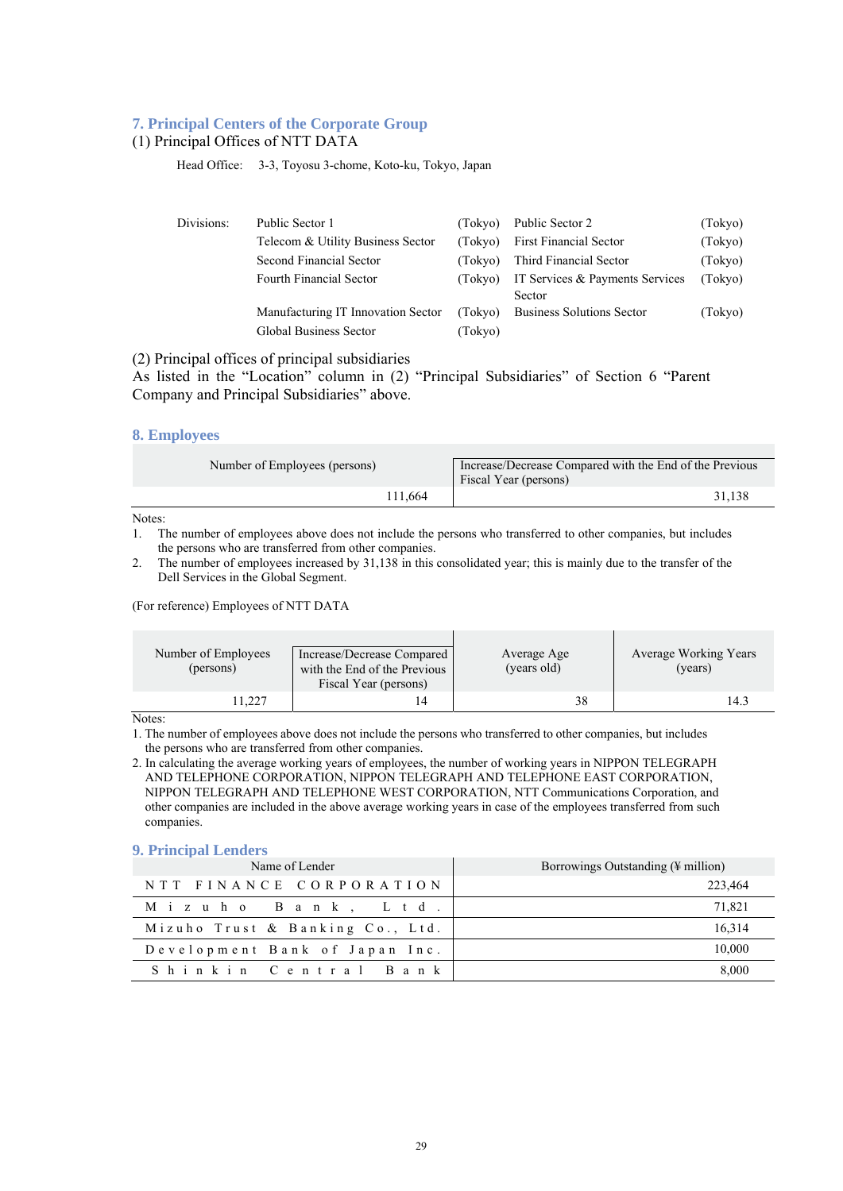## 7. Principal Centers of the Corporate Group

(1) Principal Offices of NTT DATA

Head Office: 3-3, Toyosu 3-chome, Koto-ku, Tokyo, Japan

| Divisions: | | | | |
|---|---|---|---|---|
| | Public Sector 1 | (Tokyo) | Public Sector 2 | (Tokyo) |
| | Telecom & Utility Business Sector | (Tokyo) | First Financial Sector | (Tokyo) |
| | Second Financial Sector | (Tokyo) | Third Financial Sector | (Tokyo) |
| | Fourth Financial Sector | (Tokyo) | IT Services & Payments Services Sector | (Tokyo) |
| | Manufacturing IT Innovation Sector | (Tokyo) | Business Solutions Sector | (Tokyo) |
| | Global Business Sector | (Tokyo) | | |

(2) Principal offices of principal subsidiaries

As listed in the "Location" column in (2) "Principal Subsidiaries" of Section 6 "Parent Company and Principal Subsidiaries" above.

## 8. Employees

| Number of Employees (persons) | Increase/Decrease Compared with the End of the Previous Fiscal Year (persons) |
|---|---|
| 111,664 | 31,138 |

Notes:

1. The number of employees above does not include the persons who transferred to other companies, but includes the persons who are transferred from other companies.
2. The number of employees increased by 31,138 in this consolidated year; this is mainly due to the transfer of the Dell Services in the Global Segment.

(For reference) Employees of NTT DATA

| Number of Employees (persons) | Increase/Decrease Compared with the End of the Previous Fiscal Year (persons) | Average Age (years old) | Average Working Years (years) |
|---|---|---|---|
| 11,227 | 14 | 38 | 14.3 |

Notes:

1. The number of employees above does not include the persons who transferred to other companies, but includes the persons who are transferred from other companies.
2. In calculating the average working years of employees, the number of working years in NIPPON TELEGRAPH AND TELEPHONE CORPORATION, NIPPON TELEGRAPH AND TELEPHONE EAST CORPORATION, NIPPON TELEGRAPH AND TELEPHONE WEST CORPORATION, NTT Communications Corporation, and other companies are included in the above average working years in case of the employees transferred from such companies.

## 9. Principal Lenders

| Name of Lender | Borrowings Outstanding (¥ million) |
|---|---|
| NTT FINANCE CORPORATION | 223,464 |
| Mizuho Bank, Ltd. | 71,821 |
| Mizuho Trust & Banking Co., Ltd. | 16,314 |
| Development Bank of Japan Inc. | 10,000 |
| Shinkin Central Bank | 8,000 |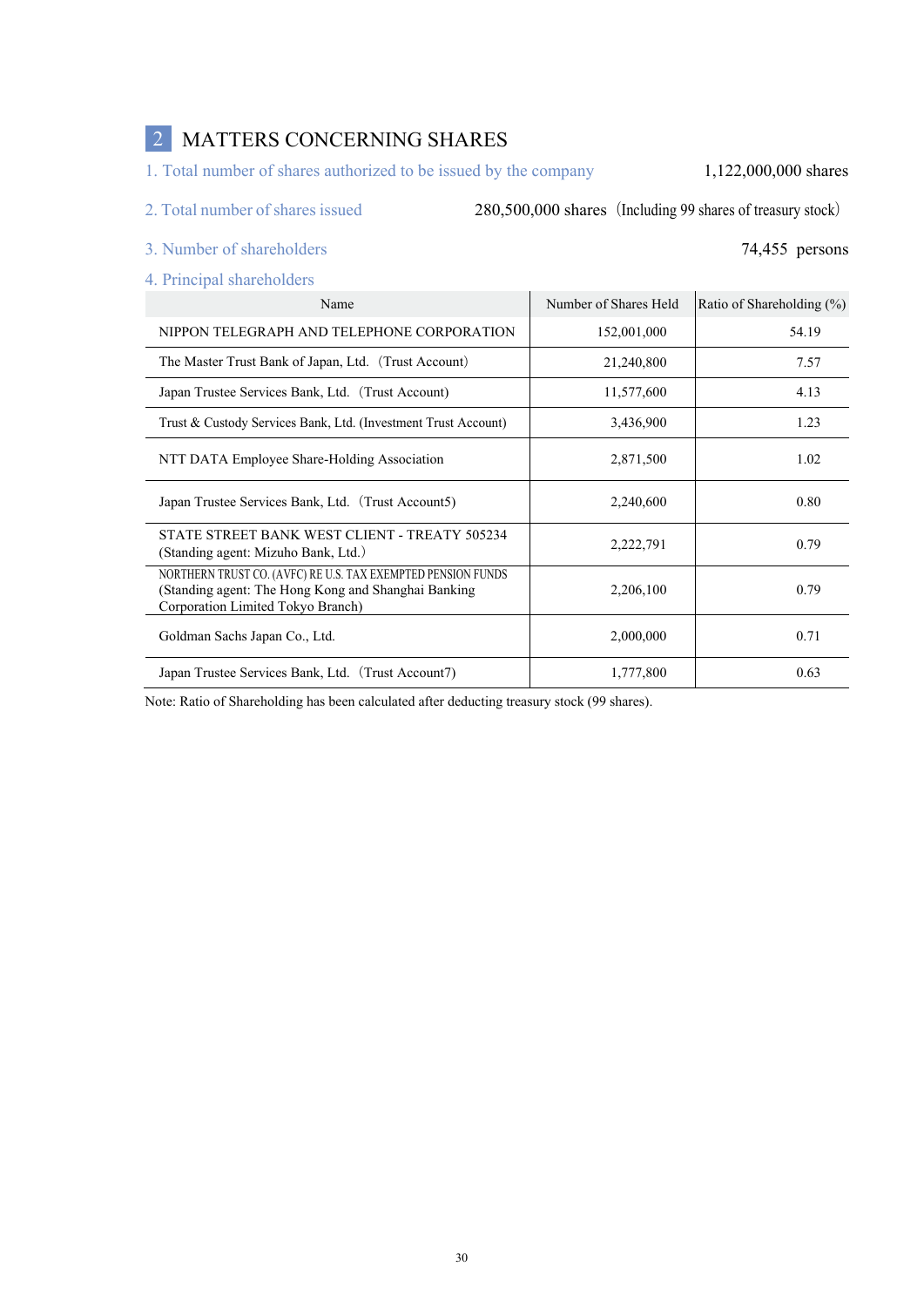## 2 MATTERS CONCERNING SHARES

1. Total number of shares authorized to be issued by the company — 1,122,000,000 shares

2. Total number of shares issued — 280,500,000 shares（Including 99 shares of treasury stock）

3. Number of shareholders — 74,455 persons

4. Principal shareholders

| Name | Number of Shares Held | Ratio of Shareholding (%) |
|---|---|---|
| NIPPON TELEGRAPH AND TELEPHONE CORPORATION | 152,001,000 | 54.19 |
| The Master Trust Bank of Japan, Ltd.（Trust Account） | 21,240,800 | 7.57 |
| Japan Trustee Services Bank, Ltd.（Trust Account) | 11,577,600 | 4.13 |
| Trust & Custody Services Bank, Ltd. (Investment Trust Account) | 3,436,900 | 1.23 |
| NTT DATA Employee Share-Holding Association | 2,871,500 | 1.02 |
| Japan Trustee Services Bank, Ltd.（Trust Account5) | 2,240,600 | 0.80 |
| STATE STREET BANK WEST CLIENT - TREATY 505234 (Standing agent: Mizuho Bank, Ltd.） | 2,222,791 | 0.79 |
| NORTHERN TRUST CO. (AVFC) RE U.S. TAX EXEMPTED PENSION FUNDS (Standing agent: The Hong Kong and Shanghai Banking Corporation Limited Tokyo Branch) | 2,206,100 | 0.79 |
| Goldman Sachs Japan Co., Ltd. | 2,000,000 | 0.71 |
| Japan Trustee Services Bank, Ltd.（Trust Account7) | 1,777,800 | 0.63 |

Note: Ratio of Shareholding has been calculated after deducting treasury stock (99 shares).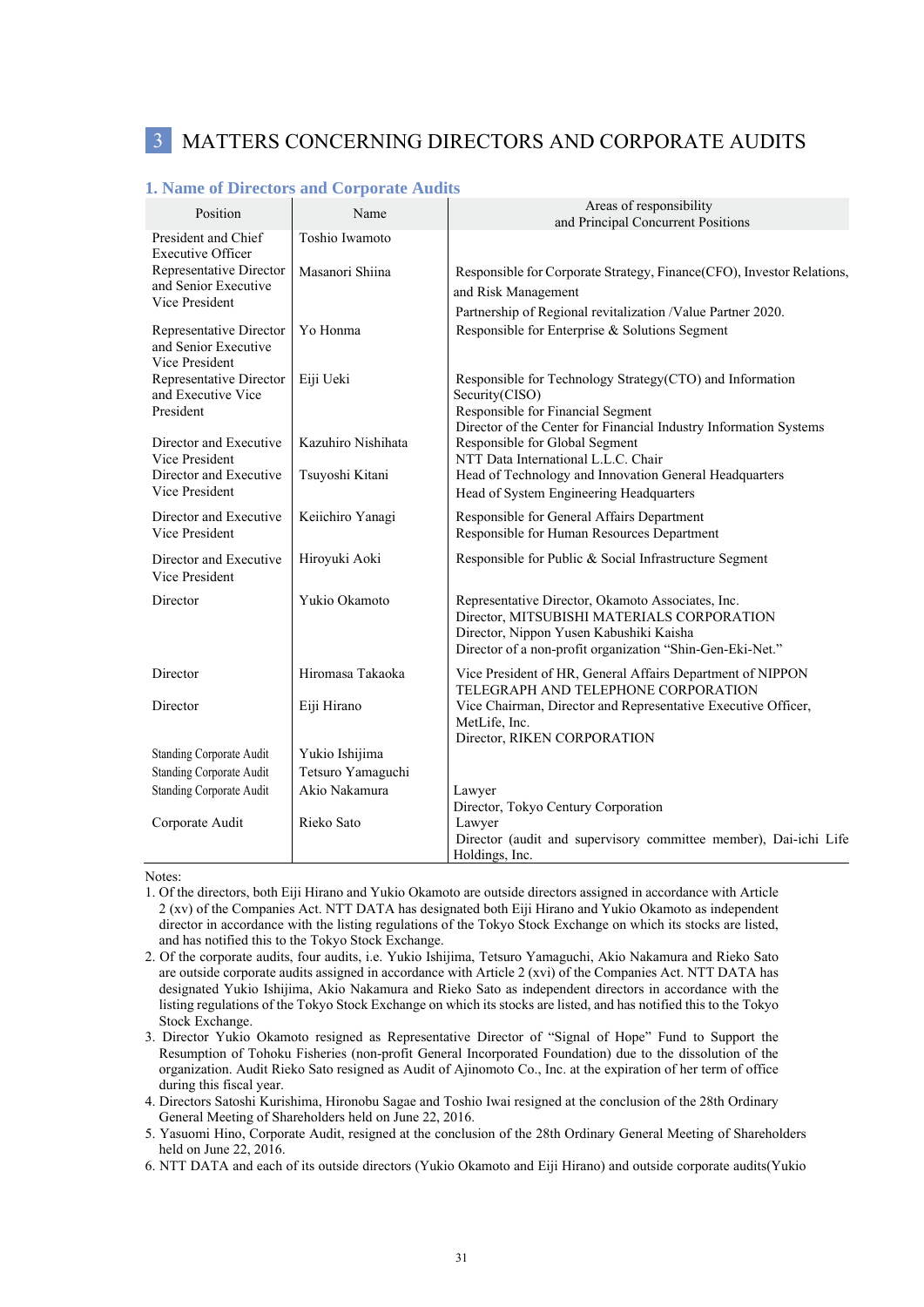## 3 MATTERS CONCERNING DIRECTORS AND CORPORATE AUDITS

### 1. Name of Directors and Corporate Audits

| Position | Name | Areas of responsibility and Principal Concurrent Positions |
|---|---|---|
| President and Chief Executive Officer | Toshio Iwamoto | |
| Representative Director and Senior Executive Vice President | Masanori Shiina | Responsible for Corporate Strategy, Finance(CFO), Investor Relations, and Risk Management<br>Partnership of Regional revitalization /Value Partner 2020. |
| Representative Director and Senior Executive Vice President | Yo Honma | Responsible for Enterprise & Solutions Segment |
| Representative Director and Executive Vice President | Eiji Ueki | Responsible for Technology Strategy(CTO) and Information Security(CISO)<br>Responsible for Financial Segment<br>Director of the Center for Financial Industry Information Systems |
| Director and Executive Vice President | Kazuhiro Nishihata | Responsible for Global Segment<br>NTT Data International L.L.C. Chair |
| Director and Executive Vice President | Tsuyoshi Kitani | Head of Technology and Innovation General Headquarters<br>Head of System Engineering Headquarters |
| Director and Executive Vice President | Keiichiro Yanagi | Responsible for General Affairs Department<br>Responsible for Human Resources Department |
| Director and Executive Vice President | Hiroyuki Aoki | Responsible for Public & Social Infrastructure Segment |
| Director | Yukio Okamoto | Representative Director, Okamoto Associates, Inc.<br>Director, MITSUBISHI MATERIALS CORPORATION<br>Director, Nippon Yusen Kabushiki Kaisha<br>Director of a non-profit organization "Shin-Gen-Eki-Net." |
| Director | Hiromasa Takaoka | Vice President of HR, General Affairs Department of NIPPON TELEGRAPH AND TELEPHONE CORPORATION |
| Director | Eiji Hirano | Vice Chairman, Director and Representative Executive Officer, MetLife, Inc.<br>Director, RIKEN CORPORATION |
| Standing Corporate Audit | Yukio Ishijima | |
| Standing Corporate Audit | Tetsuro Yamaguchi | |
| Standing Corporate Audit | Akio Nakamura | Lawyer<br>Director, Tokyo Century Corporation |
| Corporate Audit | Rieko Sato | Lawyer<br>Director (audit and supervisory committee member), Dai-ichi Life Holdings, Inc. |

Notes:

1. Of the directors, both Eiji Hirano and Yukio Okamoto are outside directors assigned in accordance with Article 2 (xv) of the Companies Act. NTT DATA has designated both Eiji Hirano and Yukio Okamoto as independent director in accordance with the listing regulations of the Tokyo Stock Exchange on which its stocks are listed, and has notified this to the Tokyo Stock Exchange.
2. Of the corporate audits, four audits, i.e. Yukio Ishijima, Tetsuro Yamaguchi, Akio Nakamura and Rieko Sato are outside corporate audits assigned in accordance with Article 2 (xvi) of the Companies Act. NTT DATA has designated Yukio Ishijima, Akio Nakamura and Rieko Sato as independent directors in accordance with the listing regulations of the Tokyo Stock Exchange on which its stocks are listed, and has notified this to the Tokyo Stock Exchange.
3. Director Yukio Okamoto resigned as Representative Director of "Signal of Hope" Fund to Support the Resumption of Tohoku Fisheries (non-profit General Incorporated Foundation) due to the dissolution of the organization. Audit Rieko Sato resigned as Audit of Ajinomoto Co., Inc. at the expiration of her term of office during this fiscal year.
4. Directors Satoshi Kurishima, Hironobu Sagae and Toshio Iwai resigned at the conclusion of the 28th Ordinary General Meeting of Shareholders held on June 22, 2016.
5. Yasuomi Hino, Corporate Audit, resigned at the conclusion of the 28th Ordinary General Meeting of Shareholders held on June 22, 2016.
6. NTT DATA and each of its outside directors (Yukio Okamoto and Eiji Hirano) and outside corporate audits(Yukio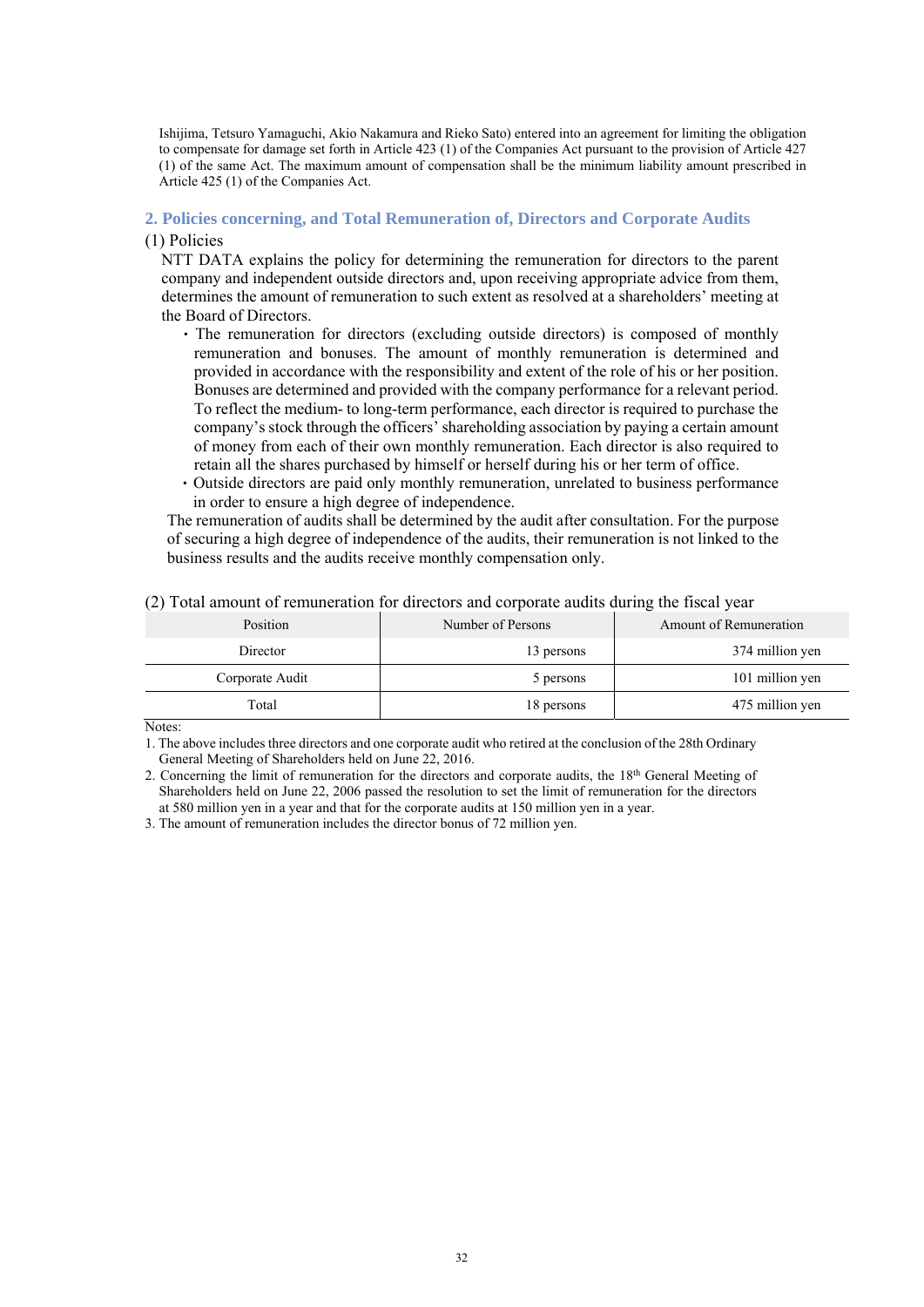Ishijima, Tetsuro Yamaguchi, Akio Nakamura and Rieko Sato) entered into an agreement for limiting the obligation to compensate for damage set forth in Article 423 (1) of the Companies Act pursuant to the provision of Article 427 (1) of the same Act. The maximum amount of compensation shall be the minimum liability amount prescribed in Article 425 (1) of the Companies Act.

## 2. Policies concerning, and Total Remuneration of, Directors and Corporate Audits

(1) Policies

NTT DATA explains the policy for determining the remuneration for directors to the parent company and independent outside directors and, upon receiving appropriate advice from them, determines the amount of remuneration to such extent as resolved at a shareholders' meeting at the Board of Directors.

- The remuneration for directors (excluding outside directors) is composed of monthly remuneration and bonuses. The amount of monthly remuneration is determined and provided in accordance with the responsibility and extent of the role of his or her position. Bonuses are determined and provided with the company performance for a relevant period. To reflect the medium- to long-term performance, each director is required to purchase the company's stock through the officers' shareholding association by paying a certain amount of money from each of their own monthly remuneration. Each director is also required to retain all the shares purchased by himself or herself during his or her term of office.
- Outside directors are paid only monthly remuneration, unrelated to business performance in order to ensure a high degree of independence.

The remuneration of audits shall be determined by the audit after consultation. For the purpose of securing a high degree of independence of the audits, their remuneration is not linked to the business results and the audits receive monthly compensation only.

(2) Total amount of remuneration for directors and corporate audits during the fiscal year

| Position | Number of Persons | Amount of Remuneration |
|---|---|---|
| Director | 13 persons | 374 million yen |
| Corporate Audit | 5 persons | 101 million yen |
| Total | 18 persons | 475 million yen |

Notes:

1. The above includes three directors and one corporate audit who retired at the conclusion of the 28th Ordinary General Meeting of Shareholders held on June 22, 2016.
2. Concerning the limit of remuneration for the directors and corporate audits, the 18th General Meeting of Shareholders held on June 22, 2006 passed the resolution to set the limit of remuneration for the directors at 580 million yen in a year and that for the corporate audits at 150 million yen in a year.
3. The amount of remuneration includes the director bonus of 72 million yen.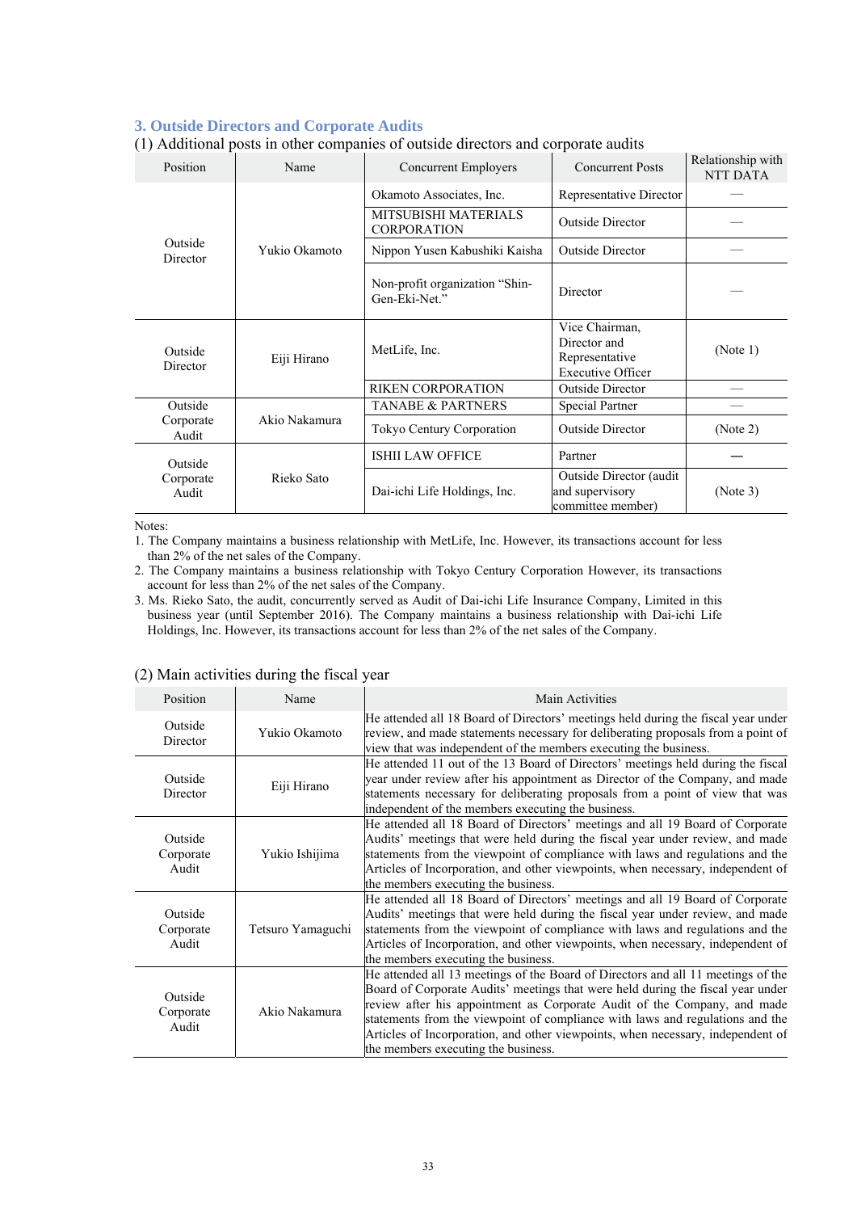### 3. Outside Directors and Corporate Audits

(1) Additional posts in other companies of outside directors and corporate audits

| Position | Name | Concurrent Employers | Concurrent Posts | Relationship with NTT DATA |
|---|---|---|---|---|
| Outside Director | Yukio Okamoto | Okamoto Associates, Inc. | Representative Director | — |
| | | MITSUBISHI MATERIALS CORPORATION | Outside Director | — |
| | | Nippon Yusen Kabushiki Kaisha | Outside Director | — |
| | | Non-profit organization “Shin-Gen-Eki-Net.” | Director | — |
| Outside Director | Eiji Hirano | MetLife, Inc. | Vice Chairman, Director and Representative Executive Officer | (Note 1) |
| | | RIKEN CORPORATION | Outside Director | — |
| Outside Corporate Audit | Akio Nakamura | TANABE & PARTNERS | Special Partner | — |
| | | Tokyo Century Corporation | Outside Director | (Note 2) |
| Outside Corporate Audit | Rieko Sato | ISHII LAW OFFICE | Partner | — |
| | | Dai-ichi Life Holdings, Inc. | Outside Director (audit and supervisory committee member) | (Note 3) |

Notes:
1. The Company maintains a business relationship with MetLife, Inc. However, its transactions account for less than 2% of the net sales of the Company.
2. The Company maintains a business relationship with Tokyo Century Corporation However, its transactions account for less than 2% of the net sales of the Company.
3. Ms. Rieko Sato, the audit, concurrently served as Audit of Dai-ichi Life Insurance Company, Limited in this business year (until September 2016). The Company maintains a business relationship with Dai-ichi Life Holdings, Inc. However, its transactions account for less than 2% of the net sales of the Company.

(2) Main activities during the fiscal year

| Position | Name | Main Activities |
|---|---|---|
| Outside Director | Yukio Okamoto | He attended all 18 Board of Directors’ meetings held during the fiscal year under review, and made statements necessary for deliberating proposals from a point of view that was independent of the members executing the business. |
| Outside Director | Eiji Hirano | He attended 11 out of the 13 Board of Directors’ meetings held during the fiscal year under review after his appointment as Director of the Company, and made statements necessary for deliberating proposals from a point of view that was independent of the members executing the business. |
| Outside Corporate Audit | Yukio Ishijima | He attended all 18 Board of Directors’ meetings and all 19 Board of Corporate Audits’ meetings that were held during the fiscal year under review, and made statements from the viewpoint of compliance with laws and regulations and the Articles of Incorporation, and other viewpoints, when necessary, independent of the members executing the business. |
| Outside Corporate Audit | Tetsuro Yamaguchi | He attended all 18 Board of Directors’ meetings and all 19 Board of Corporate Audits’ meetings that were held during the fiscal year under review, and made statements from the viewpoint of compliance with laws and regulations and the Articles of Incorporation, and other viewpoints, when necessary, independent of the members executing the business. |
| Outside Corporate Audit | Akio Nakamura | He attended all 13 meetings of the Board of Directors and all 11 meetings of the Board of Corporate Audits’ meetings that were held during the fiscal year under review after his appointment as Corporate Audit of the Company, and made statements from the viewpoint of compliance with laws and regulations and the Articles of Incorporation, and other viewpoints, when necessary, independent of the members executing the business. |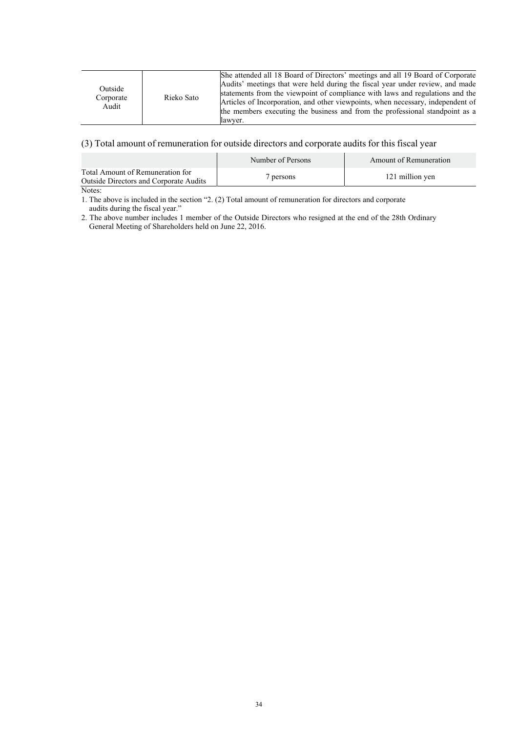| Outside Corporate Audit | Rieko Sato | She attended all 18 Board of Directors' meetings and all 19 Board of Corporate Audits' meetings that were held during the fiscal year under review, and made statements from the viewpoint of compliance with laws and regulations and the Articles of Incorporation, and other viewpoints, when necessary, independent of the members executing the business and from the professional standpoint as a lawyer. |
|---|---|---|

## (3) Total amount of remuneration for outside directors and corporate audits for this fiscal year

| | Number of Persons | Amount of Remuneration |
|---|---|---|
| Total Amount of Remuneration for Outside Directors and Corporate Audits | 7 persons | 121 million yen |

Notes:

1. The above is included in the section "2. (2) Total amount of remuneration for directors and corporate audits during the fiscal year."
2. The above number includes 1 member of the Outside Directors who resigned at the end of the 28th Ordinary General Meeting of Shareholders held on June 22, 2016.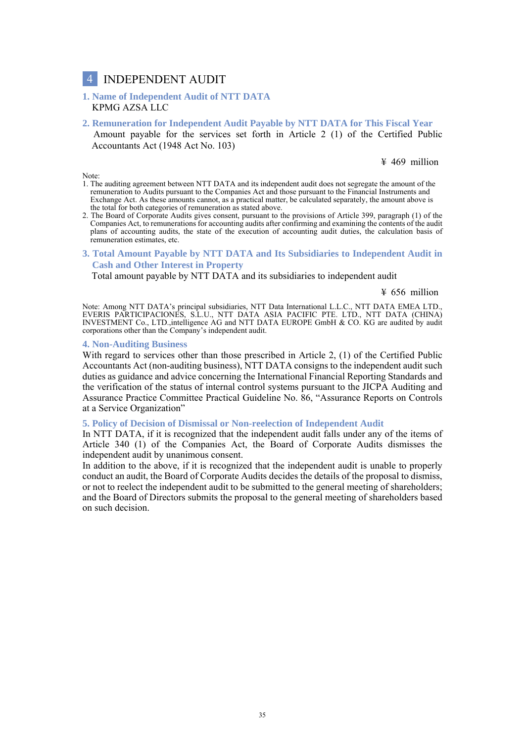## 4 INDEPENDENT AUDIT

### 1. Name of Independent Audit of NTT DATA

KPMG AZSA LLC

### 2. Remuneration for Independent Audit Payable by NTT DATA for This Fiscal Year

Amount payable for the services set forth in Article 2 (1) of the Certified Public Accountants Act (1948 Act No. 103)

¥ 469 million

Note:

1. The auditing agreement between NTT DATA and its independent audit does not segregate the amount of the remuneration to Audits pursuant to the Companies Act and those pursuant to the Financial Instruments and Exchange Act. As these amounts cannot, as a practical matter, be calculated separately, the amount above is the total for both categories of remuneration as stated above.
2. The Board of Corporate Audits gives consent, pursuant to the provisions of Article 399, paragraph (1) of the Companies Act, to remunerations for accounting audits after confirming and examining the contents of the audit plans of accounting audits, the state of the execution of accounting audit duties, the calculation basis of remuneration estimates, etc.

### 3. Total Amount Payable by NTT DATA and Its Subsidiaries to Independent Audit in Cash and Other Interest in Property

Total amount payable by NTT DATA and its subsidiaries to independent audit

¥ 656 million

Note: Among NTT DATA's principal subsidiaries, NTT Data International L.L.C., NTT DATA EMEA LTD., EVERIS PARTICIPACIONES, S.L.U., NTT DATA ASIA PACIFIC PTE. LTD., NTT DATA (CHINA) INVESTMENT Co., LTD.,intelligence AG and NTT DATA EUROPE GmbH & CO. KG are audited by audit corporations other than the Company's independent audit.

### 4. Non-Auditing Business

With regard to services other than those prescribed in Article 2, (1) of the Certified Public Accountants Act (non-auditing business), NTT DATA consigns to the independent audit such duties as guidance and advice concerning the International Financial Reporting Standards and the verification of the status of internal control systems pursuant to the JICPA Auditing and Assurance Practice Committee Practical Guideline No. 86, "Assurance Reports on Controls at a Service Organization"

### 5. Policy of Decision of Dismissal or Non-reelection of Independent Audit

In NTT DATA, if it is recognized that the independent audit falls under any of the items of Article 340 (1) of the Companies Act, the Board of Corporate Audits dismisses the independent audit by unanimous consent.

In addition to the above, if it is recognized that the independent audit is unable to properly conduct an audit, the Board of Corporate Audits decides the details of the proposal to dismiss, or not to reelect the independent audit to be submitted to the general meeting of shareholders; and the Board of Directors submits the proposal to the general meeting of shareholders based on such decision.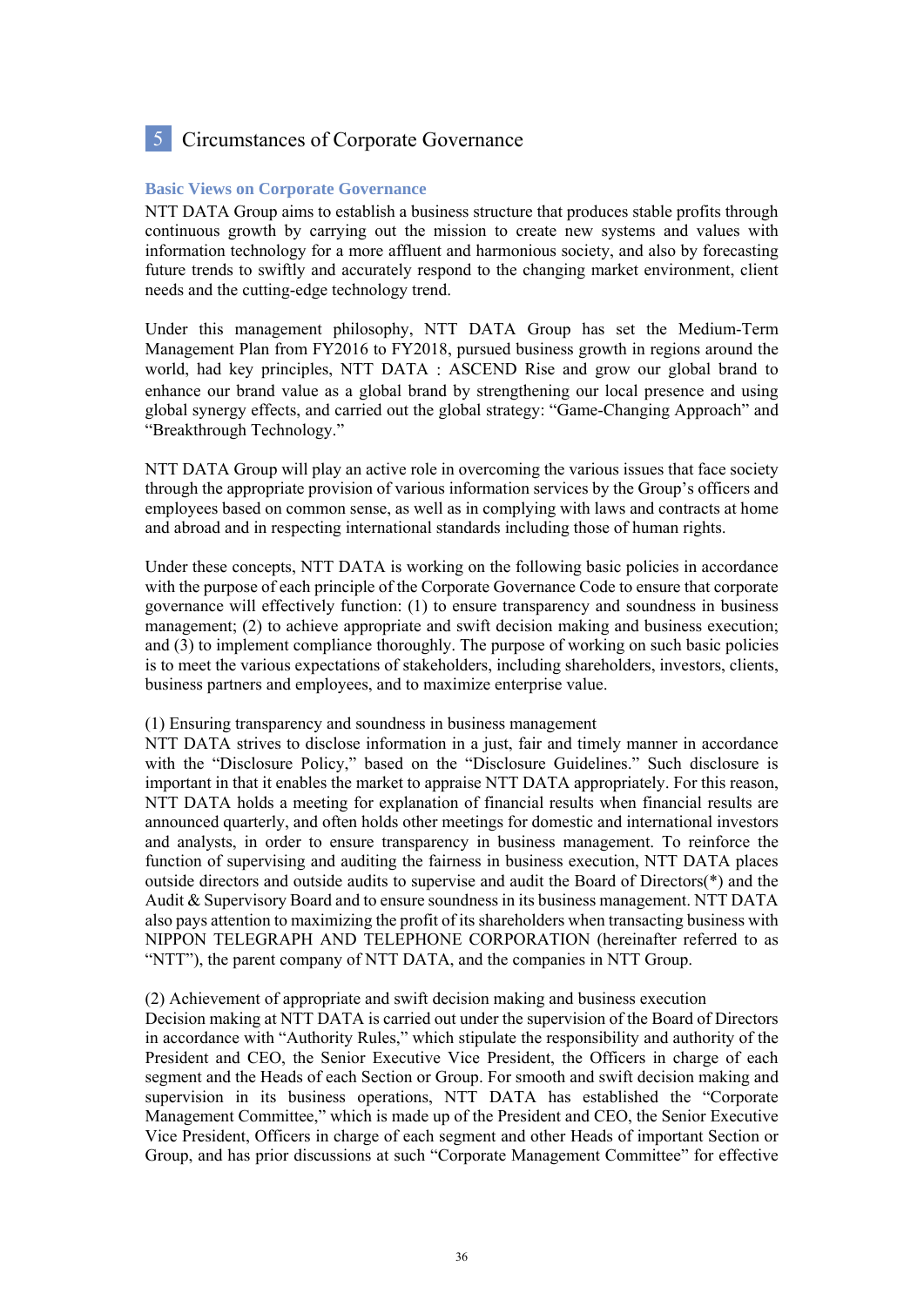# 5 Circumstances of Corporate Governance

## Basic Views on Corporate Governance

NTT DATA Group aims to establish a business structure that produces stable profits through continuous growth by carrying out the mission to create new systems and values with information technology for a more affluent and harmonious society, and also by forecasting future trends to swiftly and accurately respond to the changing market environment, client needs and the cutting-edge technology trend.

Under this management philosophy, NTT DATA Group has set the Medium-Term Management Plan from FY2016 to FY2018, pursued business growth in regions around the world, had key principles, NTT DATA : ASCEND Rise and grow our global brand to enhance our brand value as a global brand by strengthening our local presence and using global synergy effects, and carried out the global strategy: "Game-Changing Approach" and "Breakthrough Technology."

NTT DATA Group will play an active role in overcoming the various issues that face society through the appropriate provision of various information services by the Group's officers and employees based on common sense, as well as in complying with laws and contracts at home and abroad and in respecting international standards including those of human rights.

Under these concepts, NTT DATA is working on the following basic policies in accordance with the purpose of each principle of the Corporate Governance Code to ensure that corporate governance will effectively function: (1) to ensure transparency and soundness in business management; (2) to achieve appropriate and swift decision making and business execution; and (3) to implement compliance thoroughly. The purpose of working on such basic policies is to meet the various expectations of stakeholders, including shareholders, investors, clients, business partners and employees, and to maximize enterprise value.

(1) Ensuring transparency and soundness in business management

NTT DATA strives to disclose information in a just, fair and timely manner in accordance with the "Disclosure Policy," based on the "Disclosure Guidelines." Such disclosure is important in that it enables the market to appraise NTT DATA appropriately. For this reason, NTT DATA holds a meeting for explanation of financial results when financial results are announced quarterly, and often holds other meetings for domestic and international investors and analysts, in order to ensure transparency in business management. To reinforce the function of supervising and auditing the fairness in business execution, NTT DATA places outside directors and outside audits to supervise and audit the Board of Directors(*) and the Audit & Supervisory Board and to ensure soundness in its business management. NTT DATA also pays attention to maximizing the profit of its shareholders when transacting business with NIPPON TELEGRAPH AND TELEPHONE CORPORATION (hereinafter referred to as "NTT"), the parent company of NTT DATA, and the companies in NTT Group.

(2) Achievement of appropriate and swift decision making and business execution

Decision making at NTT DATA is carried out under the supervision of the Board of Directors in accordance with "Authority Rules," which stipulate the responsibility and authority of the President and CEO, the Senior Executive Vice President, the Officers in charge of each segment and the Heads of each Section or Group. For smooth and swift decision making and supervision in its business operations, NTT DATA has established the "Corporate Management Committee," which is made up of the President and CEO, the Senior Executive Vice President, Officers in charge of each segment and other Heads of important Section or Group, and has prior discussions at such "Corporate Management Committee" for effective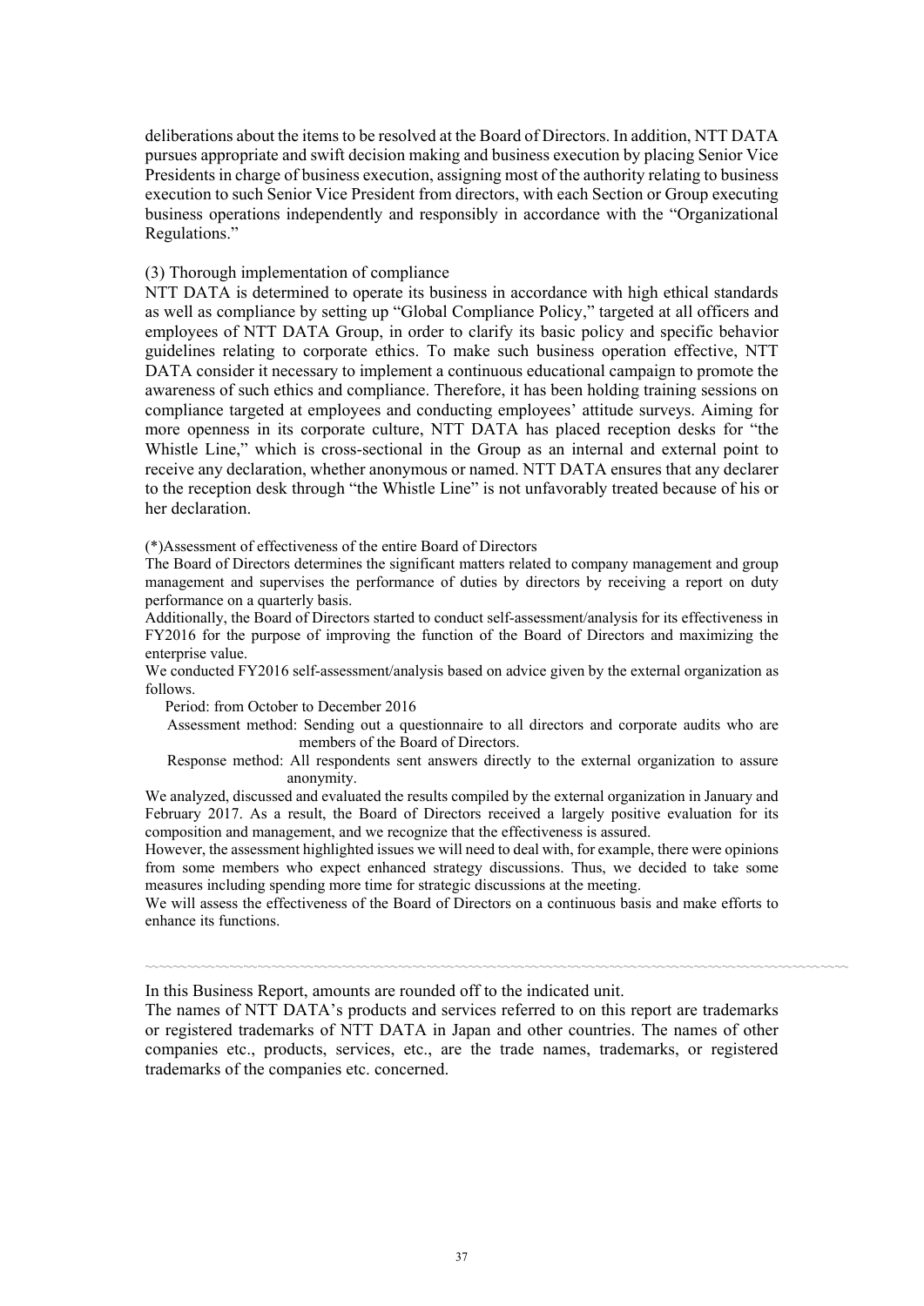deliberations about the items to be resolved at the Board of Directors. In addition, NTT DATA pursues appropriate and swift decision making and business execution by placing Senior Vice Presidents in charge of business execution, assigning most of the authority relating to business execution to such Senior Vice President from directors, with each Section or Group executing business operations independently and responsibly in accordance with the "Organizational Regulations."

(3) Thorough implementation of compliance

NTT DATA is determined to operate its business in accordance with high ethical standards as well as compliance by setting up "Global Compliance Policy," targeted at all officers and employees of NTT DATA Group, in order to clarify its basic policy and specific behavior guidelines relating to corporate ethics. To make such business operation effective, NTT DATA consider it necessary to implement a continuous educational campaign to promote the awareness of such ethics and compliance. Therefore, it has been holding training sessions on compliance targeted at employees and conducting employees' attitude surveys. Aiming for more openness in its corporate culture, NTT DATA has placed reception desks for "the Whistle Line," which is cross-sectional in the Group as an internal and external point to receive any declaration, whether anonymous or named. NTT DATA ensures that any declarer to the reception desk through "the Whistle Line" is not unfavorably treated because of his or her declaration.

(*)Assessment of effectiveness of the entire Board of Directors

The Board of Directors determines the significant matters related to company management and group management and supervises the performance of duties by directors by receiving a report on duty performance on a quarterly basis.

Additionally, the Board of Directors started to conduct self-assessment/analysis for its effectiveness in FY2016 for the purpose of improving the function of the Board of Directors and maximizing the enterprise value.

We conducted FY2016 self-assessment/analysis based on advice given by the external organization as follows.

Period: from October to December 2016

Assessment method: Sending out a questionnaire to all directors and corporate audits who are members of the Board of Directors.

Response method: All respondents sent answers directly to the external organization to assure anonymity.

We analyzed, discussed and evaluated the results compiled by the external organization in January and February 2017. As a result, the Board of Directors received a largely positive evaluation for its composition and management, and we recognize that the effectiveness is assured.

However, the assessment highlighted issues we will need to deal with, for example, there were opinions from some members who expect enhanced strategy discussions. Thus, we decided to take some measures including spending more time for strategic discussions at the meeting.

We will assess the effectiveness of the Board of Directors on a continuous basis and make efforts to enhance its functions.

---

In this Business Report, amounts are rounded off to the indicated unit.

The names of NTT DATA's products and services referred to on this report are trademarks or registered trademarks of NTT DATA in Japan and other countries. The names of other companies etc., products, services, etc., are the trade names, trademarks, or registered trademarks of the companies etc. concerned.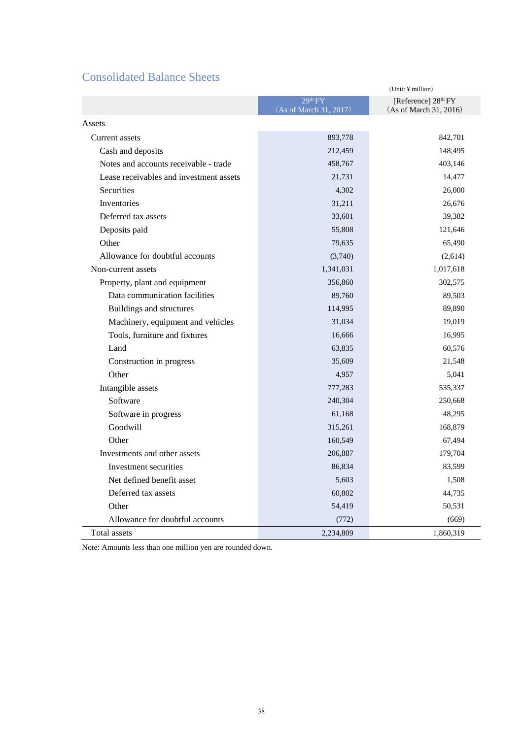## Consolidated Balance Sheets

(Unit: ¥ million)

| | 29th FY (As of March 31, 2017) | [Reference] 28th FY (As of March 31, 2016) |
|---|---|---|
| Assets | | |
| Current assets | 893,778 | 842,701 |
| Cash and deposits | 212,459 | 148,495 |
| Notes and accounts receivable - trade | 458,767 | 403,146 |
| Lease receivables and investment assets | 21,731 | 14,477 |
| Securities | 4,302 | 26,000 |
| Inventories | 31,211 | 26,676 |
| Deferred tax assets | 33,601 | 39,382 |
| Deposits paid | 55,808 | 121,646 |
| Other | 79,635 | 65,490 |
| Allowance for doubtful accounts | (3,740) | (2,614) |
| Non-current assets | 1,341,031 | 1,017,618 |
| Property, plant and equipment | 356,860 | 302,575 |
| Data communication facilities | 89,760 | 89,503 |
| Buildings and structures | 114,995 | 89,890 |
| Machinery, equipment and vehicles | 31,034 | 19,019 |
| Tools, furniture and fixtures | 16,666 | 16,995 |
| Land | 63,835 | 60,576 |
| Construction in progress | 35,609 | 21,548 |
| Other | 4,957 | 5,041 |
| Intangible assets | 777,283 | 535,337 |
| Software | 240,304 | 250,668 |
| Software in progress | 61,168 | 48,295 |
| Goodwill | 315,261 | 168,879 |
| Other | 160,549 | 67,494 |
| Investments and other assets | 206,887 | 179,704 |
| Investment securities | 86,834 | 83,599 |
| Net defined benefit asset | 5,603 | 1,508 |
| Deferred tax assets | 60,802 | 44,735 |
| Other | 54,419 | 50,531 |
| Allowance for doubtful accounts | (772) | (669) |
| Total assets | 2,234,809 | 1,860,319 |

Note: Amounts less than one million yen are rounded down.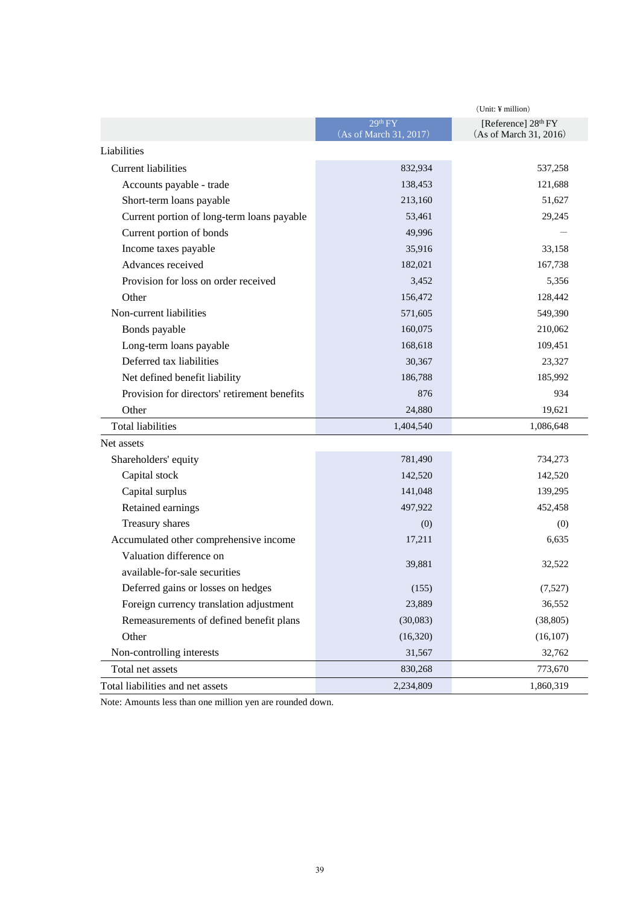(Unit: ¥ million)

| | 29th FY (As of March 31, 2017) | [Reference] 28th FY (As of March 31, 2016) |
|---|---|---|
| Liabilities | | |
| Current liabilities | 832,934 | 537,258 |
| Accounts payable - trade | 138,453 | 121,688 |
| Short-term loans payable | 213,160 | 51,627 |
| Current portion of long-term loans payable | 53,461 | 29,245 |
| Current portion of bonds | 49,996 | — |
| Income taxes payable | 35,916 | 33,158 |
| Advances received | 182,021 | 167,738 |
| Provision for loss on order received | 3,452 | 5,356 |
| Other | 156,472 | 128,442 |
| Non-current liabilities | 571,605 | 549,390 |
| Bonds payable | 160,075 | 210,062 |
| Long-term loans payable | 168,618 | 109,451 |
| Deferred tax liabilities | 30,367 | 23,327 |
| Net defined benefit liability | 186,788 | 185,992 |
| Provision for directors' retirement benefits | 876 | 934 |
| Other | 24,880 | 19,621 |
| Total liabilities | 1,404,540 | 1,086,648 |
| Net assets | | |
| Shareholders' equity | 781,490 | 734,273 |
| Capital stock | 142,520 | 142,520 |
| Capital surplus | 141,048 | 139,295 |
| Retained earnings | 497,922 | 452,458 |
| Treasury shares | (0) | (0) |
| Accumulated other comprehensive income | 17,211 | 6,635 |
| Valuation difference on available-for-sale securities | 39,881 | 32,522 |
| Deferred gains or losses on hedges | (155) | (7,527) |
| Foreign currency translation adjustment | 23,889 | 36,552 |
| Remeasurements of defined benefit plans | (30,083) | (38,805) |
| Other | (16,320) | (16,107) |
| Non-controlling interests | 31,567 | 32,762 |
| Total net assets | 830,268 | 773,670 |
| Total liabilities and net assets | 2,234,809 | 1,860,319 |

Note: Amounts less than one million yen are rounded down.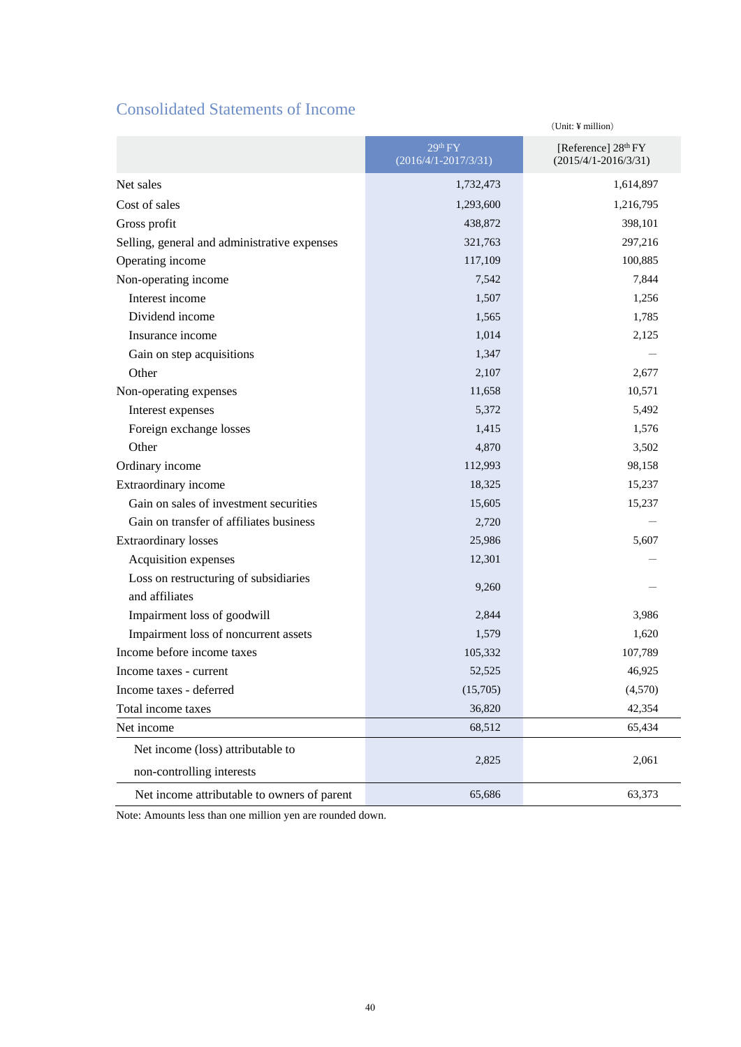## Consolidated Statements of Income

(Unit: ¥ million)

| | 29th FY (2016/4/1-2017/3/31) | [Reference] 28th FY (2015/4/1-2016/3/31) |
|---|---|---|
| Net sales | 1,732,473 | 1,614,897 |
| Cost of sales | 1,293,600 | 1,216,795 |
| Gross profit | 438,872 | 398,101 |
| Selling, general and administrative expenses | 321,763 | 297,216 |
| Operating income | 117,109 | 100,885 |
| Non-operating income | 7,542 | 7,844 |
| Interest income | 1,507 | 1,256 |
| Dividend income | 1,565 | 1,785 |
| Insurance income | 1,014 | 2,125 |
| Gain on step acquisitions | 1,347 | — |
| Other | 2,107 | 2,677 |
| Non-operating expenses | 11,658 | 10,571 |
| Interest expenses | 5,372 | 5,492 |
| Foreign exchange losses | 1,415 | 1,576 |
| Other | 4,870 | 3,502 |
| Ordinary income | 112,993 | 98,158 |
| Extraordinary income | 18,325 | 15,237 |
| Gain on sales of investment securities | 15,605 | 15,237 |
| Gain on transfer of affiliates business | 2,720 | — |
| Extraordinary losses | 25,986 | 5,607 |
| Acquisition expenses | 12,301 | — |
| Loss on restructuring of subsidiaries and affiliates | 9,260 | — |
| Impairment loss of goodwill | 2,844 | 3,986 |
| Impairment loss of noncurrent assets | 1,579 | 1,620 |
| Income before income taxes | 105,332 | 107,789 |
| Income taxes - current | 52,525 | 46,925 |
| Income taxes - deferred | (15,705) | (4,570) |
| Total income taxes | 36,820 | 42,354 |
| Net income | 68,512 | 65,434 |
| Net income (loss) attributable to non-controlling interests | 2,825 | 2,061 |
| Net income attributable to owners of parent | 65,686 | 63,373 |

Note: Amounts less than one million yen are rounded down.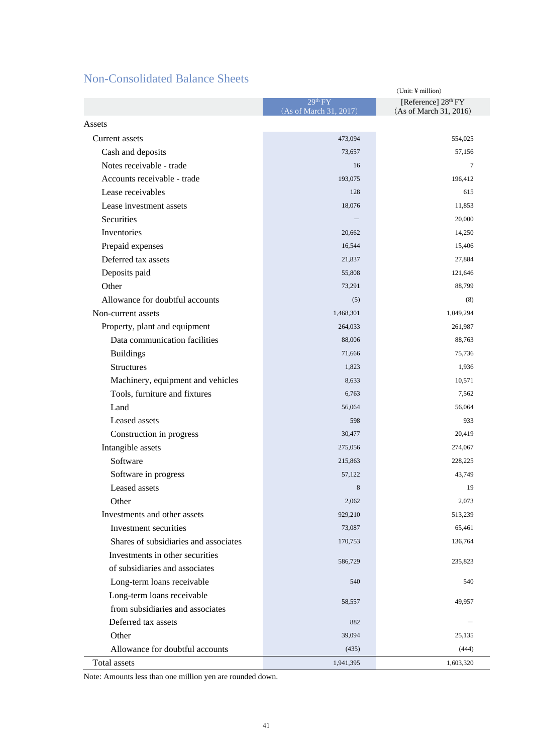## Non-Consolidated Balance Sheets

(Unit: ¥ million)

| | 29th FY (As of March 31, 2017) | [Reference] 28th FY (As of March 31, 2016) |
|---|---|---|
| Assets | | |
| Current assets | 473,094 | 554,025 |
| Cash and deposits | 73,657 | 57,156 |
| Notes receivable - trade | 16 | 7 |
| Accounts receivable - trade | 193,075 | 196,412 |
| Lease receivables | 128 | 615 |
| Lease investment assets | 18,076 | 11,853 |
| Securities | – | 20,000 |
| Inventories | 20,662 | 14,250 |
| Prepaid expenses | 16,544 | 15,406 |
| Deferred tax assets | 21,837 | 27,884 |
| Deposits paid | 55,808 | 121,646 |
| Other | 73,291 | 88,799 |
| Allowance for doubtful accounts | (5) | (8) |
| Non-current assets | 1,468,301 | 1,049,294 |
| Property, plant and equipment | 264,033 | 261,987 |
| Data communication facilities | 88,006 | 88,763 |
| Buildings | 71,666 | 75,736 |
| Structures | 1,823 | 1,936 |
| Machinery, equipment and vehicles | 8,633 | 10,571 |
| Tools, furniture and fixtures | 6,763 | 7,562 |
| Land | 56,064 | 56,064 |
| Leased assets | 598 | 933 |
| Construction in progress | 30,477 | 20,419 |
| Intangible assets | 275,056 | 274,067 |
| Software | 215,863 | 228,225 |
| Software in progress | 57,122 | 43,749 |
| Leased assets | 8 | 19 |
| Other | 2,062 | 2,073 |
| Investments and other assets | 929,210 | 513,239 |
| Investment securities | 73,087 | 65,461 |
| Shares of subsidiaries and associates | 170,753 | 136,764 |
| Investments in other securities of subsidiaries and associates | 586,729 | 235,823 |
| Long-term loans receivable | 540 | 540 |
| Long-term loans receivable from subsidiaries and associates | 58,557 | 49,957 |
| Deferred tax assets | 882 | – |
| Other | 39,094 | 25,135 |
| Allowance for doubtful accounts | (435) | (444) |
| Total assets | 1,941,395 | 1,603,320 |

Note: Amounts less than one million yen are rounded down.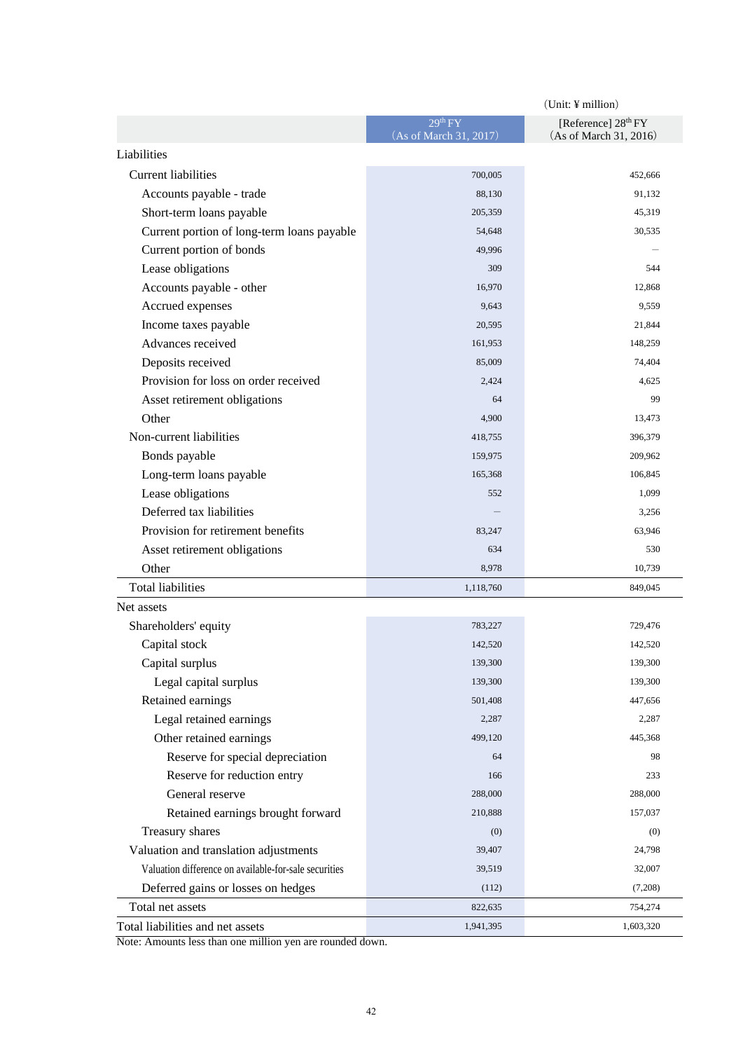(Unit: ¥ million)

| | 29th FY (As of March 31, 2017) | [Reference] 28th FY (As of March 31, 2016) |
|---|---|---|
| Liabilities | | |
| Current liabilities | 700,005 | 452,666 |
| Accounts payable - trade | 88,130 | 91,132 |
| Short-term loans payable | 205,359 | 45,319 |
| Current portion of long-term loans payable | 54,648 | 30,535 |
| Current portion of bonds | 49,996 | — |
| Lease obligations | 309 | 544 |
| Accounts payable - other | 16,970 | 12,868 |
| Accrued expenses | 9,643 | 9,559 |
| Income taxes payable | 20,595 | 21,844 |
| Advances received | 161,953 | 148,259 |
| Deposits received | 85,009 | 74,404 |
| Provision for loss on order received | 2,424 | 4,625 |
| Asset retirement obligations | 64 | 99 |
| Other | 4,900 | 13,473 |
| Non-current liabilities | 418,755 | 396,379 |
| Bonds payable | 159,975 | 209,962 |
| Long-term loans payable | 165,368 | 106,845 |
| Lease obligations | 552 | 1,099 |
| Deferred tax liabilities | — | 3,256 |
| Provision for retirement benefits | 83,247 | 63,946 |
| Asset retirement obligations | 634 | 530 |
| Other | 8,978 | 10,739 |
| Total liabilities | 1,118,760 | 849,045 |
| Net assets | | |
| Shareholders' equity | 783,227 | 729,476 |
| Capital stock | 142,520 | 142,520 |
| Capital surplus | 139,300 | 139,300 |
| Legal capital surplus | 139,300 | 139,300 |
| Retained earnings | 501,408 | 447,656 |
| Legal retained earnings | 2,287 | 2,287 |
| Other retained earnings | 499,120 | 445,368 |
| Reserve for special depreciation | 64 | 98 |
| Reserve for reduction entry | 166 | 233 |
| General reserve | 288,000 | 288,000 |
| Retained earnings brought forward | 210,888 | 157,037 |
| Treasury shares | (0) | (0) |
| Valuation and translation adjustments | 39,407 | 24,798 |
| Valuation difference on available-for-sale securities | 39,519 | 32,007 |
| Deferred gains or losses on hedges | (112) | (7,208) |
| Total net assets | 822,635 | 754,274 |
| Total liabilities and net assets | 1,941,395 | 1,603,320 |

Note: Amounts less than one million yen are rounded down.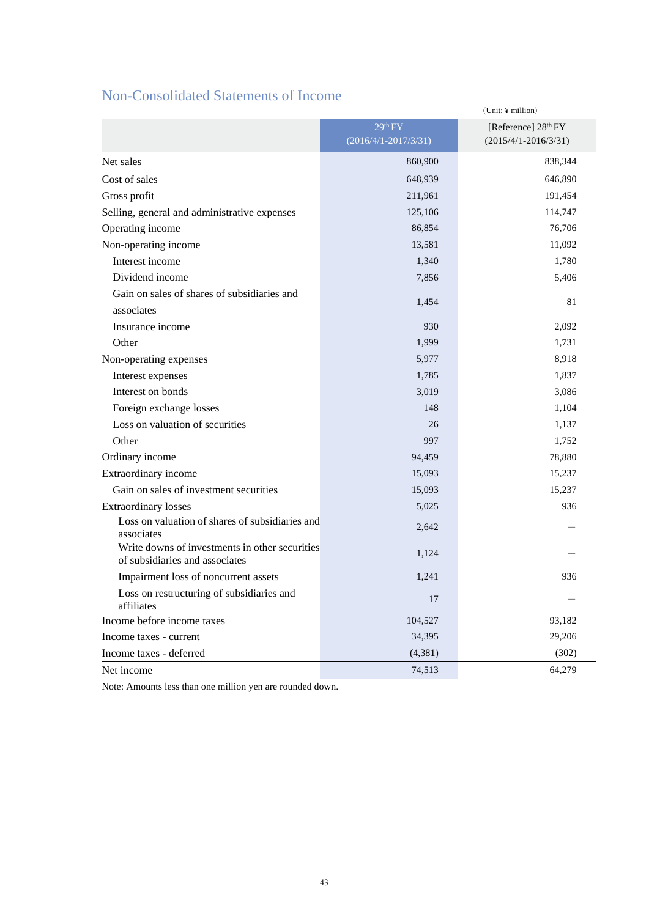## Non-Consolidated Statements of Income

(Unit: ¥ million)

| | 29th FY (2016/4/1-2017/3/31) | [Reference] 28th FY (2015/4/1-2016/3/31) |
|---|---|---|
| Net sales | 860,900 | 838,344 |
| Cost of sales | 648,939 | 646,890 |
| Gross profit | 211,961 | 191,454 |
| Selling, general and administrative expenses | 125,106 | 114,747 |
| Operating income | 86,854 | 76,706 |
| Non-operating income | 13,581 | 11,092 |
| Interest income | 1,340 | 1,780 |
| Dividend income | 7,856 | 5,406 |
| Gain on sales of shares of subsidiaries and associates | 1,454 | 81 |
| Insurance income | 930 | 2,092 |
| Other | 1,999 | 1,731 |
| Non-operating expenses | 5,977 | 8,918 |
| Interest expenses | 1,785 | 1,837 |
| Interest on bonds | 3,019 | 3,086 |
| Foreign exchange losses | 148 | 1,104 |
| Loss on valuation of securities | 26 | 1,137 |
| Other | 997 | 1,752 |
| Ordinary income | 94,459 | 78,880 |
| Extraordinary income | 15,093 | 15,237 |
| Gain on sales of investment securities | 15,093 | 15,237 |
| Extraordinary losses | 5,025 | 936 |
| Loss on valuation of shares of subsidiaries and associates | 2,642 | — |
| Write downs of investments in other securities of subsidiaries and associates | 1,124 | — |
| Impairment loss of noncurrent assets | 1,241 | 936 |
| Loss on restructuring of subsidiaries and affiliates | 17 | — |
| Income before income taxes | 104,527 | 93,182 |
| Income taxes - current | 34,395 | 29,206 |
| Income taxes - deferred | (4,381) | (302) |
| Net income | 74,513 | 64,279 |

Note: Amounts less than one million yen are rounded down.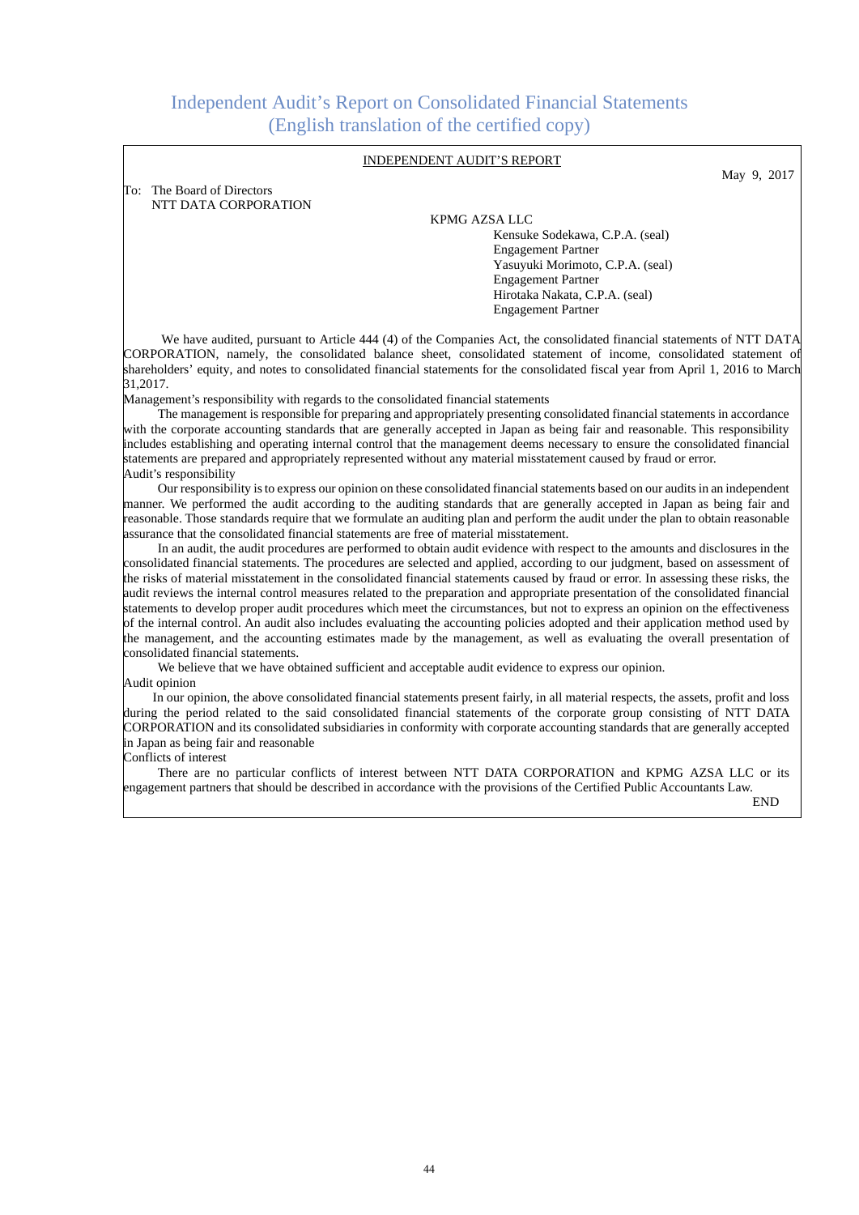# Independent Audit's Report on Consolidated Financial Statements
## (English translation of the certified copy)

INDEPENDENT AUDIT'S REPORT

May 9, 2017

To: The Board of Directors
NTT DATA CORPORATION

KPMG AZSA LLC
Kensuke Sodekawa, C.P.A. (seal)
Engagement Partner
Yasuyuki Morimoto, C.P.A. (seal)
Engagement Partner
Hirotaka Nakata, C.P.A. (seal)
Engagement Partner

We have audited, pursuant to Article 444 (4) of the Companies Act, the consolidated financial statements of NTT DATA CORPORATION, namely, the consolidated balance sheet, consolidated statement of income, consolidated statement of shareholders' equity, and notes to consolidated financial statements for the consolidated fiscal year from April 1, 2016 to March 31,2017.

Management's responsibility with regards to the consolidated financial statements

The management is responsible for preparing and appropriately presenting consolidated financial statements in accordance with the corporate accounting standards that are generally accepted in Japan as being fair and reasonable. This responsibility includes establishing and operating internal control that the management deems necessary to ensure the consolidated financial statements are prepared and appropriately represented without any material misstatement caused by fraud or error.

Audit's responsibility

Our responsibility is to express our opinion on these consolidated financial statements based on our audits in an independent manner. We performed the audit according to the auditing standards that are generally accepted in Japan as being fair and reasonable. Those standards require that we formulate an auditing plan and perform the audit under the plan to obtain reasonable assurance that the consolidated financial statements are free of material misstatement.

In an audit, the audit procedures are performed to obtain audit evidence with respect to the amounts and disclosures in the consolidated financial statements. The procedures are selected and applied, according to our judgment, based on assessment of the risks of material misstatement in the consolidated financial statements caused by fraud or error. In assessing these risks, the audit reviews the internal control measures related to the preparation and appropriate presentation of the consolidated financial statements to develop proper audit procedures which meet the circumstances, but not to express an opinion on the effectiveness of the internal control. An audit also includes evaluating the accounting policies adopted and their application method used by the management, and the accounting estimates made by the management, as well as evaluating the overall presentation of consolidated financial statements.

We believe that we have obtained sufficient and acceptable audit evidence to express our opinion.

Audit opinion

In our opinion, the above consolidated financial statements present fairly, in all material respects, the assets, profit and loss during the period related to the said consolidated financial statements of the corporate group consisting of NTT DATA CORPORATION and its consolidated subsidiaries in conformity with corporate accounting standards that are generally accepted in Japan as being fair and reasonable

Conflicts of interest

There are no particular conflicts of interest between NTT DATA CORPORATION and KPMG AZSA LLC or its engagement partners that should be described in accordance with the provisions of the Certified Public Accountants Law.

END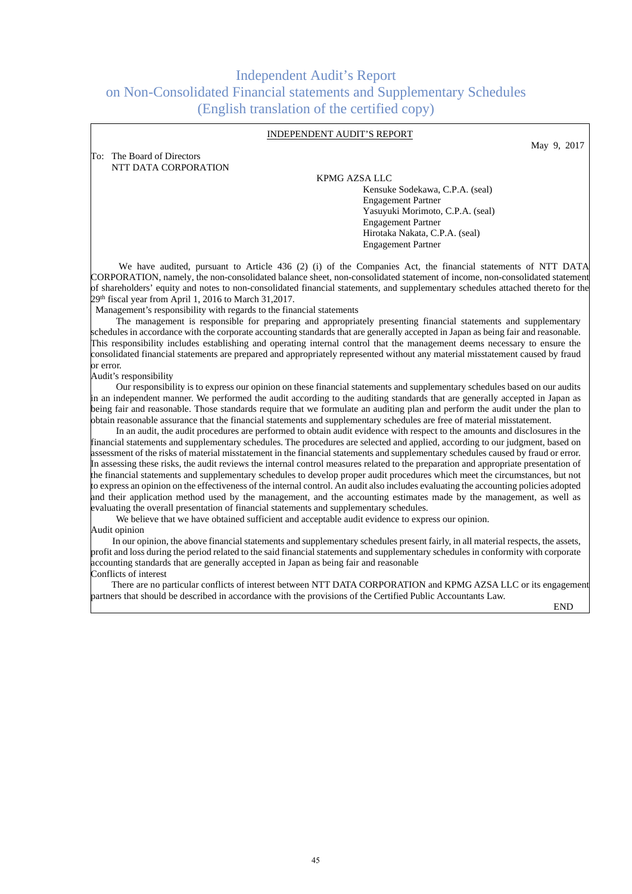# Independent Audit's Report on Non-Consolidated Financial statements and Supplementary Schedules (English translation of the certified copy)

INDEPENDENT AUDIT'S REPORT

May 9, 2017

To: The Board of Directors
NTT DATA CORPORATION

KPMG AZSA LLC
Kensuke Sodekawa, C.P.A. (seal)
Engagement Partner
Yasuyuki Morimoto, C.P.A. (seal)
Engagement Partner
Hirotaka Nakata, C.P.A. (seal)
Engagement Partner

We have audited, pursuant to Article 436 (2) (i) of the Companies Act, the financial statements of NTT DATA CORPORATION, namely, the non-consolidated balance sheet, non-consolidated statement of income, non-consolidated statement of shareholders' equity and notes to non-consolidated financial statements, and supplementary schedules attached thereto for the 29th fiscal year from April 1, 2016 to March 31,2017.

Management's responsibility with regards to the financial statements

The management is responsible for preparing and appropriately presenting financial statements and supplementary schedules in accordance with the corporate accounting standards that are generally accepted in Japan as being fair and reasonable. This responsibility includes establishing and operating internal control that the management deems necessary to ensure the consolidated financial statements are prepared and appropriately represented without any material misstatement caused by fraud or error.

Audit's responsibility

Our responsibility is to express our opinion on these financial statements and supplementary schedules based on our audits in an independent manner. We performed the audit according to the auditing standards that are generally accepted in Japan as being fair and reasonable. Those standards require that we formulate an auditing plan and perform the audit under the plan to obtain reasonable assurance that the financial statements and supplementary schedules are free of material misstatement.

In an audit, the audit procedures are performed to obtain audit evidence with respect to the amounts and disclosures in the financial statements and supplementary schedules. The procedures are selected and applied, according to our judgment, based on assessment of the risks of material misstatement in the financial statements and supplementary schedules caused by fraud or error. In assessing these risks, the audit reviews the internal control measures related to the preparation and appropriate presentation of the financial statements and supplementary schedules to develop proper audit procedures which meet the circumstances, but not to express an opinion on the effectiveness of the internal control. An audit also includes evaluating the accounting policies adopted and their application method used by the management, and the accounting estimates made by the management, as well as evaluating the overall presentation of financial statements and supplementary schedules.

We believe that we have obtained sufficient and acceptable audit evidence to express our opinion.

Audit opinion

In our opinion, the above financial statements and supplementary schedules present fairly, in all material respects, the assets, profit and loss during the period related to the said financial statements and supplementary schedules in conformity with corporate accounting standards that are generally accepted in Japan as being fair and reasonable

Conflicts of interest

There are no particular conflicts of interest between NTT DATA CORPORATION and KPMG AZSA LLC or its engagement partners that should be described in accordance with the provisions of the Certified Public Accountants Law.

END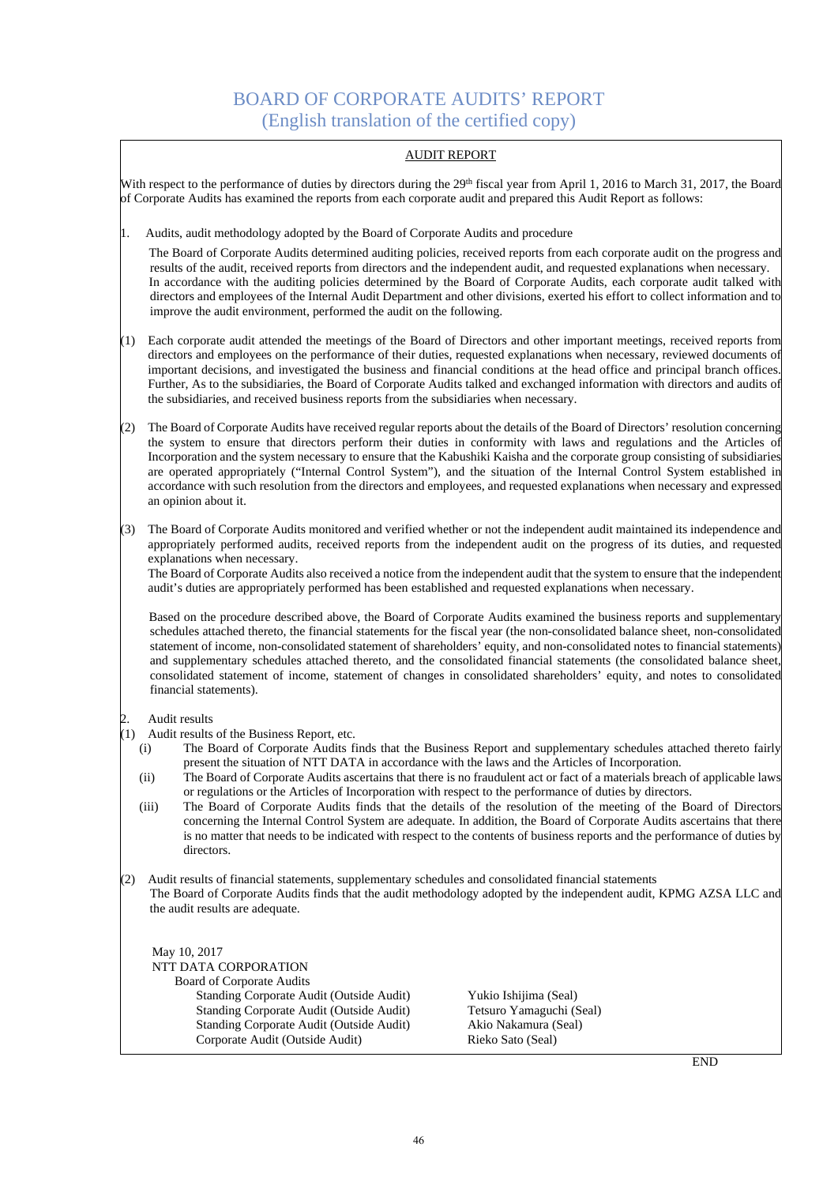# BOARD OF CORPORATE AUDITS' REPORT
## (English translation of the certified copy)

AUDIT REPORT

With respect to the performance of duties by directors during the 29th fiscal year from April 1, 2016 to March 31, 2017, the Board of Corporate Audits has examined the reports from each corporate audit and prepared this Audit Report as follows:

1. Audits, audit methodology adopted by the Board of Corporate Audits and procedure

The Board of Corporate Audits determined auditing policies, received reports from each corporate audit on the progress and results of the audit, received reports from directors and the independent audit, and requested explanations when necessary. In accordance with the auditing policies determined by the Board of Corporate Audits, each corporate audit talked with directors and employees of the Internal Audit Department and other divisions, exerted his effort to collect information and to improve the audit environment, performed the audit on the following.

(1) Each corporate audit attended the meetings of the Board of Directors and other important meetings, received reports from directors and employees on the performance of their duties, requested explanations when necessary, reviewed documents of important decisions, and investigated the business and financial conditions at the head office and principal branch offices. Further, As to the subsidiaries, the Board of Corporate Audits talked and exchanged information with directors and audits of the subsidiaries, and received business reports from the subsidiaries when necessary.

(2) The Board of Corporate Audits have received regular reports about the details of the Board of Directors' resolution concerning the system to ensure that directors perform their duties in conformity with laws and regulations and the Articles of Incorporation and the system necessary to ensure that the Kabushiki Kaisha and the corporate group consisting of subsidiaries are operated appropriately ("Internal Control System"), and the situation of the Internal Control System established in accordance with such resolution from the directors and employees, and requested explanations when necessary and expressed an opinion about it.

(3) The Board of Corporate Audits monitored and verified whether or not the independent audit maintained its independence and appropriately performed audits, received reports from the independent audit on the progress of its duties, and requested explanations when necessary.
The Board of Corporate Audits also received a notice from the independent audit that the system to ensure that the independent audit's duties are appropriately performed has been established and requested explanations when necessary.

Based on the procedure described above, the Board of Corporate Audits examined the business reports and supplementary schedules attached thereto, the financial statements for the fiscal year (the non-consolidated balance sheet, non-consolidated statement of income, non-consolidated statement of shareholders' equity, and non-consolidated notes to financial statements) and supplementary schedules attached thereto, and the consolidated financial statements (the consolidated balance sheet, consolidated statement of income, statement of changes in consolidated shareholders' equity, and notes to consolidated financial statements).

2. Audit results

(1) Audit results of the Business Report, etc.

(i) The Board of Corporate Audits finds that the Business Report and supplementary schedules attached thereto fairly present the situation of NTT DATA in accordance with the laws and the Articles of Incorporation.

(ii) The Board of Corporate Audits ascertains that there is no fraudulent act or fact of a materials breach of applicable laws or regulations or the Articles of Incorporation with respect to the performance of duties by directors.

(iii) The Board of Corporate Audits finds that the details of the resolution of the meeting of the Board of Directors concerning the Internal Control System are adequate. In addition, the Board of Corporate Audits ascertains that there is no matter that needs to be indicated with respect to the contents of business reports and the performance of duties by directors.

(2) Audit results of financial statements, supplementary schedules and consolidated financial statements
The Board of Corporate Audits finds that the audit methodology adopted by the independent audit, KPMG AZSA LLC and the audit results are adequate.

May 10, 2017
NTT DATA CORPORATION
Board of Corporate Audits

| | |
|---|---|
| Standing Corporate Audit (Outside Audit) | Yukio Ishijima (Seal) |
| Standing Corporate Audit (Outside Audit) | Tetsuro Yamaguchi (Seal) |
| Standing Corporate Audit (Outside Audit) | Akio Nakamura (Seal) |
| Corporate Audit (Outside Audit) | Rieko Sato (Seal) |

END